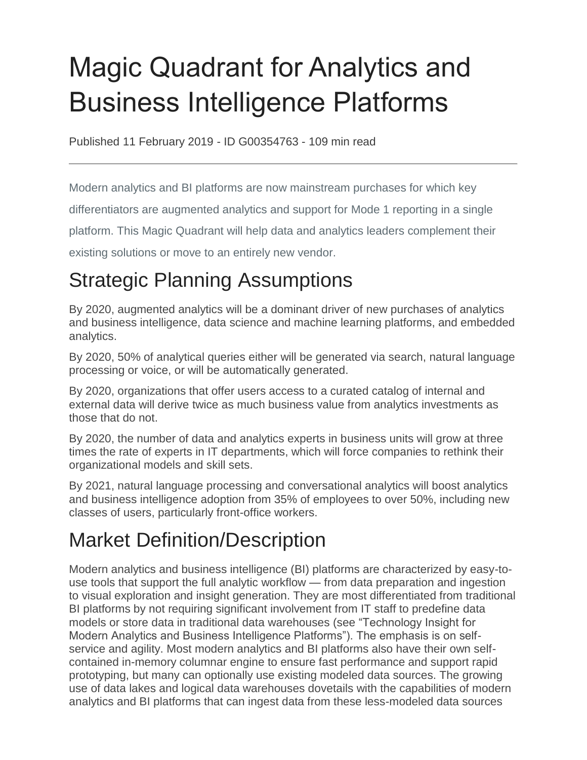# Magic Quadrant for Analytics and Business Intelligence Platforms

Published 11 February 2019 - ID G00354763 - 109 min read

---

Modern analytics and BI platforms are now mainstream purchases for which key differentiators are augmented analytics and support for Mode 1 reporting in a single platform. This Magic Quadrant will help data and analytics leaders complement their existing solutions or move to an entirely new vendor.

## Strategic Planning Assumptions

By 2020, augmented analytics will be a dominant driver of new purchases of analytics and business intelligence, data science and machine learning platforms, and embedded analytics.

By 2020, 50% of analytical queries either will be generated via search, natural language processing or voice, or will be automatically generated.

By 2020, organizations that offer users access to a curated catalog of internal and external data will derive twice as much business value from analytics investments as those that do not.

By 2020, the number of data and analytics experts in business units will grow at three times the rate of experts in IT departments, which will force companies to rethink their organizational models and skill sets.

By 2021, natural language processing and conversational analytics will boost analytics and business intelligence adoption from 35% of employees to over 50%, including new classes of users, particularly front-office workers.

## Market Definition/Description

Modern analytics and business intelligence (BI) platforms are characterized by easy-to-use tools that support the full analytic workflow — from data preparation and ingestion to visual exploration and insight generation. They are most differentiated from traditional BI platforms by not requiring significant involvement from IT staff to predefine data models or store data in traditional data warehouses (see "Technology Insight for Modern Analytics and Business Intelligence Platforms"). The emphasis is on self-service and agility. Most modern analytics and BI platforms also have their own self-contained in-memory columnar engine to ensure fast performance and support rapid prototyping, but many can optionally use existing modeled data sources. The growing use of data lakes and logical data warehouses dovetails with the capabilities of modern analytics and BI platforms that can ingest data from these less-modeled data sources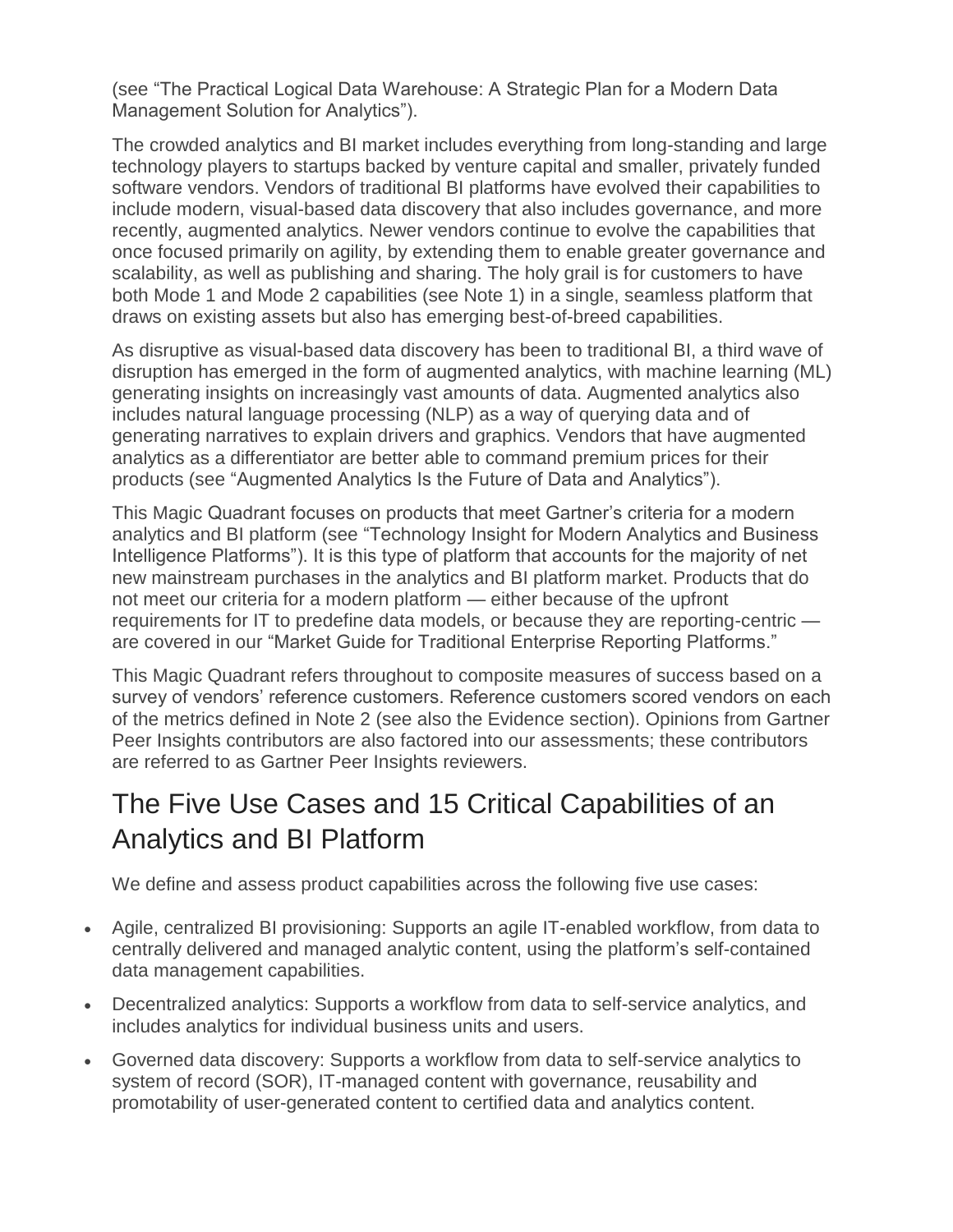(see “The Practical Logical Data Warehouse: A Strategic Plan for a Modern Data Management Solution for Analytics”).

The crowded analytics and BI market includes everything from long-standing and large technology players to startups backed by venture capital and smaller, privately funded software vendors. Vendors of traditional BI platforms have evolved their capabilities to include modern, visual-based data discovery that also includes governance, and more recently, augmented analytics. Newer vendors continue to evolve the capabilities that once focused primarily on agility, by extending them to enable greater governance and scalability, as well as publishing and sharing. The holy grail is for customers to have both Mode 1 and Mode 2 capabilities (see Note 1) in a single, seamless platform that draws on existing assets but also has emerging best-of-breed capabilities.

As disruptive as visual-based data discovery has been to traditional BI, a third wave of disruption has emerged in the form of augmented analytics, with machine learning (ML) generating insights on increasingly vast amounts of data. Augmented analytics also includes natural language processing (NLP) as a way of querying data and of generating narratives to explain drivers and graphics. Vendors that have augmented analytics as a differentiator are better able to command premium prices for their products (see “Augmented Analytics Is the Future of Data and Analytics”).

This Magic Quadrant focuses on products that meet Gartner’s criteria for a modern analytics and BI platform (see “Technology Insight for Modern Analytics and Business Intelligence Platforms”). It is this type of platform that accounts for the majority of net new mainstream purchases in the analytics and BI platform market. Products that do not meet our criteria for a modern platform — either because of the upfront requirements for IT to predefine data models, or because they are reporting-centric — are covered in our “Market Guide for Traditional Enterprise Reporting Platforms.”

This Magic Quadrant refers throughout to composite measures of success based on a survey of vendors’ reference customers. Reference customers scored vendors on each of the metrics defined in Note 2 (see also the Evidence section). Opinions from Gartner Peer Insights contributors are also factored into our assessments; these contributors are referred to as Gartner Peer Insights reviewers.

## The Five Use Cases and 15 Critical Capabilities of an Analytics and BI Platform

We define and assess product capabilities across the following five use cases:

- Agile, centralized BI provisioning: Supports an agile IT-enabled workflow, from data to centrally delivered and managed analytic content, using the platform’s self-contained data management capabilities.
- Decentralized analytics: Supports a workflow from data to self-service analytics, and includes analytics for individual business units and users.
- Governed data discovery: Supports a workflow from data to self-service analytics to system of record (SOR), IT-managed content with governance, reusability and promotability of user-generated content to certified data and analytics content.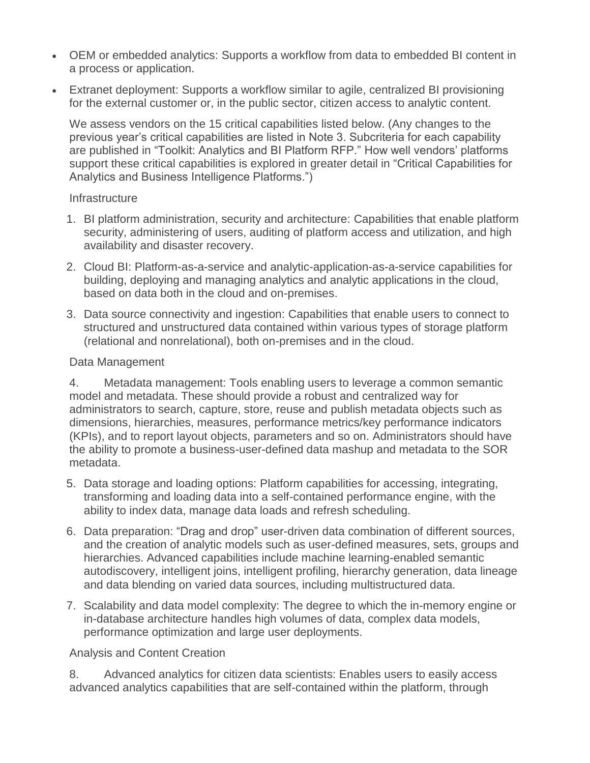- OEM or embedded analytics: Supports a workflow from data to embedded BI content in a process or application.
- Extranet deployment: Supports a workflow similar to agile, centralized BI provisioning for the external customer or, in the public sector, citizen access to analytic content.

We assess vendors on the 15 critical capabilities listed below. (Any changes to the previous year's critical capabilities are listed in Note 3. Subcriteria for each capability are published in "Toolkit: Analytics and BI Platform RFP." How well vendors' platforms support these critical capabilities is explored in greater detail in "Critical Capabilities for Analytics and Business Intelligence Platforms.")

Infrastructure

1. BI platform administration, security and architecture: Capabilities that enable platform security, administering of users, auditing of platform access and utilization, and high availability and disaster recovery.
2. Cloud BI: Platform-as-a-service and analytic-application-as-a-service capabilities for building, deploying and managing analytics and analytic applications in the cloud, based on data both in the cloud and on-premises.
3. Data source connectivity and ingestion: Capabilities that enable users to connect to structured and unstructured data contained within various types of storage platform (relational and nonrelational), both on-premises and in the cloud.

Data Management

4. Metadata management: Tools enabling users to leverage a common semantic model and metadata. These should provide a robust and centralized way for administrators to search, capture, store, reuse and publish metadata objects such as dimensions, hierarchies, measures, performance metrics/key performance indicators (KPIs), and to report layout objects, parameters and so on. Administrators should have the ability to promote a business-user-defined data mashup and metadata to the SOR metadata.
5. Data storage and loading options: Platform capabilities for accessing, integrating, transforming and loading data into a self-contained performance engine, with the ability to index data, manage data loads and refresh scheduling.
6. Data preparation: "Drag and drop" user-driven data combination of different sources, and the creation of analytic models such as user-defined measures, sets, groups and hierarchies. Advanced capabilities include machine learning-enabled semantic autodiscovery, intelligent joins, intelligent profiling, hierarchy generation, data lineage and data blending on varied data sources, including multistructured data.
7. Scalability and data model complexity: The degree to which the in-memory engine or in-database architecture handles high volumes of data, complex data models, performance optimization and large user deployments.

Analysis and Content Creation

8. Advanced analytics for citizen data scientists: Enables users to easily access advanced analytics capabilities that are self-contained within the platform, through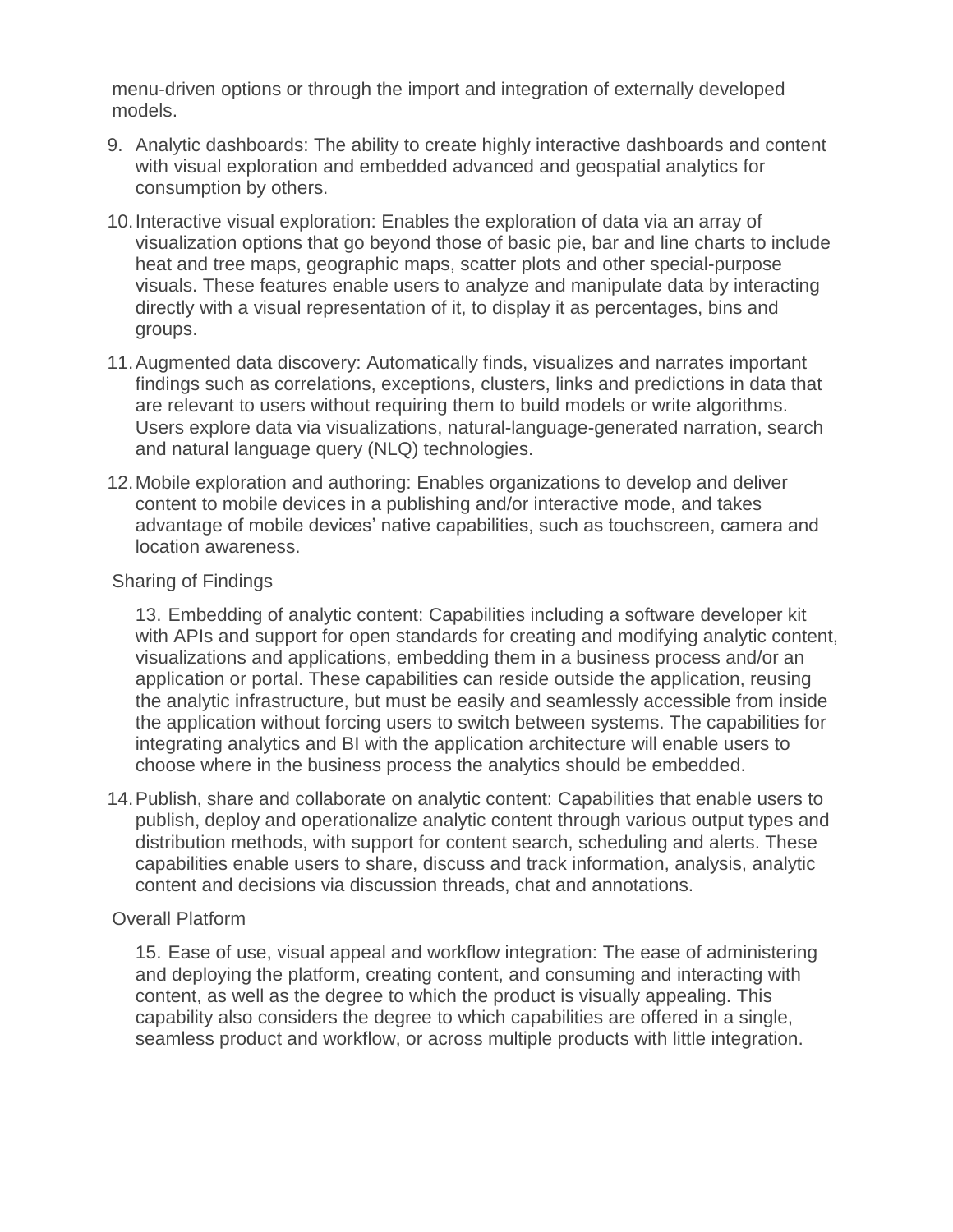menu-driven options or through the import and integration of externally developed models.

9. Analytic dashboards: The ability to create highly interactive dashboards and content with visual exploration and embedded advanced and geospatial analytics for consumption by others.
10. Interactive visual exploration: Enables the exploration of data via an array of visualization options that go beyond those of basic pie, bar and line charts to include heat and tree maps, geographic maps, scatter plots and other special-purpose visuals. These features enable users to analyze and manipulate data by interacting directly with a visual representation of it, to display it as percentages, bins and groups.
11. Augmented data discovery: Automatically finds, visualizes and narrates important findings such as correlations, exceptions, clusters, links and predictions in data that are relevant to users without requiring them to build models or write algorithms. Users explore data via visualizations, natural-language-generated narration, search and natural language query (NLQ) technologies.
12. Mobile exploration and authoring: Enables organizations to develop and deliver content to mobile devices in a publishing and/or interactive mode, and takes advantage of mobile devices' native capabilities, such as touchscreen, camera and location awareness.

Sharing of Findings

13. Embedding of analytic content: Capabilities including a software developer kit with APIs and support for open standards for creating and modifying analytic content, visualizations and applications, embedding them in a business process and/or an application or portal. These capabilities can reside outside the application, reusing the analytic infrastructure, but must be easily and seamlessly accessible from inside the application without forcing users to switch between systems. The capabilities for integrating analytics and BI with the application architecture will enable users to choose where in the business process the analytics should be embedded.
14. Publish, share and collaborate on analytic content: Capabilities that enable users to publish, deploy and operationalize analytic content through various output types and distribution methods, with support for content search, scheduling and alerts. These capabilities enable users to share, discuss and track information, analysis, analytic content and decisions via discussion threads, chat and annotations.

Overall Platform

15. Ease of use, visual appeal and workflow integration: The ease of administering and deploying the platform, creating content, and consuming and interacting with content, as well as the degree to which the product is visually appealing. This capability also considers the degree to which capabilities are offered in a single, seamless product and workflow, or across multiple products with little integration.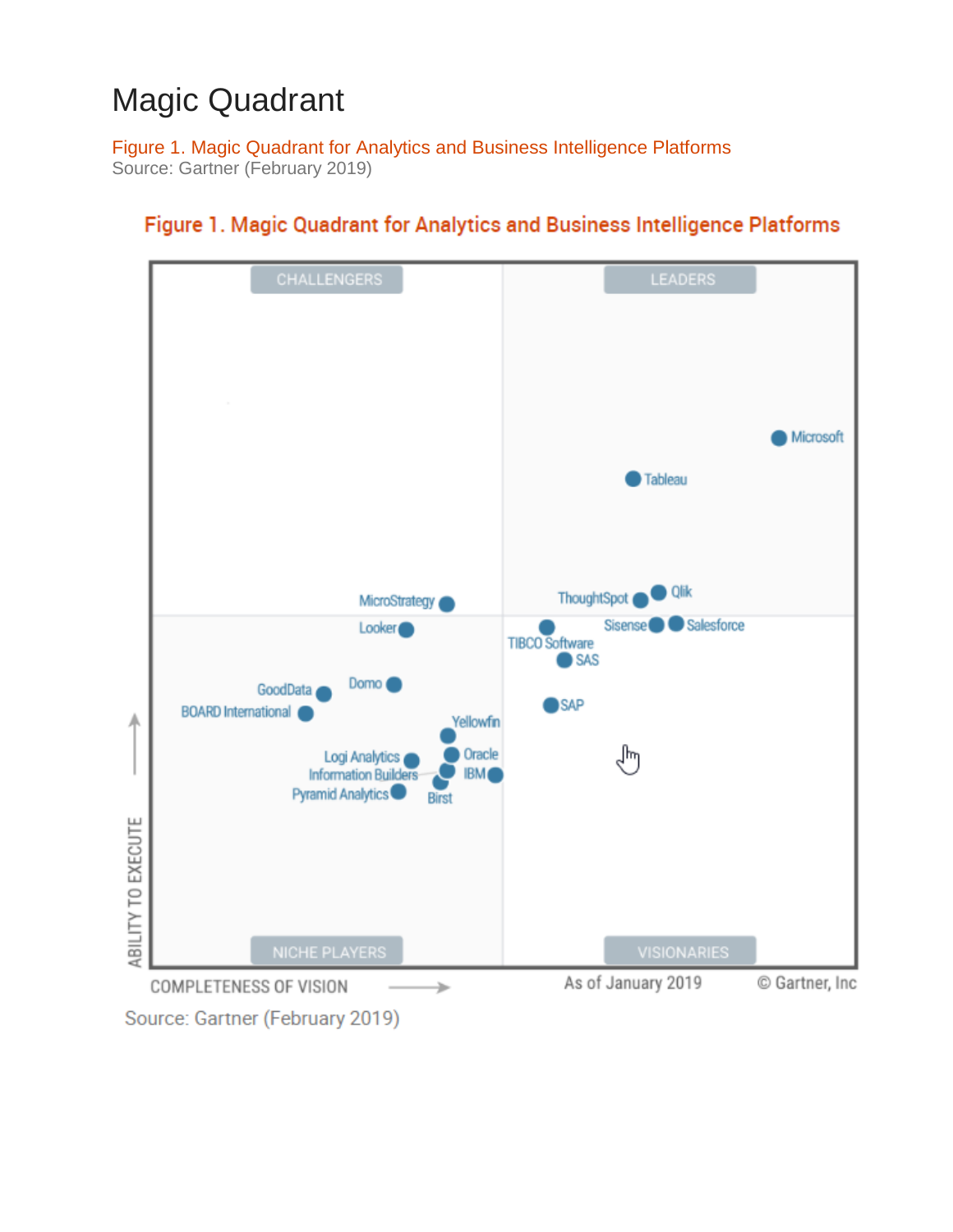# Magic Quadrant

Figure 1. Magic Quadrant for Analytics and Business Intelligence Platforms
Source: Gartner (February 2019)

Figure 1. Magic Quadrant for Analytics and Business Intelligence Platforms

CHALLENGERS

LEADERS

Microsoft

Tableau

MicroStrategy

ThoughtSpot

Qlik

Looker

Sisense

Salesforce

TIBCO Software

SAS

GoodData

Domo

BOARD International

SAP

Yellowfin

Logi Analytics

Oracle

Information Builders

IBM

Pyramid Analytics

Birst

ABILITY TO EXECUTE

NICHE PLAYERS

VISIONARIES

COMPLETENESS OF VISION

As of January 2019

© Gartner, Inc

Source: Gartner (February 2019)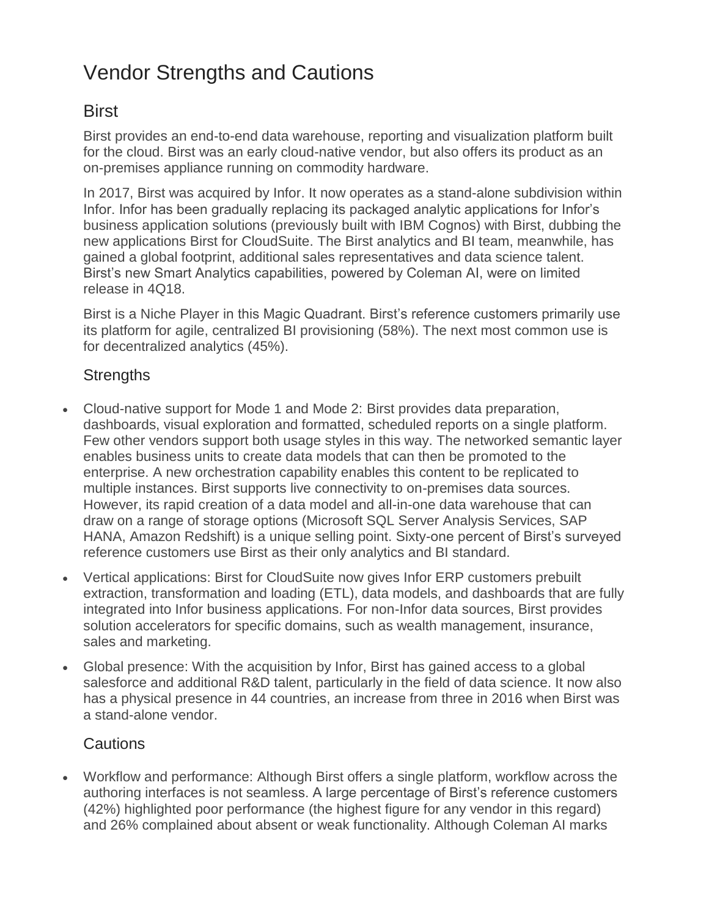# Vendor Strengths and Cautions

## Birst

Birst provides an end-to-end data warehouse, reporting and visualization platform built for the cloud. Birst was an early cloud-native vendor, but also offers its product as an on-premises appliance running on commodity hardware.

In 2017, Birst was acquired by Infor. It now operates as a stand-alone subdivision within Infor. Infor has been gradually replacing its packaged analytic applications for Infor's business application solutions (previously built with IBM Cognos) with Birst, dubbing the new applications Birst for CloudSuite. The Birst analytics and BI team, meanwhile, has gained a global footprint, additional sales representatives and data science talent. Birst's new Smart Analytics capabilities, powered by Coleman AI, were on limited release in 4Q18.

Birst is a Niche Player in this Magic Quadrant. Birst's reference customers primarily use its platform for agile, centralized BI provisioning (58%). The next most common use is for decentralized analytics (45%).

### Strengths

- Cloud-native support for Mode 1 and Mode 2: Birst provides data preparation, dashboards, visual exploration and formatted, scheduled reports on a single platform. Few other vendors support both usage styles in this way. The networked semantic layer enables business units to create data models that can then be promoted to the enterprise. A new orchestration capability enables this content to be replicated to multiple instances. Birst supports live connectivity to on-premises data sources. However, its rapid creation of a data model and all-in-one data warehouse that can draw on a range of storage options (Microsoft SQL Server Analysis Services, SAP HANA, Amazon Redshift) is a unique selling point. Sixty-one percent of Birst's surveyed reference customers use Birst as their only analytics and BI standard.
- Vertical applications: Birst for CloudSuite now gives Infor ERP customers prebuilt extraction, transformation and loading (ETL), data models, and dashboards that are fully integrated into Infor business applications. For non-Infor data sources, Birst provides solution accelerators for specific domains, such as wealth management, insurance, sales and marketing.
- Global presence: With the acquisition by Infor, Birst has gained access to a global salesforce and additional R&D talent, particularly in the field of data science. It now also has a physical presence in 44 countries, an increase from three in 2016 when Birst was a stand-alone vendor.

### Cautions

- Workflow and performance: Although Birst offers a single platform, workflow across the authoring interfaces is not seamless. A large percentage of Birst's reference customers (42%) highlighted poor performance (the highest figure for any vendor in this regard) and 26% complained about absent or weak functionality. Although Coleman AI marks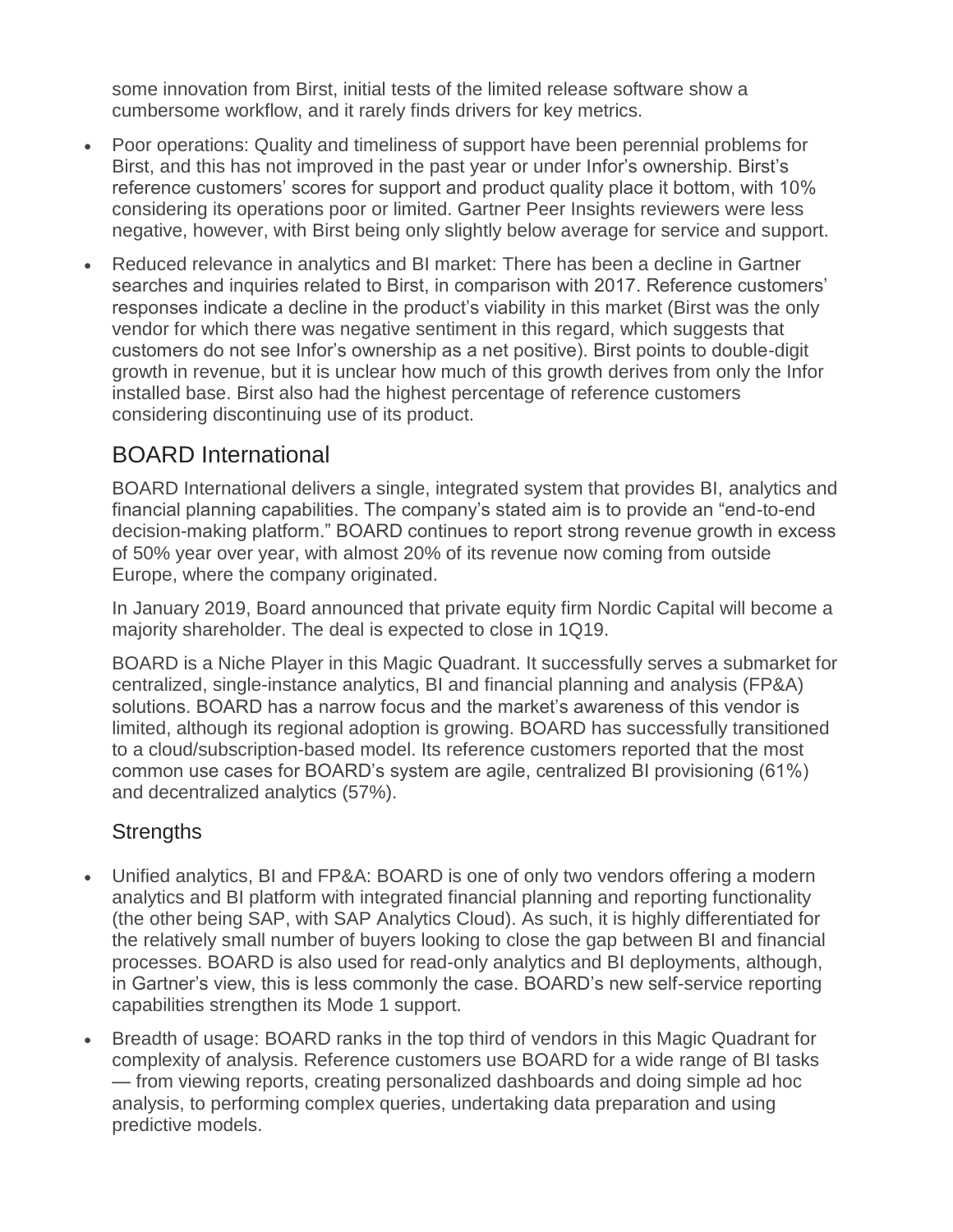some innovation from Birst, initial tests of the limited release software show a cumbersome workflow, and it rarely finds drivers for key metrics.

- Poor operations: Quality and timeliness of support have been perennial problems for Birst, and this has not improved in the past year or under Infor's ownership. Birst's reference customers' scores for support and product quality place it bottom, with 10% considering its operations poor or limited. Gartner Peer Insights reviewers were less negative, however, with Birst being only slightly below average for service and support.
- Reduced relevance in analytics and BI market: There has been a decline in Gartner searches and inquiries related to Birst, in comparison with 2017. Reference customers' responses indicate a decline in the product's viability in this market (Birst was the only vendor for which there was negative sentiment in this regard, which suggests that customers do not see Infor's ownership as a net positive). Birst points to double-digit growth in revenue, but it is unclear how much of this growth derives from only the Infor installed base. Birst also had the highest percentage of reference customers considering discontinuing use of its product.

## BOARD International

BOARD International delivers a single, integrated system that provides BI, analytics and financial planning capabilities. The company's stated aim is to provide an "end-to-end decision-making platform." BOARD continues to report strong revenue growth in excess of 50% year over year, with almost 20% of its revenue now coming from outside Europe, where the company originated.

In January 2019, Board announced that private equity firm Nordic Capital will become a majority shareholder. The deal is expected to close in 1Q19.

BOARD is a Niche Player in this Magic Quadrant. It successfully serves a submarket for centralized, single-instance analytics, BI and financial planning and analysis (FP&A) solutions. BOARD has a narrow focus and the market's awareness of this vendor is limited, although its regional adoption is growing. BOARD has successfully transitioned to a cloud/subscription-based model. Its reference customers reported that the most common use cases for BOARD's system are agile, centralized BI provisioning (61%) and decentralized analytics (57%).

### Strengths

- Unified analytics, BI and FP&A: BOARD is one of only two vendors offering a modern analytics and BI platform with integrated financial planning and reporting functionality (the other being SAP, with SAP Analytics Cloud). As such, it is highly differentiated for the relatively small number of buyers looking to close the gap between BI and financial processes. BOARD is also used for read-only analytics and BI deployments, although, in Gartner's view, this is less commonly the case. BOARD's new self-service reporting capabilities strengthen its Mode 1 support.
- Breadth of usage: BOARD ranks in the top third of vendors in this Magic Quadrant for complexity of analysis. Reference customers use BOARD for a wide range of BI tasks — from viewing reports, creating personalized dashboards and doing simple ad hoc analysis, to performing complex queries, undertaking data preparation and using predictive models.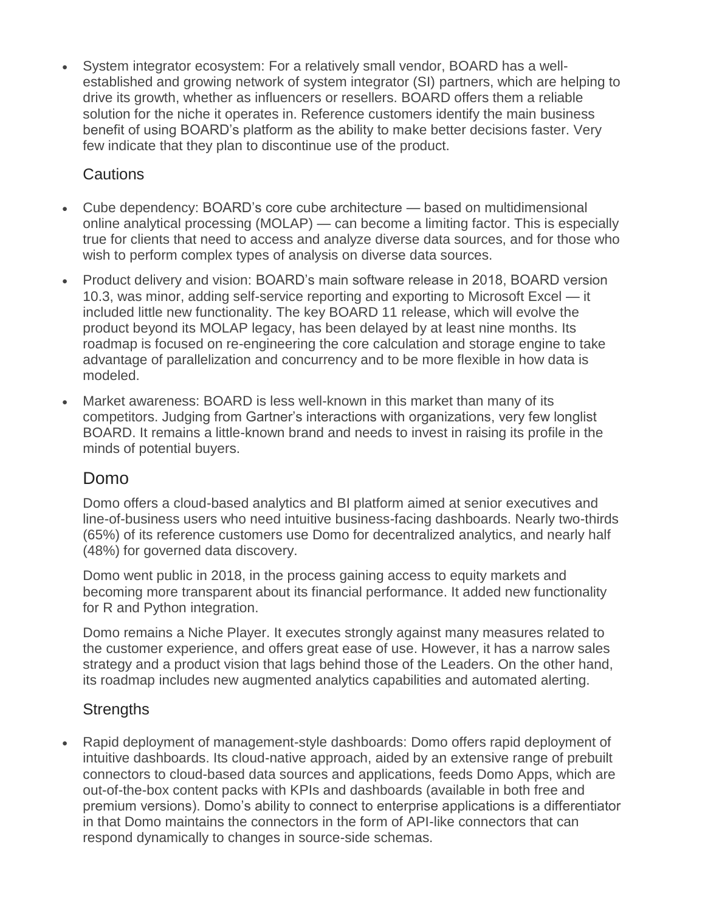- System integrator ecosystem: For a relatively small vendor, BOARD has a well-established and growing network of system integrator (SI) partners, which are helping to drive its growth, whether as influencers or resellers. BOARD offers them a reliable solution for the niche it operates in. Reference customers identify the main business benefit of using BOARD's platform as the ability to make better decisions faster. Very few indicate that they plan to discontinue use of the product.

### Cautions

- Cube dependency: BOARD's core cube architecture — based on multidimensional online analytical processing (MOLAP) — can become a limiting factor. This is especially true for clients that need to access and analyze diverse data sources, and for those who wish to perform complex types of analysis on diverse data sources.
- Product delivery and vision: BOARD's main software release in 2018, BOARD version 10.3, was minor, adding self-service reporting and exporting to Microsoft Excel — it included little new functionality. The key BOARD 11 release, which will evolve the product beyond its MOLAP legacy, has been delayed by at least nine months. Its roadmap is focused on re-engineering the core calculation and storage engine to take advantage of parallelization and concurrency and to be more flexible in how data is modeled.
- Market awareness: BOARD is less well-known in this market than many of its competitors. Judging from Gartner's interactions with organizations, very few longlist BOARD. It remains a little-known brand and needs to invest in raising its profile in the minds of potential buyers.

## Domo

Domo offers a cloud-based analytics and BI platform aimed at senior executives and line-of-business users who need intuitive business-facing dashboards. Nearly two-thirds (65%) of its reference customers use Domo for decentralized analytics, and nearly half (48%) for governed data discovery.

Domo went public in 2018, in the process gaining access to equity markets and becoming more transparent about its financial performance. It added new functionality for R and Python integration.

Domo remains a Niche Player. It executes strongly against many measures related to the customer experience, and offers great ease of use. However, it has a narrow sales strategy and a product vision that lags behind those of the Leaders. On the other hand, its roadmap includes new augmented analytics capabilities and automated alerting.

### Strengths

- Rapid deployment of management-style dashboards: Domo offers rapid deployment of intuitive dashboards. Its cloud-native approach, aided by an extensive range of prebuilt connectors to cloud-based data sources and applications, feeds Domo Apps, which are out-of-the-box content packs with KPIs and dashboards (available in both free and premium versions). Domo's ability to connect to enterprise applications is a differentiator in that Domo maintains the connectors in the form of API-like connectors that can respond dynamically to changes in source-side schemas.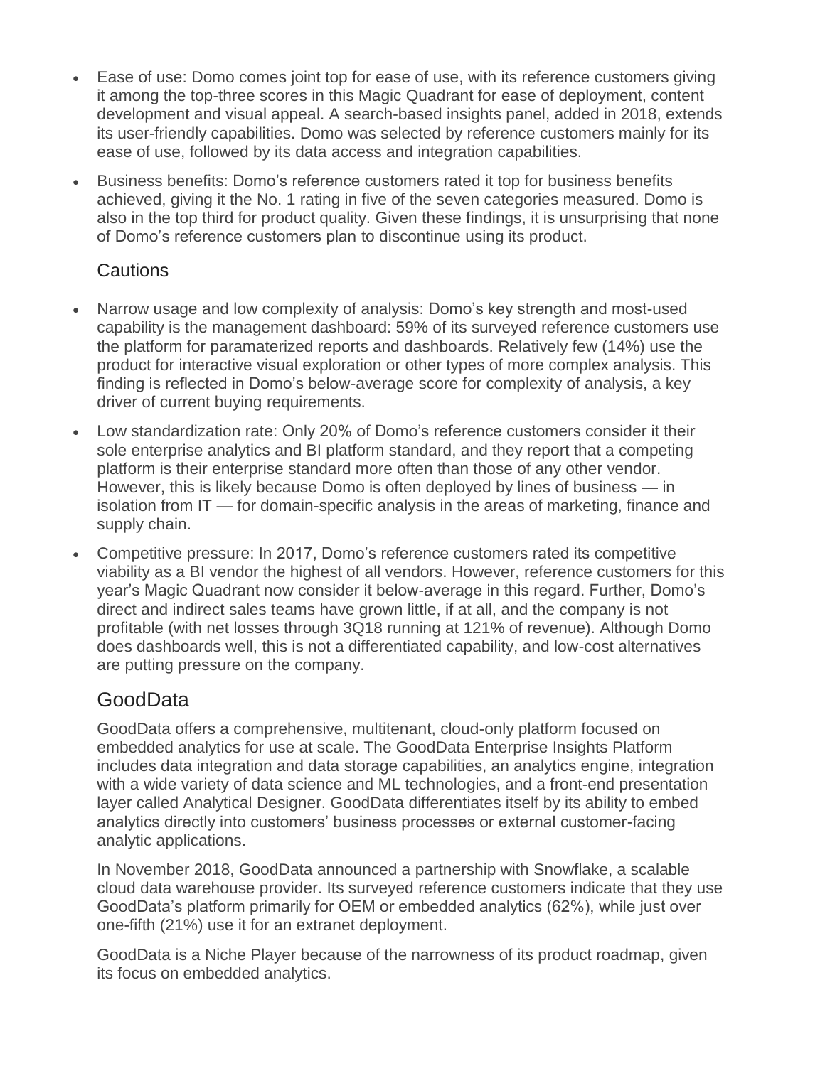- Ease of use: Domo comes joint top for ease of use, with its reference customers giving it among the top-three scores in this Magic Quadrant for ease of deployment, content development and visual appeal. A search-based insights panel, added in 2018, extends its user-friendly capabilities. Domo was selected by reference customers mainly for its ease of use, followed by its data access and integration capabilities.
- Business benefits: Domo's reference customers rated it top for business benefits achieved, giving it the No. 1 rating in five of the seven categories measured. Domo is also in the top third for product quality. Given these findings, it is unsurprising that none of Domo's reference customers plan to discontinue using its product.

### Cautions

- Narrow usage and low complexity of analysis: Domo's key strength and most-used capability is the management dashboard: 59% of its surveyed reference customers use the platform for parameterized reports and dashboards. Relatively few (14%) use the product for interactive visual exploration or other types of more complex analysis. This finding is reflected in Domo's below-average score for complexity of analysis, a key driver of current buying requirements.
- Low standardization rate: Only 20% of Domo's reference customers consider it their sole enterprise analytics and BI platform standard, and they report that a competing platform is their enterprise standard more often than those of any other vendor. However, this is likely because Domo is often deployed by lines of business — in isolation from IT — for domain-specific analysis in the areas of marketing, finance and supply chain.
- Competitive pressure: In 2017, Domo's reference customers rated its competitive viability as a BI vendor the highest of all vendors. However, reference customers for this year's Magic Quadrant now consider it below-average in this regard. Further, Domo's direct and indirect sales teams have grown little, if at all, and the company is not profitable (with net losses through 3Q18 running at 121% of revenue). Although Domo does dashboards well, this is not a differentiated capability, and low-cost alternatives are putting pressure on the company.

## GoodData

GoodData offers a comprehensive, multitenant, cloud-only platform focused on embedded analytics for use at scale. The GoodData Enterprise Insights Platform includes data integration and data storage capabilities, an analytics engine, integration with a wide variety of data science and ML technologies, and a front-end presentation layer called Analytical Designer. GoodData differentiates itself by its ability to embed analytics directly into customers' business processes or external customer-facing analytic applications.

In November 2018, GoodData announced a partnership with Snowflake, a scalable cloud data warehouse provider. Its surveyed reference customers indicate that they use GoodData's platform primarily for OEM or embedded analytics (62%), while just over one-fifth (21%) use it for an extranet deployment.

GoodData is a Niche Player because of the narrowness of its product roadmap, given its focus on embedded analytics.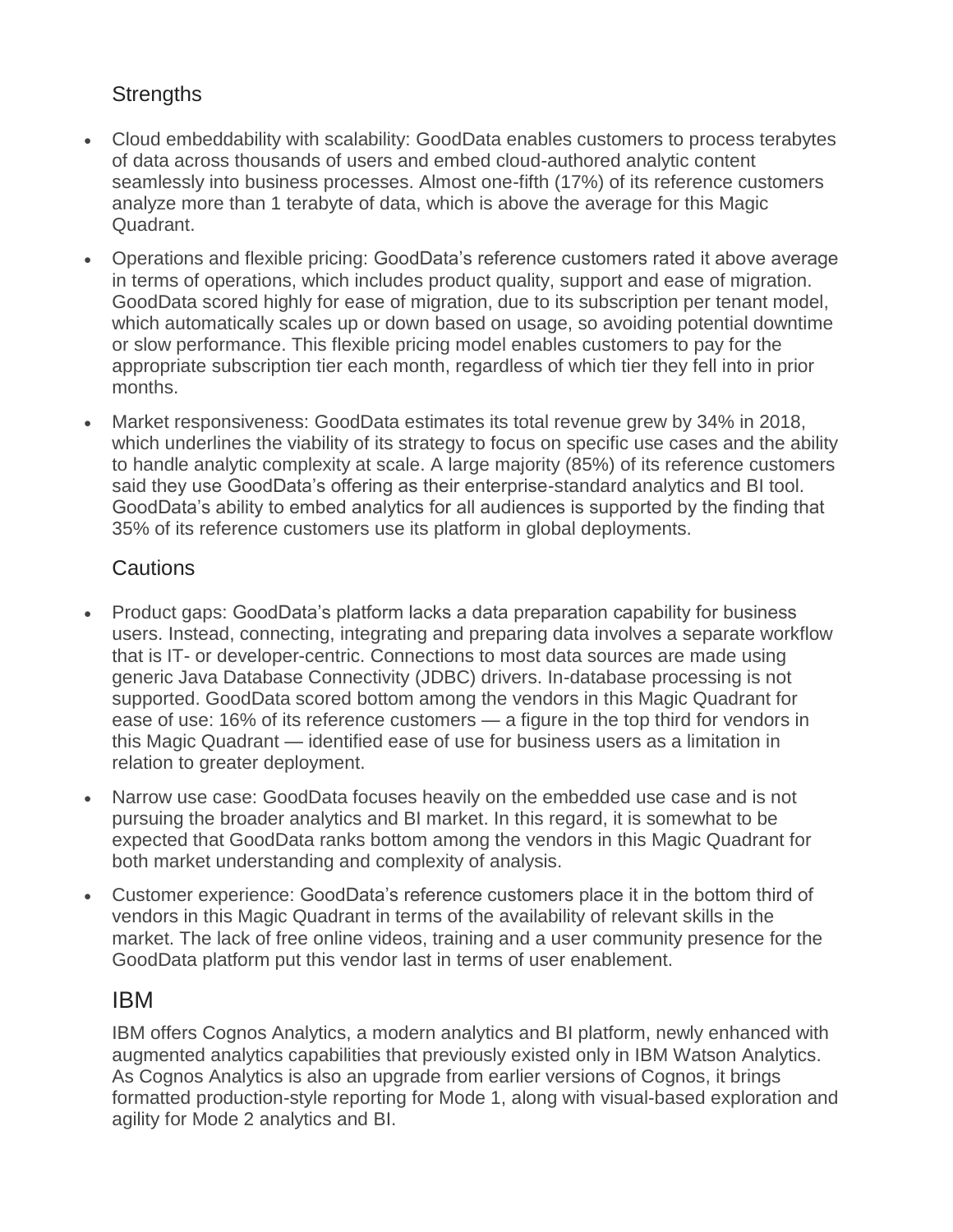### Strengths

- Cloud embeddability with scalability: GoodData enables customers to process terabytes of data across thousands of users and embed cloud-authored analytic content seamlessly into business processes. Almost one-fifth (17%) of its reference customers analyze more than 1 terabyte of data, which is above the average for this Magic Quadrant.
- Operations and flexible pricing: GoodData's reference customers rated it above average in terms of operations, which includes product quality, support and ease of migration. GoodData scored highly for ease of migration, due to its subscription per tenant model, which automatically scales up or down based on usage, so avoiding potential downtime or slow performance. This flexible pricing model enables customers to pay for the appropriate subscription tier each month, regardless of which tier they fell into in prior months.
- Market responsiveness: GoodData estimates its total revenue grew by 34% in 2018, which underlines the viability of its strategy to focus on specific use cases and the ability to handle analytic complexity at scale. A large majority (85%) of its reference customers said they use GoodData's offering as their enterprise-standard analytics and BI tool. GoodData's ability to embed analytics for all audiences is supported by the finding that 35% of its reference customers use its platform in global deployments.

### Cautions

- Product gaps: GoodData's platform lacks a data preparation capability for business users. Instead, connecting, integrating and preparing data involves a separate workflow that is IT- or developer-centric. Connections to most data sources are made using generic Java Database Connectivity (JDBC) drivers. In-database processing is not supported. GoodData scored bottom among the vendors in this Magic Quadrant for ease of use: 16% of its reference customers — a figure in the top third for vendors in this Magic Quadrant — identified ease of use for business users as a limitation in relation to greater deployment.
- Narrow use case: GoodData focuses heavily on the embedded use case and is not pursuing the broader analytics and BI market. In this regard, it is somewhat to be expected that GoodData ranks bottom among the vendors in this Magic Quadrant for both market understanding and complexity of analysis.
- Customer experience: GoodData's reference customers place it in the bottom third of vendors in this Magic Quadrant in terms of the availability of relevant skills in the market. The lack of free online videos, training and a user community presence for the GoodData platform put this vendor last in terms of user enablement.

## IBM

IBM offers Cognos Analytics, a modern analytics and BI platform, newly enhanced with augmented analytics capabilities that previously existed only in IBM Watson Analytics. As Cognos Analytics is also an upgrade from earlier versions of Cognos, it brings formatted production-style reporting for Mode 1, along with visual-based exploration and agility for Mode 2 analytics and BI.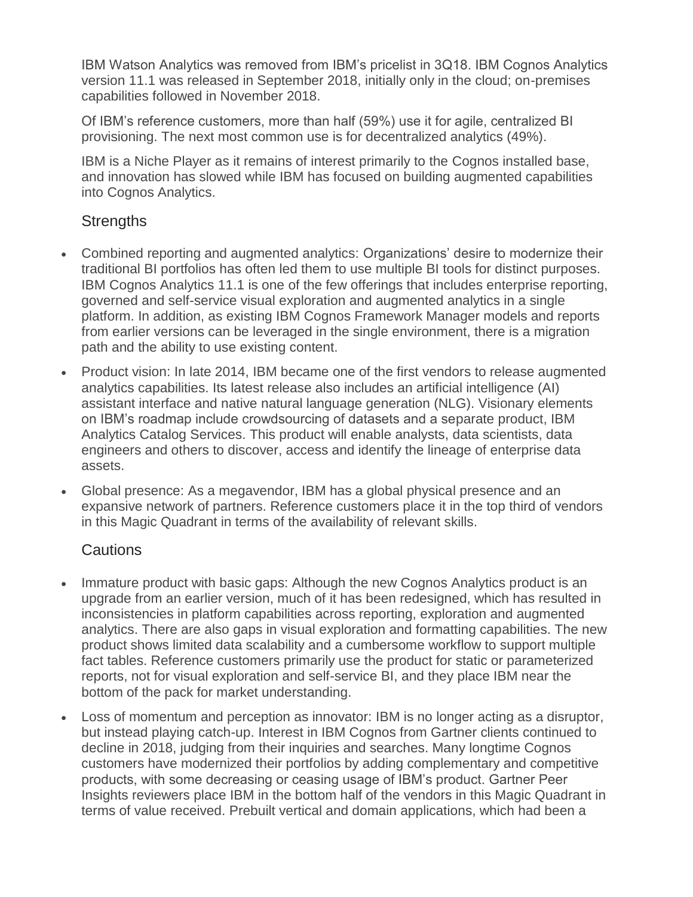IBM Watson Analytics was removed from IBM's pricelist in 3Q18. IBM Cognos Analytics version 11.1 was released in September 2018, initially only in the cloud; on-premises capabilities followed in November 2018.

Of IBM's reference customers, more than half (59%) use it for agile, centralized BI provisioning. The next most common use is for decentralized analytics (49%).

IBM is a Niche Player as it remains of interest primarily to the Cognos installed base, and innovation has slowed while IBM has focused on building augmented capabilities into Cognos Analytics.

### Strengths

- Combined reporting and augmented analytics: Organizations' desire to modernize their traditional BI portfolios has often led them to use multiple BI tools for distinct purposes. IBM Cognos Analytics 11.1 is one of the few offerings that includes enterprise reporting, governed and self-service visual exploration and augmented analytics in a single platform. In addition, as existing IBM Cognos Framework Manager models and reports from earlier versions can be leveraged in the single environment, there is a migration path and the ability to use existing content.
- Product vision: In late 2014, IBM became one of the first vendors to release augmented analytics capabilities. Its latest release also includes an artificial intelligence (AI) assistant interface and native natural language generation (NLG). Visionary elements on IBM's roadmap include crowdsourcing of datasets and a separate product, IBM Analytics Catalog Services. This product will enable analysts, data scientists, data engineers and others to discover, access and identify the lineage of enterprise data assets.
- Global presence: As a megavendor, IBM has a global physical presence and an expansive network of partners. Reference customers place it in the top third of vendors in this Magic Quadrant in terms of the availability of relevant skills.

### Cautions

- Immature product with basic gaps: Although the new Cognos Analytics product is an upgrade from an earlier version, much of it has been redesigned, which has resulted in inconsistencies in platform capabilities across reporting, exploration and augmented analytics. There are also gaps in visual exploration and formatting capabilities. The new product shows limited data scalability and a cumbersome workflow to support multiple fact tables. Reference customers primarily use the product for static or parameterized reports, not for visual exploration and self-service BI, and they place IBM near the bottom of the pack for market understanding.
- Loss of momentum and perception as innovator: IBM is no longer acting as a disruptor, but instead playing catch-up. Interest in IBM Cognos from Gartner clients continued to decline in 2018, judging from their inquiries and searches. Many longtime Cognos customers have modernized their portfolios by adding complementary and competitive products, with some decreasing or ceasing usage of IBM's product. Gartner Peer Insights reviewers place IBM in the bottom half of the vendors in this Magic Quadrant in terms of value received. Prebuilt vertical and domain applications, which had been a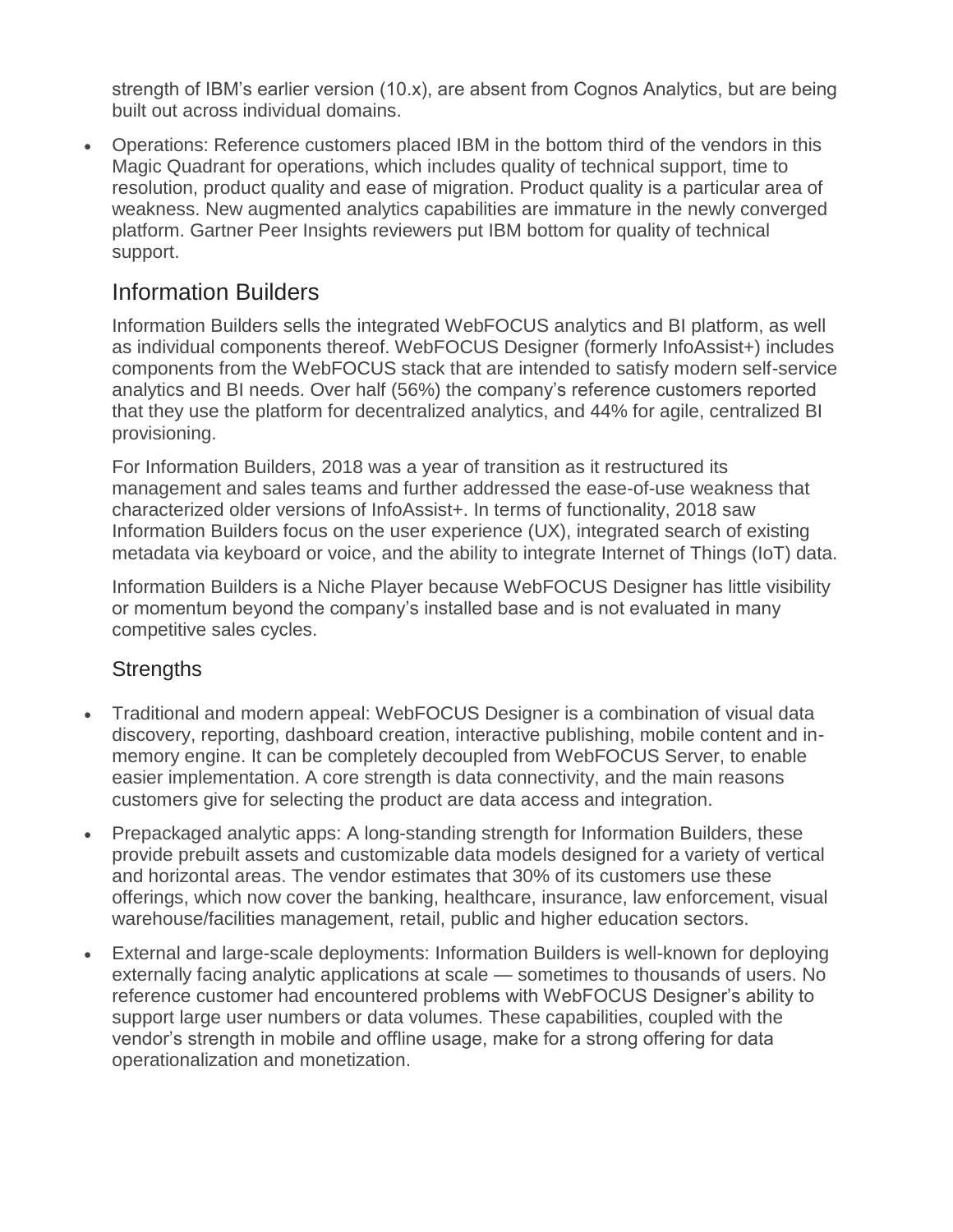strength of IBM's earlier version (10.x), are absent from Cognos Analytics, but are being built out across individual domains.

- Operations: Reference customers placed IBM in the bottom third of the vendors in this Magic Quadrant for operations, which includes quality of technical support, time to resolution, product quality and ease of migration. Product quality is a particular area of weakness. New augmented analytics capabilities are immature in the newly converged platform. Gartner Peer Insights reviewers put IBM bottom for quality of technical support.

## Information Builders

Information Builders sells the integrated WebFOCUS analytics and BI platform, as well as individual components thereof. WebFOCUS Designer (formerly InfoAssist+) includes components from the WebFOCUS stack that are intended to satisfy modern self-service analytics and BI needs. Over half (56%) the company's reference customers reported that they use the platform for decentralized analytics, and 44% for agile, centralized BI provisioning.

For Information Builders, 2018 was a year of transition as it restructured its management and sales teams and further addressed the ease-of-use weakness that characterized older versions of InfoAssist+. In terms of functionality, 2018 saw Information Builders focus on the user experience (UX), integrated search of existing metadata via keyboard or voice, and the ability to integrate Internet of Things (IoT) data.

Information Builders is a Niche Player because WebFOCUS Designer has little visibility or momentum beyond the company's installed base and is not evaluated in many competitive sales cycles.

### Strengths

- Traditional and modern appeal: WebFOCUS Designer is a combination of visual data discovery, reporting, dashboard creation, interactive publishing, mobile content and in-memory engine. It can be completely decoupled from WebFOCUS Server, to enable easier implementation. A core strength is data connectivity, and the main reasons customers give for selecting the product are data access and integration.
- Prepackaged analytic apps: A long-standing strength for Information Builders, these provide prebuilt assets and customizable data models designed for a variety of vertical and horizontal areas. The vendor estimates that 30% of its customers use these offerings, which now cover the banking, healthcare, insurance, law enforcement, visual warehouse/facilities management, retail, public and higher education sectors.
- External and large-scale deployments: Information Builders is well-known for deploying externally facing analytic applications at scale — sometimes to thousands of users. No reference customer had encountered problems with WebFOCUS Designer's ability to support large user numbers or data volumes. These capabilities, coupled with the vendor's strength in mobile and offline usage, make for a strong offering for data operationalization and monetization.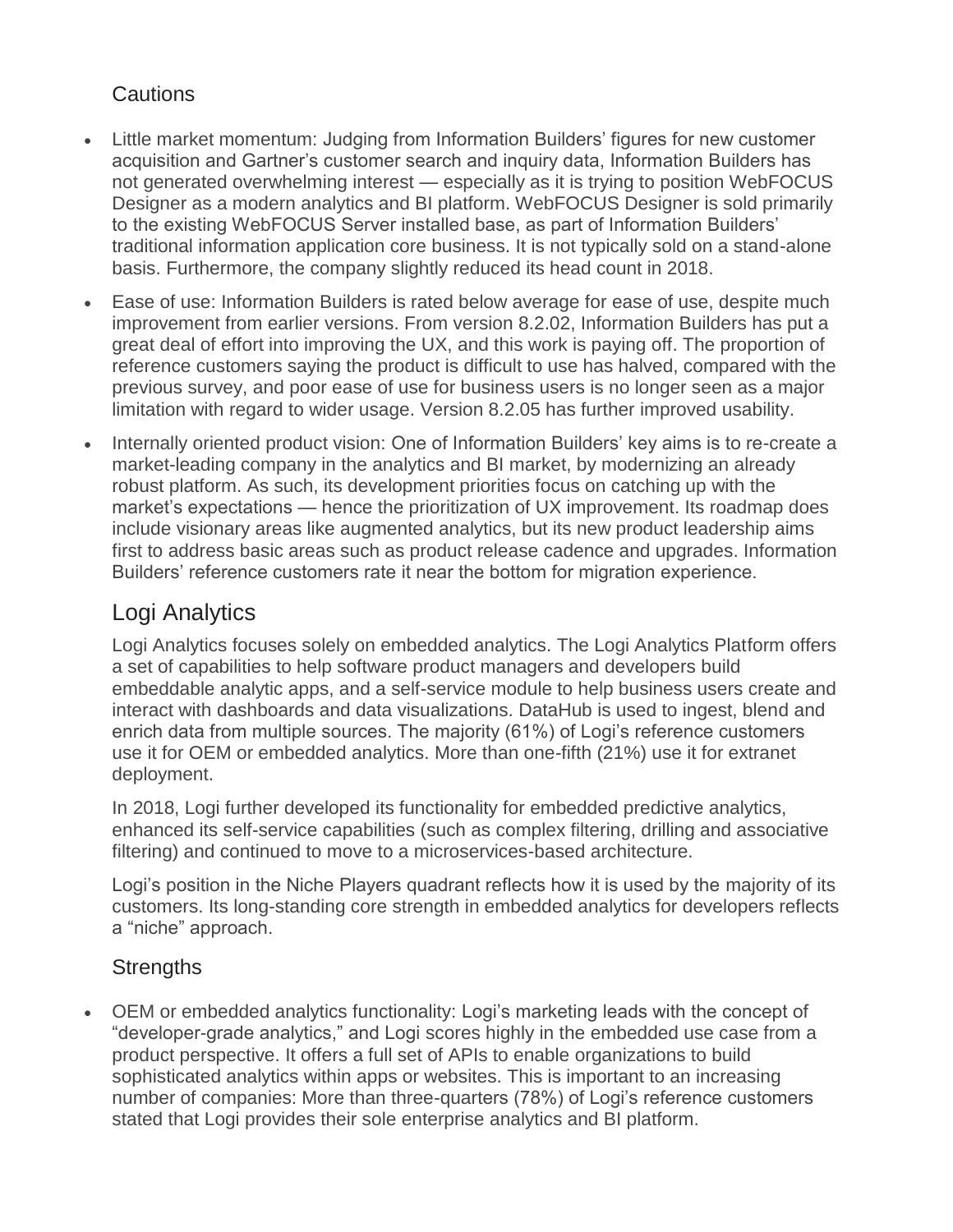### Cautions

- Little market momentum: Judging from Information Builders' figures for new customer acquisition and Gartner's customer search and inquiry data, Information Builders has not generated overwhelming interest — especially as it is trying to position WebFOCUS Designer as a modern analytics and BI platform. WebFOCUS Designer is sold primarily to the existing WebFOCUS Server installed base, as part of Information Builders' traditional information application core business. It is not typically sold on a stand-alone basis. Furthermore, the company slightly reduced its head count in 2018.
- Ease of use: Information Builders is rated below average for ease of use, despite much improvement from earlier versions. From version 8.2.02, Information Builders has put a great deal of effort into improving the UX, and this work is paying off. The proportion of reference customers saying the product is difficult to use has halved, compared with the previous survey, and poor ease of use for business users is no longer seen as a major limitation with regard to wider usage. Version 8.2.05 has further improved usability.
- Internally oriented product vision: One of Information Builders' key aims is to re-create a market-leading company in the analytics and BI market, by modernizing an already robust platform. As such, its development priorities focus on catching up with the market's expectations — hence the prioritization of UX improvement. Its roadmap does include visionary areas like augmented analytics, but its new product leadership aims first to address basic areas such as product release cadence and upgrades. Information Builders' reference customers rate it near the bottom for migration experience.

## Logi Analytics

Logi Analytics focuses solely on embedded analytics. The Logi Analytics Platform offers a set of capabilities to help software product managers and developers build embeddable analytic apps, and a self-service module to help business users create and interact with dashboards and data visualizations. DataHub is used to ingest, blend and enrich data from multiple sources. The majority (61%) of Logi's reference customers use it for OEM or embedded analytics. More than one-fifth (21%) use it for extranet deployment.

In 2018, Logi further developed its functionality for embedded predictive analytics, enhanced its self-service capabilities (such as complex filtering, drilling and associative filtering) and continued to move to a microservices-based architecture.

Logi's position in the Niche Players quadrant reflects how it is used by the majority of its customers. Its long-standing core strength in embedded analytics for developers reflects a "niche" approach.

### Strengths

- OEM or embedded analytics functionality: Logi's marketing leads with the concept of "developer-grade analytics," and Logi scores highly in the embedded use case from a product perspective. It offers a full set of APIs to enable organizations to build sophisticated analytics within apps or websites. This is important to an increasing number of companies: More than three-quarters (78%) of Logi's reference customers stated that Logi provides their sole enterprise analytics and BI platform.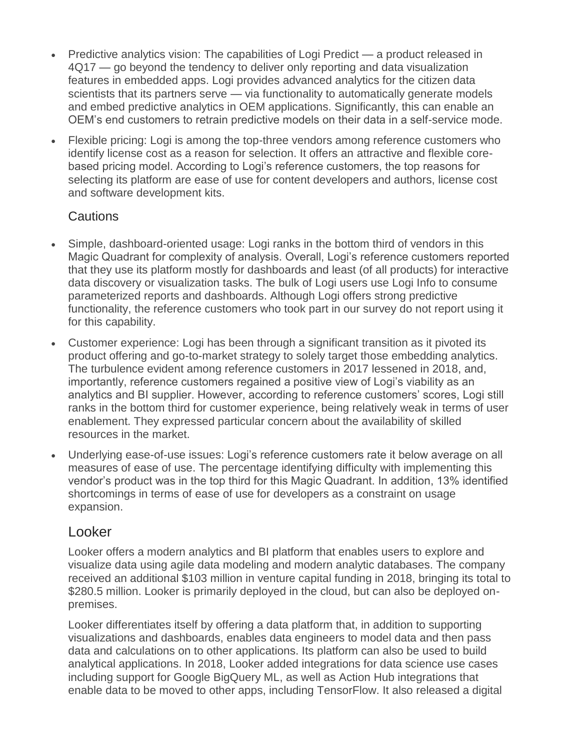- Predictive analytics vision: The capabilities of Logi Predict — a product released in 4Q17 — go beyond the tendency to deliver only reporting and data visualization features in embedded apps. Logi provides advanced analytics for the citizen data scientists that its partners serve — via functionality to automatically generate models and embed predictive analytics in OEM applications. Significantly, this can enable an OEM's end customers to retrain predictive models on their data in a self-service mode.
- Flexible pricing: Logi is among the top-three vendors among reference customers who identify license cost as a reason for selection. It offers an attractive and flexible core-based pricing model. According to Logi's reference customers, the top reasons for selecting its platform are ease of use for content developers and authors, license cost and software development kits.

### Cautions

- Simple, dashboard-oriented usage: Logi ranks in the bottom third of vendors in this Magic Quadrant for complexity of analysis. Overall, Logi's reference customers reported that they use its platform mostly for dashboards and least (of all products) for interactive data discovery or visualization tasks. The bulk of Logi users use Logi Info to consume parameterized reports and dashboards. Although Logi offers strong predictive functionality, the reference customers who took part in our survey do not report using it for this capability.
- Customer experience: Logi has been through a significant transition as it pivoted its product offering and go-to-market strategy to solely target those embedding analytics. The turbulence evident among reference customers in 2017 lessened in 2018, and, importantly, reference customers regained a positive view of Logi's viability as an analytics and BI supplier. However, according to reference customers' scores, Logi still ranks in the bottom third for customer experience, being relatively weak in terms of user enablement. They expressed particular concern about the availability of skilled resources in the market.
- Underlying ease-of-use issues: Logi's reference customers rate it below average on all measures of ease of use. The percentage identifying difficulty with implementing this vendor's product was in the top third for this Magic Quadrant. In addition, 13% identified shortcomings in terms of ease of use for developers as a constraint on usage expansion.

## Looker

Looker offers a modern analytics and BI platform that enables users to explore and visualize data using agile data modeling and modern analytic databases. The company received an additional $103 million in venture capital funding in 2018, bringing its total to $280.5 million. Looker is primarily deployed in the cloud, but can also be deployed on-premises.

Looker differentiates itself by offering a data platform that, in addition to supporting visualizations and dashboards, enables data engineers to model data and then pass data and calculations on to other applications. Its platform can also be used to build analytical applications. In 2018, Looker added integrations for data science use cases including support for Google BigQuery ML, as well as Action Hub integrations that enable data to be moved to other apps, including TensorFlow. It also released a digital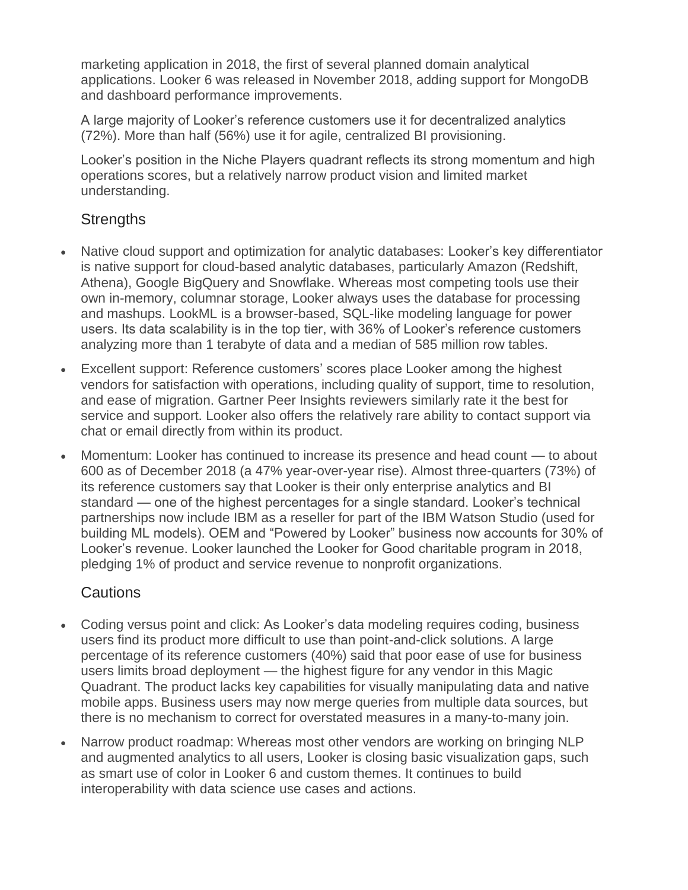marketing application in 2018, the first of several planned domain analytical applications. Looker 6 was released in November 2018, adding support for MongoDB and dashboard performance improvements.

A large majority of Looker's reference customers use it for decentralized analytics (72%). More than half (56%) use it for agile, centralized BI provisioning.

Looker's position in the Niche Players quadrant reflects its strong momentum and high operations scores, but a relatively narrow product vision and limited market understanding.

### Strengths

- Native cloud support and optimization for analytic databases: Looker's key differentiator is native support for cloud-based analytic databases, particularly Amazon (Redshift, Athena), Google BigQuery and Snowflake. Whereas most competing tools use their own in-memory, columnar storage, Looker always uses the database for processing and mashups. LookML is a browser-based, SQL-like modeling language for power users. Its data scalability is in the top tier, with 36% of Looker's reference customers analyzing more than 1 terabyte of data and a median of 585 million row tables.
- Excellent support: Reference customers' scores place Looker among the highest vendors for satisfaction with operations, including quality of support, time to resolution, and ease of migration. Gartner Peer Insights reviewers similarly rate it the best for service and support. Looker also offers the relatively rare ability to contact support via chat or email directly from within its product.
- Momentum: Looker has continued to increase its presence and head count — to about 600 as of December 2018 (a 47% year-over-year rise). Almost three-quarters (73%) of its reference customers say that Looker is their only enterprise analytics and BI standard — one of the highest percentages for a single standard. Looker's technical partnerships now include IBM as a reseller for part of the IBM Watson Studio (used for building ML models). OEM and "Powered by Looker" business now accounts for 30% of Looker's revenue. Looker launched the Looker for Good charitable program in 2018, pledging 1% of product and service revenue to nonprofit organizations.

### Cautions

- Coding versus point and click: As Looker's data modeling requires coding, business users find its product more difficult to use than point-and-click solutions. A large percentage of its reference customers (40%) said that poor ease of use for business users limits broad deployment — the highest figure for any vendor in this Magic Quadrant. The product lacks key capabilities for visually manipulating data and native mobile apps. Business users may now merge queries from multiple data sources, but there is no mechanism to correct for overstated measures in a many-to-many join.
- Narrow product roadmap: Whereas most other vendors are working on bringing NLP and augmented analytics to all users, Looker is closing basic visualization gaps, such as smart use of color in Looker 6 and custom themes. It continues to build interoperability with data science use cases and actions.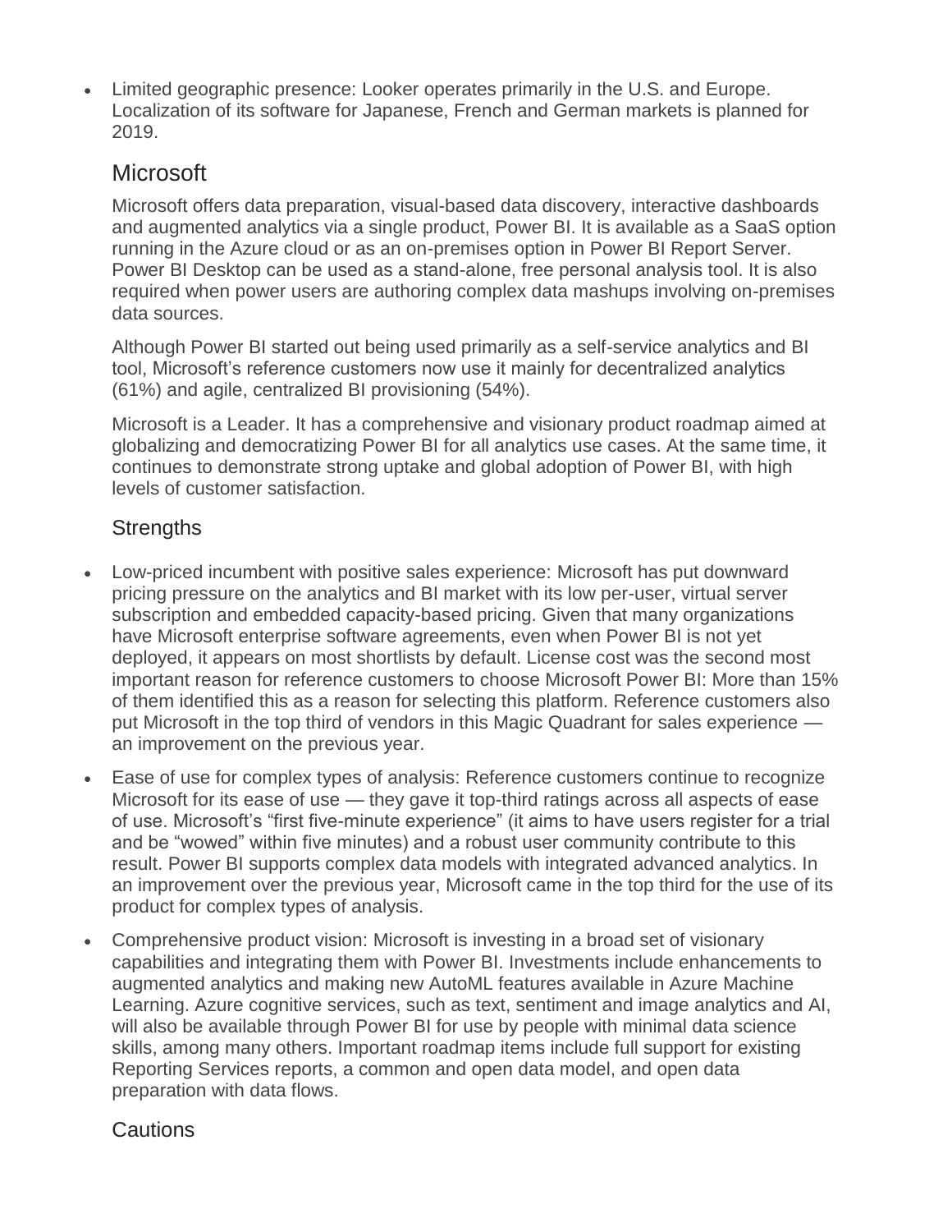- Limited geographic presence: Looker operates primarily in the U.S. and Europe. Localization of its software for Japanese, French and German markets is planned for 2019.

## Microsoft

Microsoft offers data preparation, visual-based data discovery, interactive dashboards and augmented analytics via a single product, Power BI. It is available as a SaaS option running in the Azure cloud or as an on-premises option in Power BI Report Server. Power BI Desktop can be used as a stand-alone, free personal analysis tool. It is also required when power users are authoring complex data mashups involving on-premises data sources.

Although Power BI started out being used primarily as a self-service analytics and BI tool, Microsoft's reference customers now use it mainly for decentralized analytics (61%) and agile, centralized BI provisioning (54%).

Microsoft is a Leader. It has a comprehensive and visionary product roadmap aimed at globalizing and democratizing Power BI for all analytics use cases. At the same time, it continues to demonstrate strong uptake and global adoption of Power BI, with high levels of customer satisfaction.

### Strengths

- Low-priced incumbent with positive sales experience: Microsoft has put downward pricing pressure on the analytics and BI market with its low per-user, virtual server subscription and embedded capacity-based pricing. Given that many organizations have Microsoft enterprise software agreements, even when Power BI is not yet deployed, it appears on most shortlists by default. License cost was the second most important reason for reference customers to choose Microsoft Power BI: More than 15% of them identified this as a reason for selecting this platform. Reference customers also put Microsoft in the top third of vendors in this Magic Quadrant for sales experience — an improvement on the previous year.
- Ease of use for complex types of analysis: Reference customers continue to recognize Microsoft for its ease of use — they gave it top-third ratings across all aspects of ease of use. Microsoft's "first five-minute experience" (it aims to have users register for a trial and be "wowed" within five minutes) and a robust user community contribute to this result. Power BI supports complex data models with integrated advanced analytics. In an improvement over the previous year, Microsoft came in the top third for the use of its product for complex types of analysis.
- Comprehensive product vision: Microsoft is investing in a broad set of visionary capabilities and integrating them with Power BI. Investments include enhancements to augmented analytics and making new AutoML features available in Azure Machine Learning. Azure cognitive services, such as text, sentiment and image analytics and AI, will also be available through Power BI for use by people with minimal data science skills, among many others. Important roadmap items include full support for existing Reporting Services reports, a common and open data model, and open data preparation with data flows.

### Cautions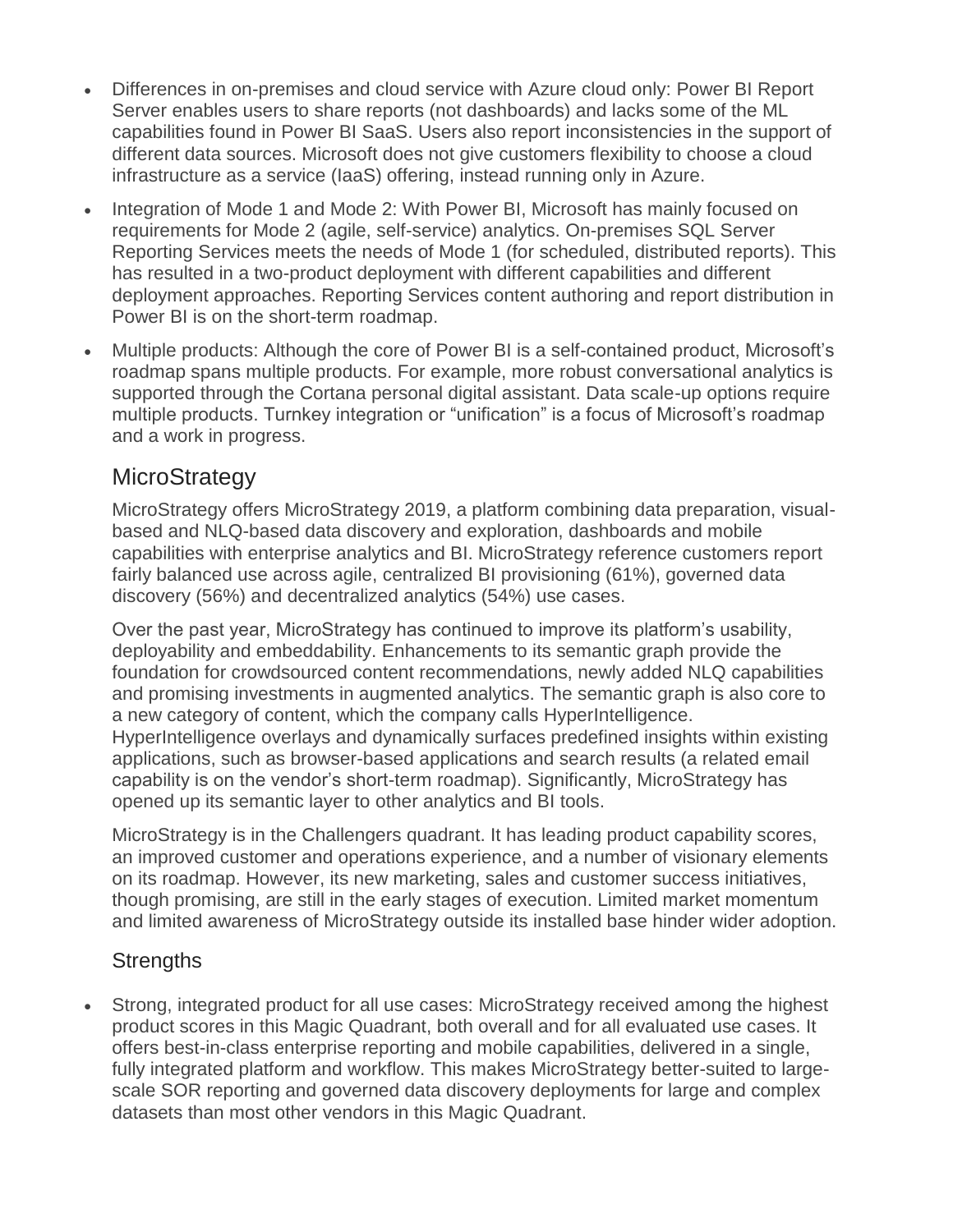- Differences in on-premises and cloud service with Azure cloud only: Power BI Report Server enables users to share reports (not dashboards) and lacks some of the ML capabilities found in Power BI SaaS. Users also report inconsistencies in the support of different data sources. Microsoft does not give customers flexibility to choose a cloud infrastructure as a service (IaaS) offering, instead running only in Azure.
- Integration of Mode 1 and Mode 2: With Power BI, Microsoft has mainly focused on requirements for Mode 2 (agile, self-service) analytics. On-premises SQL Server Reporting Services meets the needs of Mode 1 (for scheduled, distributed reports). This has resulted in a two-product deployment with different capabilities and different deployment approaches. Reporting Services content authoring and report distribution in Power BI is on the short-term roadmap.
- Multiple products: Although the core of Power BI is a self-contained product, Microsoft's roadmap spans multiple products. For example, more robust conversational analytics is supported through the Cortana personal digital assistant. Data scale-up options require multiple products. Turnkey integration or "unification" is a focus of Microsoft's roadmap and a work in progress.

## MicroStrategy

MicroStrategy offers MicroStrategy 2019, a platform combining data preparation, visual-based and NLQ-based data discovery and exploration, dashboards and mobile capabilities with enterprise analytics and BI. MicroStrategy reference customers report fairly balanced use across agile, centralized BI provisioning (61%), governed data discovery (56%) and decentralized analytics (54%) use cases.

Over the past year, MicroStrategy has continued to improve its platform's usability, deployability and embeddability. Enhancements to its semantic graph provide the foundation for crowdsourced content recommendations, newly added NLQ capabilities and promising investments in augmented analytics. The semantic graph is also core to a new category of content, which the company calls HyperIntelligence. HyperIntelligence overlays and dynamically surfaces predefined insights within existing applications, such as browser-based applications and search results (a related email capability is on the vendor's short-term roadmap). Significantly, MicroStrategy has opened up its semantic layer to other analytics and BI tools.

MicroStrategy is in the Challengers quadrant. It has leading product capability scores, an improved customer and operations experience, and a number of visionary elements on its roadmap. However, its new marketing, sales and customer success initiatives, though promising, are still in the early stages of execution. Limited market momentum and limited awareness of MicroStrategy outside its installed base hinder wider adoption.

### Strengths

- Strong, integrated product for all use cases: MicroStrategy received among the highest product scores in this Magic Quadrant, both overall and for all evaluated use cases. It offers best-in-class enterprise reporting and mobile capabilities, delivered in a single, fully integrated platform and workflow. This makes MicroStrategy better-suited to large-scale SOR reporting and governed data discovery deployments for large and complex datasets than most other vendors in this Magic Quadrant.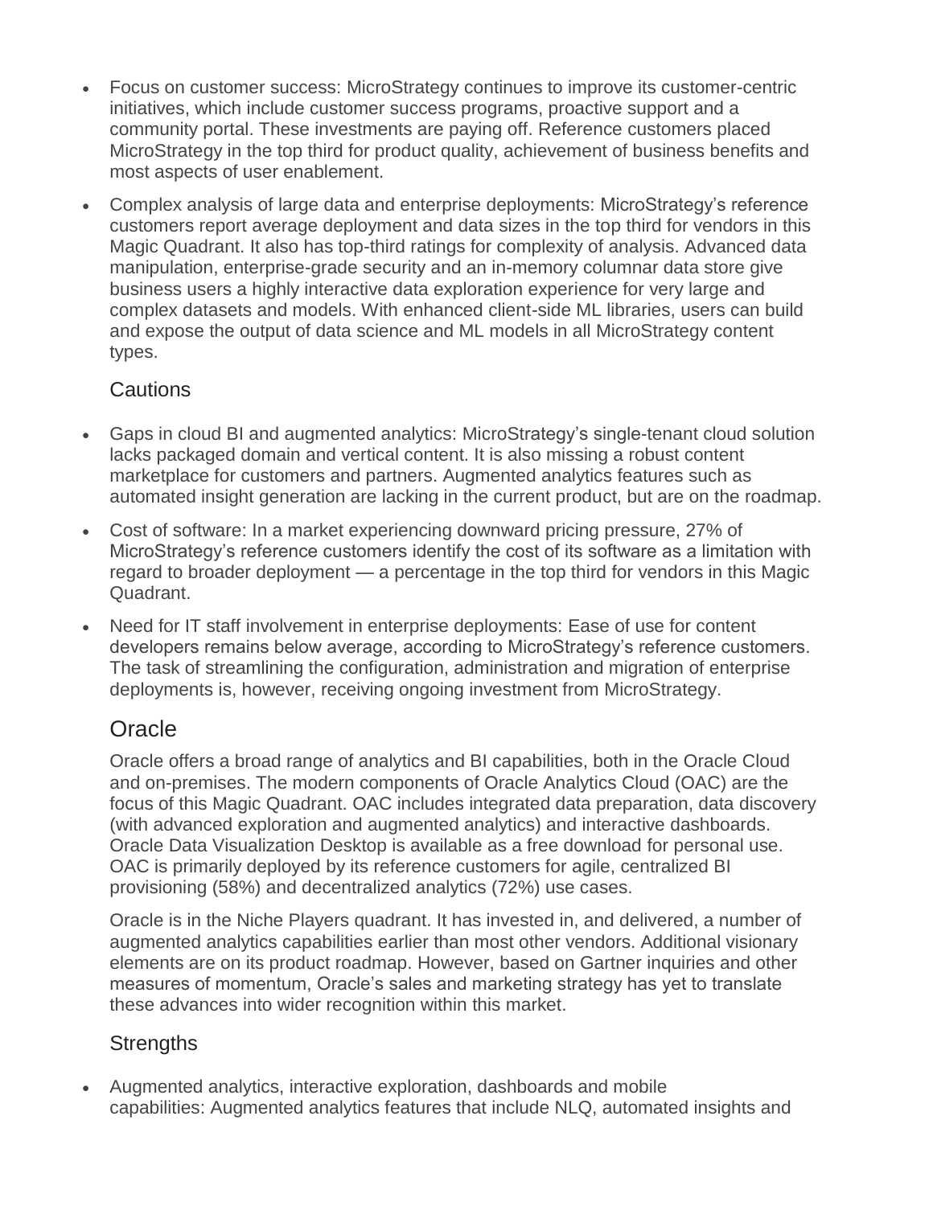- Focus on customer success: MicroStrategy continues to improve its customer-centric initiatives, which include customer success programs, proactive support and a community portal. These investments are paying off. Reference customers placed MicroStrategy in the top third for product quality, achievement of business benefits and most aspects of user enablement.
- Complex analysis of large data and enterprise deployments: MicroStrategy's reference customers report average deployment and data sizes in the top third for vendors in this Magic Quadrant. It also has top-third ratings for complexity of analysis. Advanced data manipulation, enterprise-grade security and an in-memory columnar data store give business users a highly interactive data exploration experience for very large and complex datasets and models. With enhanced client-side ML libraries, users can build and expose the output of data science and ML models in all MicroStrategy content types.

### Cautions

- Gaps in cloud BI and augmented analytics: MicroStrategy's single-tenant cloud solution lacks packaged domain and vertical content. It is also missing a robust content marketplace for customers and partners. Augmented analytics features such as automated insight generation are lacking in the current product, but are on the roadmap.
- Cost of software: In a market experiencing downward pricing pressure, 27% of MicroStrategy's reference customers identify the cost of its software as a limitation with regard to broader deployment — a percentage in the top third for vendors in this Magic Quadrant.
- Need for IT staff involvement in enterprise deployments: Ease of use for content developers remains below average, according to MicroStrategy's reference customers. The task of streamlining the configuration, administration and migration of enterprise deployments is, however, receiving ongoing investment from MicroStrategy.

## Oracle

Oracle offers a broad range of analytics and BI capabilities, both in the Oracle Cloud and on-premises. The modern components of Oracle Analytics Cloud (OAC) are the focus of this Magic Quadrant. OAC includes integrated data preparation, data discovery (with advanced exploration and augmented analytics) and interactive dashboards. Oracle Data Visualization Desktop is available as a free download for personal use. OAC is primarily deployed by its reference customers for agile, centralized BI provisioning (58%) and decentralized analytics (72%) use cases.

Oracle is in the Niche Players quadrant. It has invested in, and delivered, a number of augmented analytics capabilities earlier than most other vendors. Additional visionary elements are on its product roadmap. However, based on Gartner inquiries and other measures of momentum, Oracle's sales and marketing strategy has yet to translate these advances into wider recognition within this market.

### Strengths

- Augmented analytics, interactive exploration, dashboards and mobile capabilities: Augmented analytics features that include NLQ, automated insights and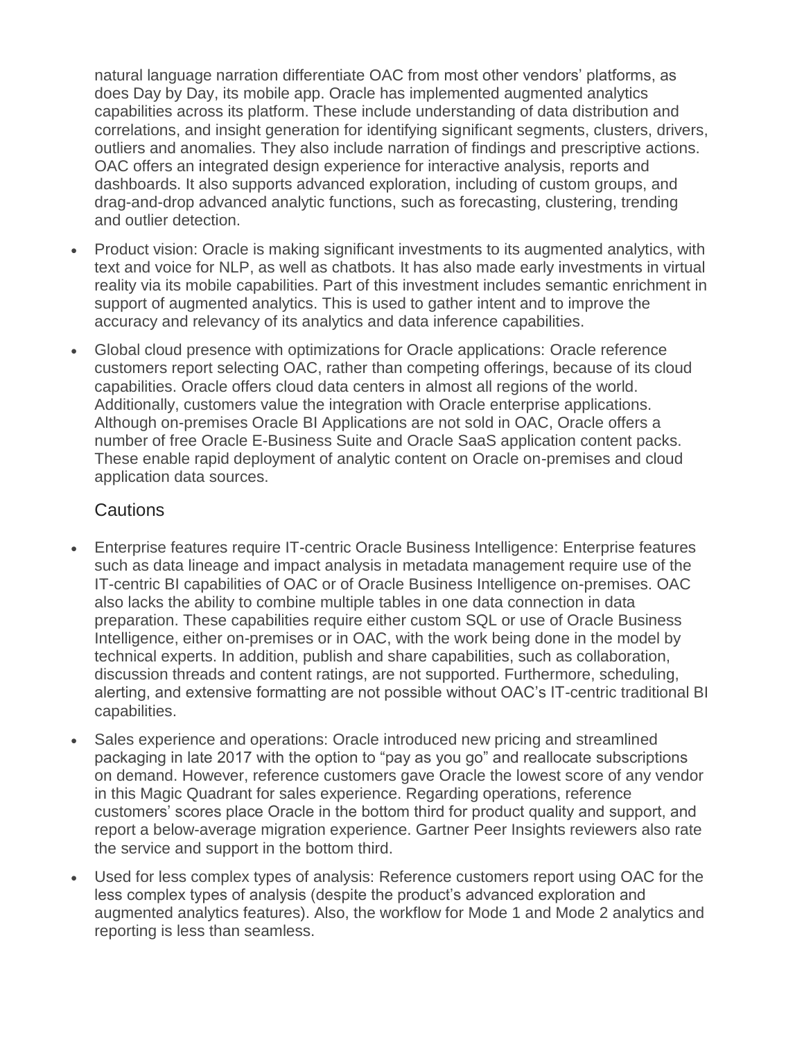natural language narration differentiate OAC from most other vendors' platforms, as does Day by Day, its mobile app. Oracle has implemented augmented analytics capabilities across its platform. These include understanding of data distribution and correlations, and insight generation for identifying significant segments, clusters, drivers, outliers and anomalies. They also include narration of findings and prescriptive actions. OAC offers an integrated design experience for interactive analysis, reports and dashboards. It also supports advanced exploration, including of custom groups, and drag-and-drop advanced analytic functions, such as forecasting, clustering, trending and outlier detection.

- Product vision: Oracle is making significant investments to its augmented analytics, with text and voice for NLP, as well as chatbots. It has also made early investments in virtual reality via its mobile capabilities. Part of this investment includes semantic enrichment in support of augmented analytics. This is used to gather intent and to improve the accuracy and relevancy of its analytics and data inference capabilities.
- Global cloud presence with optimizations for Oracle applications: Oracle reference customers report selecting OAC, rather than competing offerings, because of its cloud capabilities. Oracle offers cloud data centers in almost all regions of the world. Additionally, customers value the integration with Oracle enterprise applications. Although on-premises Oracle BI Applications are not sold in OAC, Oracle offers a number of free Oracle E-Business Suite and Oracle SaaS application content packs. These enable rapid deployment of analytic content on Oracle on-premises and cloud application data sources.

### Cautions

- Enterprise features require IT-centric Oracle Business Intelligence: Enterprise features such as data lineage and impact analysis in metadata management require use of the IT-centric BI capabilities of OAC or of Oracle Business Intelligence on-premises. OAC also lacks the ability to combine multiple tables in one data connection in data preparation. These capabilities require either custom SQL or use of Oracle Business Intelligence, either on-premises or in OAC, with the work being done in the model by technical experts. In addition, publish and share capabilities, such as collaboration, discussion threads and content ratings, are not supported. Furthermore, scheduling, alerting, and extensive formatting are not possible without OAC's IT-centric traditional BI capabilities.
- Sales experience and operations: Oracle introduced new pricing and streamlined packaging in late 2017 with the option to "pay as you go" and reallocate subscriptions on demand. However, reference customers gave Oracle the lowest score of any vendor in this Magic Quadrant for sales experience. Regarding operations, reference customers' scores place Oracle in the bottom third for product quality and support, and report a below-average migration experience. Gartner Peer Insights reviewers also rate the service and support in the bottom third.
- Used for less complex types of analysis: Reference customers report using OAC for the less complex types of analysis (despite the product's advanced exploration and augmented analytics features). Also, the workflow for Mode 1 and Mode 2 analytics and reporting is less than seamless.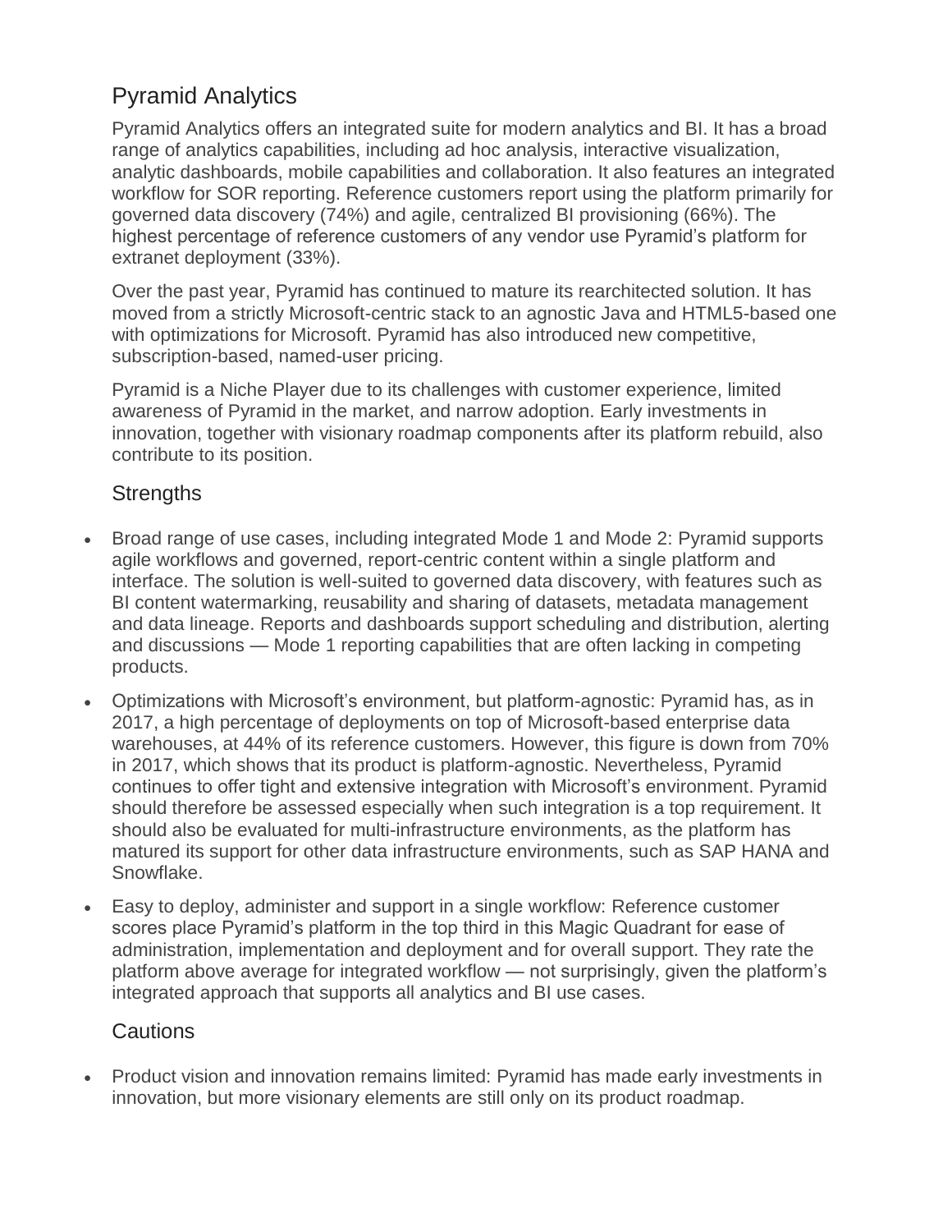## Pyramid Analytics

Pyramid Analytics offers an integrated suite for modern analytics and BI. It has a broad range of analytics capabilities, including ad hoc analysis, interactive visualization, analytic dashboards, mobile capabilities and collaboration. It also features an integrated workflow for SOR reporting. Reference customers report using the platform primarily for governed data discovery (74%) and agile, centralized BI provisioning (66%). The highest percentage of reference customers of any vendor use Pyramid's platform for extranet deployment (33%).

Over the past year, Pyramid has continued to mature its rearchitected solution. It has moved from a strictly Microsoft-centric stack to an agnostic Java and HTML5-based one with optimizations for Microsoft. Pyramid has also introduced new competitive, subscription-based, named-user pricing.

Pyramid is a Niche Player due to its challenges with customer experience, limited awareness of Pyramid in the market, and narrow adoption. Early investments in innovation, together with visionary roadmap components after its platform rebuild, also contribute to its position.

### Strengths

- Broad range of use cases, including integrated Mode 1 and Mode 2: Pyramid supports agile workflows and governed, report-centric content within a single platform and interface. The solution is well-suited to governed data discovery, with features such as BI content watermarking, reusability and sharing of datasets, metadata management and data lineage. Reports and dashboards support scheduling and distribution, alerting and discussions — Mode 1 reporting capabilities that are often lacking in competing products.
- Optimizations with Microsoft's environment, but platform-agnostic: Pyramid has, as in 2017, a high percentage of deployments on top of Microsoft-based enterprise data warehouses, at 44% of its reference customers. However, this figure is down from 70% in 2017, which shows that its product is platform-agnostic. Nevertheless, Pyramid continues to offer tight and extensive integration with Microsoft's environment. Pyramid should therefore be assessed especially when such integration is a top requirement. It should also be evaluated for multi-infrastructure environments, as the platform has matured its support for other data infrastructure environments, such as SAP HANA and Snowflake.
- Easy to deploy, administer and support in a single workflow: Reference customer scores place Pyramid's platform in the top third in this Magic Quadrant for ease of administration, implementation and deployment and for overall support. They rate the platform above average for integrated workflow — not surprisingly, given the platform's integrated approach that supports all analytics and BI use cases.

### Cautions

- Product vision and innovation remains limited: Pyramid has made early investments in innovation, but more visionary elements are still only on its product roadmap.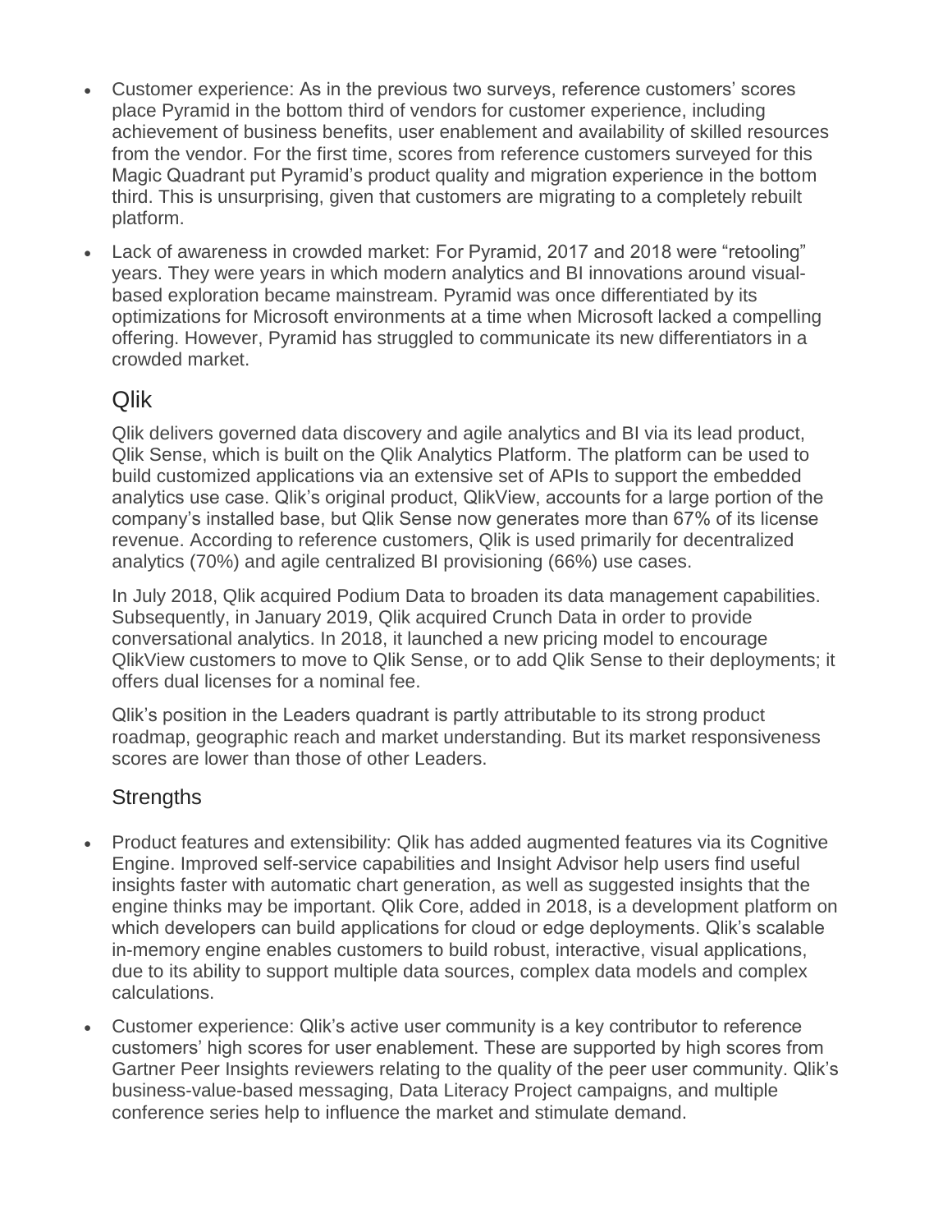- Customer experience: As in the previous two surveys, reference customers' scores place Pyramid in the bottom third of vendors for customer experience, including achievement of business benefits, user enablement and availability of skilled resources from the vendor. For the first time, scores from reference customers surveyed for this Magic Quadrant put Pyramid's product quality and migration experience in the bottom third. This is unsurprising, given that customers are migrating to a completely rebuilt platform.
- Lack of awareness in crowded market: For Pyramid, 2017 and 2018 were "retooling" years. They were years in which modern analytics and BI innovations around visual-based exploration became mainstream. Pyramid was once differentiated by its optimizations for Microsoft environments at a time when Microsoft lacked a compelling offering. However, Pyramid has struggled to communicate its new differentiators in a crowded market.

## Qlik

Qlik delivers governed data discovery and agile analytics and BI via its lead product, Qlik Sense, which is built on the Qlik Analytics Platform. The platform can be used to build customized applications via an extensive set of APIs to support the embedded analytics use case. Qlik's original product, QlikView, accounts for a large portion of the company's installed base, but Qlik Sense now generates more than 67% of its license revenue. According to reference customers, Qlik is used primarily for decentralized analytics (70%) and agile centralized BI provisioning (66%) use cases.

In July 2018, Qlik acquired Podium Data to broaden its data management capabilities. Subsequently, in January 2019, Qlik acquired Crunch Data in order to provide conversational analytics. In 2018, it launched a new pricing model to encourage QlikView customers to move to Qlik Sense, or to add Qlik Sense to their deployments; it offers dual licenses for a nominal fee.

Qlik's position in the Leaders quadrant is partly attributable to its strong product roadmap, geographic reach and market understanding. But its market responsiveness scores are lower than those of other Leaders.

### Strengths

- Product features and extensibility: Qlik has added augmented features via its Cognitive Engine. Improved self-service capabilities and Insight Advisor help users find useful insights faster with automatic chart generation, as well as suggested insights that the engine thinks may be important. Qlik Core, added in 2018, is a development platform on which developers can build applications for cloud or edge deployments. Qlik's scalable in-memory engine enables customers to build robust, interactive, visual applications, due to its ability to support multiple data sources, complex data models and complex calculations.
- Customer experience: Qlik's active user community is a key contributor to reference customers' high scores for user enablement. These are supported by high scores from Gartner Peer Insights reviewers relating to the quality of the peer user community. Qlik's business-value-based messaging, Data Literacy Project campaigns, and multiple conference series help to influence the market and stimulate demand.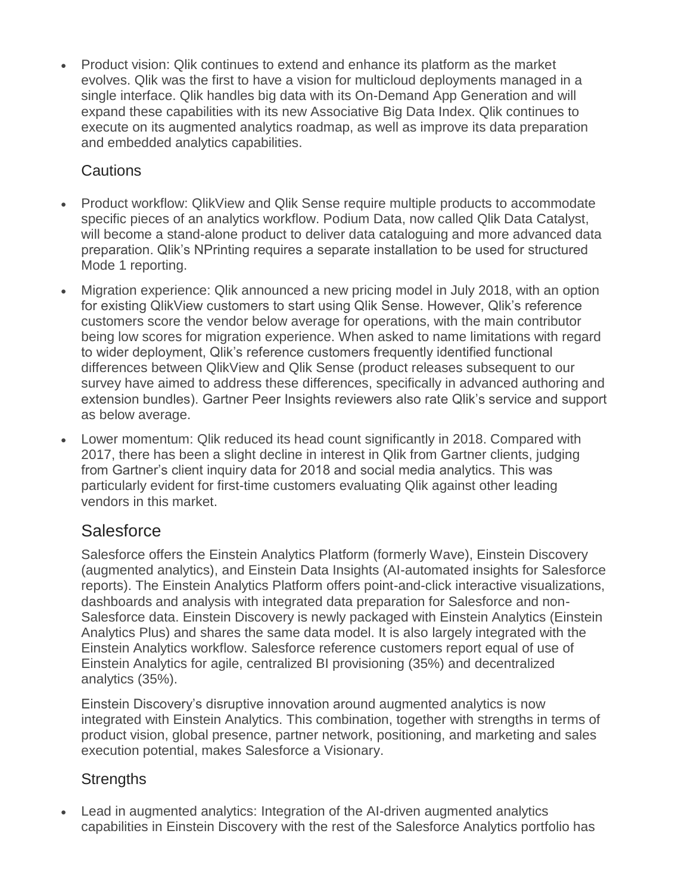- Product vision: Qlik continues to extend and enhance its platform as the market evolves. Qlik was the first to have a vision for multicloud deployments managed in a single interface. Qlik handles big data with its On-Demand App Generation and will expand these capabilities with its new Associative Big Data Index. Qlik continues to execute on its augmented analytics roadmap, as well as improve its data preparation and embedded analytics capabilities.

### Cautions

- Product workflow: QlikView and Qlik Sense require multiple products to accommodate specific pieces of an analytics workflow. Podium Data, now called Qlik Data Catalyst, will become a stand-alone product to deliver data cataloguing and more advanced data preparation. Qlik's NPrinting requires a separate installation to be used for structured Mode 1 reporting.
- Migration experience: Qlik announced a new pricing model in July 2018, with an option for existing QlikView customers to start using Qlik Sense. However, Qlik's reference customers score the vendor below average for operations, with the main contributor being low scores for migration experience. When asked to name limitations with regard to wider deployment, Qlik's reference customers frequently identified functional differences between QlikView and Qlik Sense (product releases subsequent to our survey have aimed to address these differences, specifically in advanced authoring and extension bundles). Gartner Peer Insights reviewers also rate Qlik's service and support as below average.
- Lower momentum: Qlik reduced its head count significantly in 2018. Compared with 2017, there has been a slight decline in interest in Qlik from Gartner clients, judging from Gartner's client inquiry data for 2018 and social media analytics. This was particularly evident for first-time customers evaluating Qlik against other leading vendors in this market.

## Salesforce

Salesforce offers the Einstein Analytics Platform (formerly Wave), Einstein Discovery (augmented analytics), and Einstein Data Insights (AI-automated insights for Salesforce reports). The Einstein Analytics Platform offers point-and-click interactive visualizations, dashboards and analysis with integrated data preparation for Salesforce and non-Salesforce data. Einstein Discovery is newly packaged with Einstein Analytics (Einstein Analytics Plus) and shares the same data model. It is also largely integrated with the Einstein Analytics workflow. Salesforce reference customers report equal of use of Einstein Analytics for agile, centralized BI provisioning (35%) and decentralized analytics (35%).

Einstein Discovery's disruptive innovation around augmented analytics is now integrated with Einstein Analytics. This combination, together with strengths in terms of product vision, global presence, partner network, positioning, and marketing and sales execution potential, makes Salesforce a Visionary.

### Strengths

- Lead in augmented analytics: Integration of the AI-driven augmented analytics capabilities in Einstein Discovery with the rest of the Salesforce Analytics portfolio has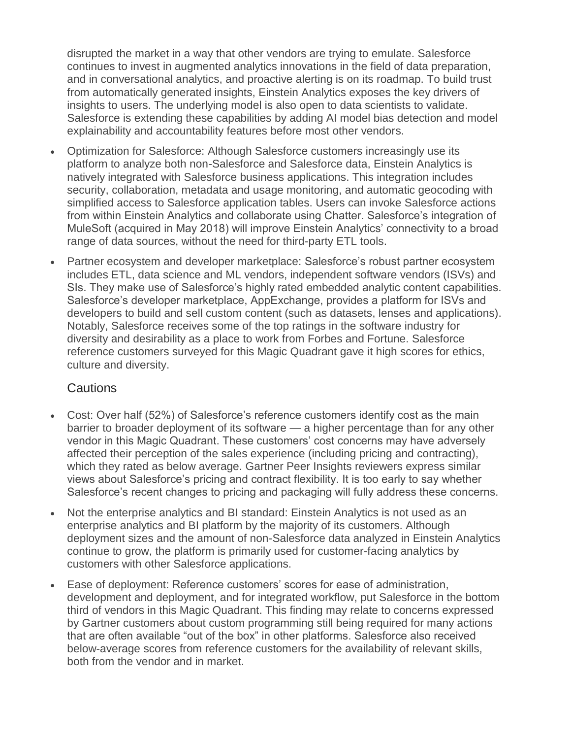disrupted the market in a way that other vendors are trying to emulate. Salesforce continues to invest in augmented analytics innovations in the field of data preparation, and in conversational analytics, and proactive alerting is on its roadmap. To build trust from automatically generated insights, Einstein Analytics exposes the key drivers of insights to users. The underlying model is also open to data scientists to validate. Salesforce is extending these capabilities by adding AI model bias detection and model explainability and accountability features before most other vendors.

- Optimization for Salesforce: Although Salesforce customers increasingly use its platform to analyze both non-Salesforce and Salesforce data, Einstein Analytics is natively integrated with Salesforce business applications. This integration includes security, collaboration, metadata and usage monitoring, and automatic geocoding with simplified access to Salesforce application tables. Users can invoke Salesforce actions from within Einstein Analytics and collaborate using Chatter. Salesforce's integration of MuleSoft (acquired in May 2018) will improve Einstein Analytics' connectivity to a broad range of data sources, without the need for third-party ETL tools.
- Partner ecosystem and developer marketplace: Salesforce's robust partner ecosystem includes ETL, data science and ML vendors, independent software vendors (ISVs) and SIs. They make use of Salesforce's highly rated embedded analytic content capabilities. Salesforce's developer marketplace, AppExchange, provides a platform for ISVs and developers to build and sell custom content (such as datasets, lenses and applications). Notably, Salesforce receives some of the top ratings in the software industry for diversity and desirability as a place to work from Forbes and Fortune. Salesforce reference customers surveyed for this Magic Quadrant gave it high scores for ethics, culture and diversity.

### Cautions

- Cost: Over half (52%) of Salesforce's reference customers identify cost as the main barrier to broader deployment of its software — a higher percentage than for any other vendor in this Magic Quadrant. These customers' cost concerns may have adversely affected their perception of the sales experience (including pricing and contracting), which they rated as below average. Gartner Peer Insights reviewers express similar views about Salesforce's pricing and contract flexibility. It is too early to say whether Salesforce's recent changes to pricing and packaging will fully address these concerns.
- Not the enterprise analytics and BI standard: Einstein Analytics is not used as an enterprise analytics and BI platform by the majority of its customers. Although deployment sizes and the amount of non-Salesforce data analyzed in Einstein Analytics continue to grow, the platform is primarily used for customer-facing analytics by customers with other Salesforce applications.
- Ease of deployment: Reference customers' scores for ease of administration, development and deployment, and for integrated workflow, put Salesforce in the bottom third of vendors in this Magic Quadrant. This finding may relate to concerns expressed by Gartner customers about custom programming still being required for many actions that are often available "out of the box" in other platforms. Salesforce also received below-average scores from reference customers for the availability of relevant skills, both from the vendor and in market.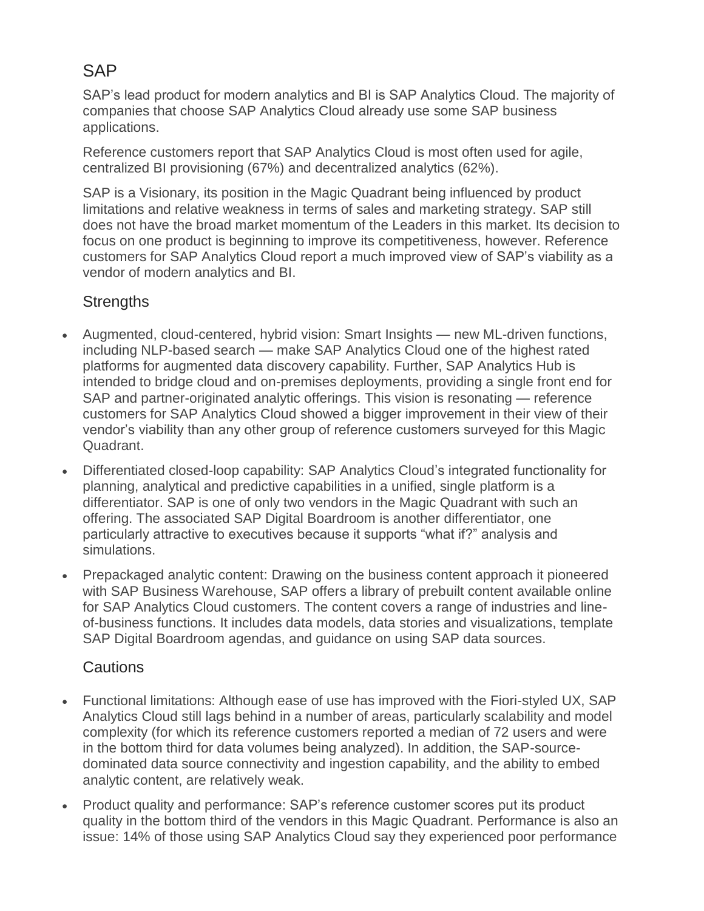## SAP

SAP's lead product for modern analytics and BI is SAP Analytics Cloud. The majority of companies that choose SAP Analytics Cloud already use some SAP business applications.

Reference customers report that SAP Analytics Cloud is most often used for agile, centralized BI provisioning (67%) and decentralized analytics (62%).

SAP is a Visionary, its position in the Magic Quadrant being influenced by product limitations and relative weakness in terms of sales and marketing strategy. SAP still does not have the broad market momentum of the Leaders in this market. Its decision to focus on one product is beginning to improve its competitiveness, however. Reference customers for SAP Analytics Cloud report a much improved view of SAP's viability as a vendor of modern analytics and BI.

### Strengths

- Augmented, cloud-centered, hybrid vision: Smart Insights — new ML-driven functions, including NLP-based search — make SAP Analytics Cloud one of the highest rated platforms for augmented data discovery capability. Further, SAP Analytics Hub is intended to bridge cloud and on-premises deployments, providing a single front end for SAP and partner-originated analytic offerings. This vision is resonating — reference customers for SAP Analytics Cloud showed a bigger improvement in their view of their vendor's viability than any other group of reference customers surveyed for this Magic Quadrant.
- Differentiated closed-loop capability: SAP Analytics Cloud's integrated functionality for planning, analytical and predictive capabilities in a unified, single platform is a differentiator. SAP is one of only two vendors in the Magic Quadrant with such an offering. The associated SAP Digital Boardroom is another differentiator, one particularly attractive to executives because it supports "what if?" analysis and simulations.
- Prepackaged analytic content: Drawing on the business content approach it pioneered with SAP Business Warehouse, SAP offers a library of prebuilt content available online for SAP Analytics Cloud customers. The content covers a range of industries and line-of-business functions. It includes data models, data stories and visualizations, template SAP Digital Boardroom agendas, and guidance on using SAP data sources.

### Cautions

- Functional limitations: Although ease of use has improved with the Fiori-styled UX, SAP Analytics Cloud still lags behind in a number of areas, particularly scalability and model complexity (for which its reference customers reported a median of 72 users and were in the bottom third for data volumes being analyzed). In addition, the SAP-source-dominated data source connectivity and ingestion capability, and the ability to embed analytic content, are relatively weak.
- Product quality and performance: SAP's reference customer scores put its product quality in the bottom third of the vendors in this Magic Quadrant. Performance is also an issue: 14% of those using SAP Analytics Cloud say they experienced poor performance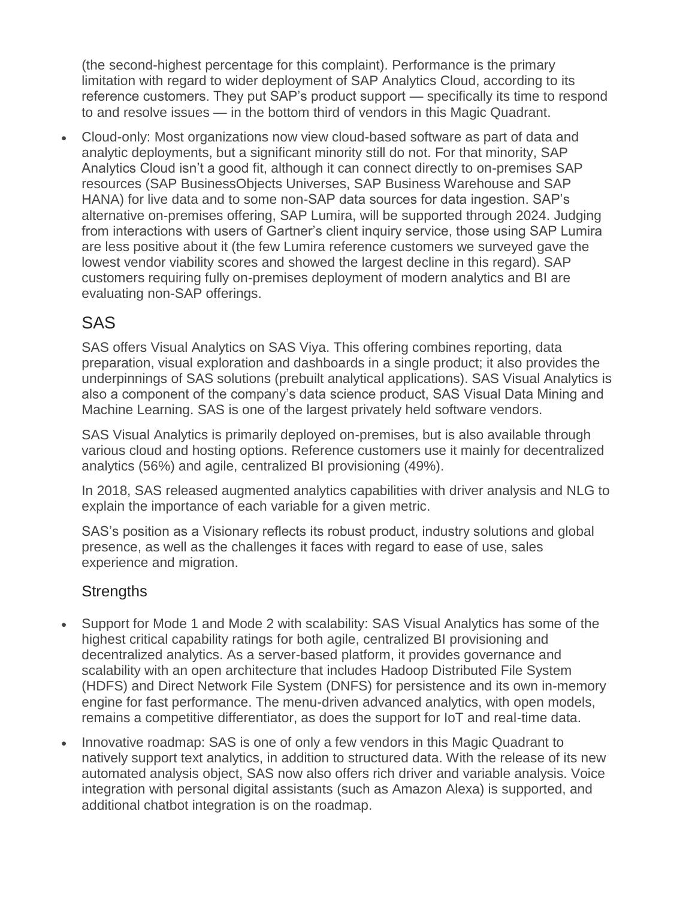(the second-highest percentage for this complaint). Performance is the primary limitation with regard to wider deployment of SAP Analytics Cloud, according to its reference customers. They put SAP's product support — specifically its time to respond to and resolve issues — in the bottom third of vendors in this Magic Quadrant.

- Cloud-only: Most organizations now view cloud-based software as part of data and analytic deployments, but a significant minority still do not. For that minority, SAP Analytics Cloud isn't a good fit, although it can connect directly to on-premises SAP resources (SAP BusinessObjects Universes, SAP Business Warehouse and SAP HANA) for live data and to some non-SAP data sources for data ingestion. SAP's alternative on-premises offering, SAP Lumira, will be supported through 2024. Judging from interactions with users of Gartner's client inquiry service, those using SAP Lumira are less positive about it (the few Lumira reference customers we surveyed gave the lowest vendor viability scores and showed the largest decline in this regard). SAP customers requiring fully on-premises deployment of modern analytics and BI are evaluating non-SAP offerings.

## SAS

SAS offers Visual Analytics on SAS Viya. This offering combines reporting, data preparation, visual exploration and dashboards in a single product; it also provides the underpinnings of SAS solutions (prebuilt analytical applications). SAS Visual Analytics is also a component of the company's data science product, SAS Visual Data Mining and Machine Learning. SAS is one of the largest privately held software vendors.

SAS Visual Analytics is primarily deployed on-premises, but is also available through various cloud and hosting options. Reference customers use it mainly for decentralized analytics (56%) and agile, centralized BI provisioning (49%).

In 2018, SAS released augmented analytics capabilities with driver analysis and NLG to explain the importance of each variable for a given metric.

SAS's position as a Visionary reflects its robust product, industry solutions and global presence, as well as the challenges it faces with regard to ease of use, sales experience and migration.

### Strengths

- Support for Mode 1 and Mode 2 with scalability: SAS Visual Analytics has some of the highest critical capability ratings for both agile, centralized BI provisioning and decentralized analytics. As a server-based platform, it provides governance and scalability with an open architecture that includes Hadoop Distributed File System (HDFS) and Direct Network File System (DNFS) for persistence and its own in-memory engine for fast performance. The menu-driven advanced analytics, with open models, remains a competitive differentiator, as does the support for IoT and real-time data.
- Innovative roadmap: SAS is one of only a few vendors in this Magic Quadrant to natively support text analytics, in addition to structured data. With the release of its new automated analysis object, SAS now also offers rich driver and variable analysis. Voice integration with personal digital assistants (such as Amazon Alexa) is supported, and additional chatbot integration is on the roadmap.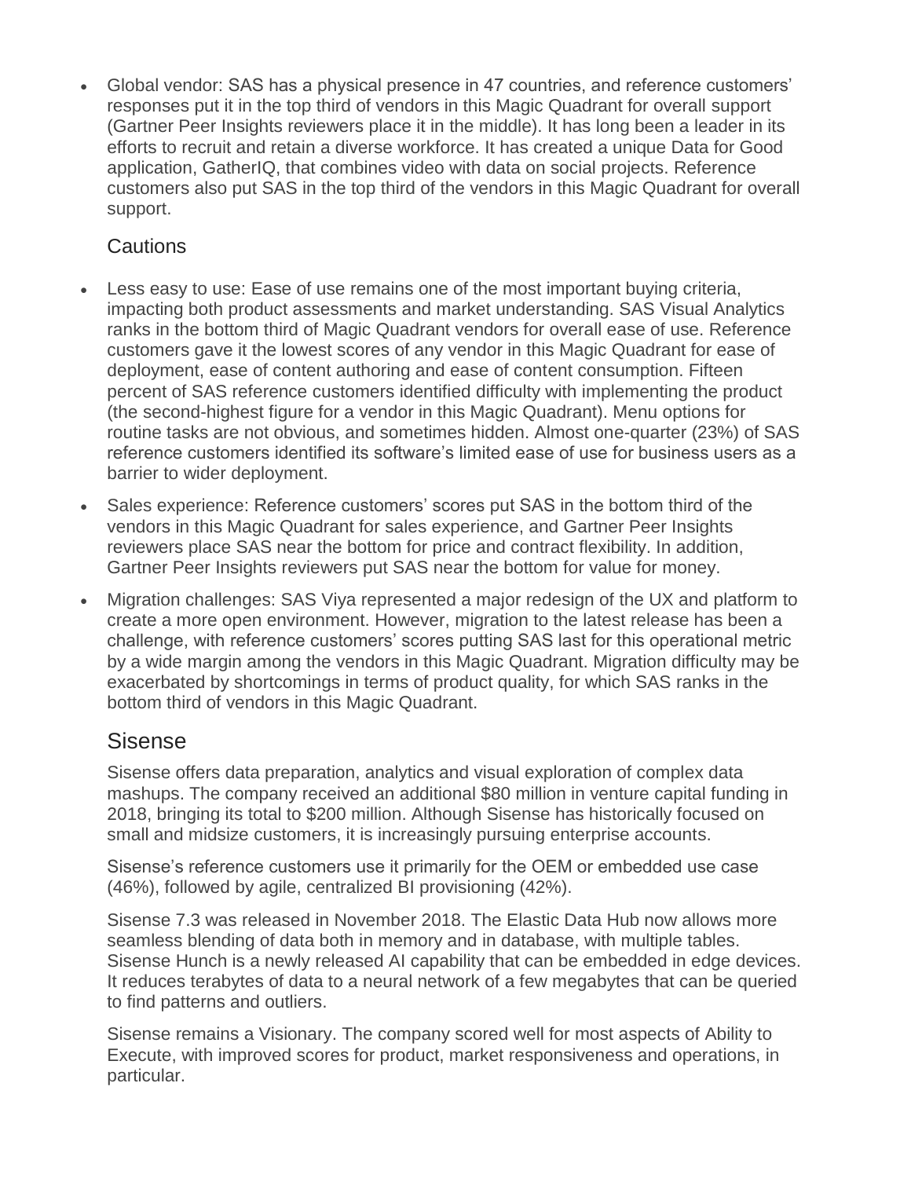- Global vendor: SAS has a physical presence in 47 countries, and reference customers' responses put it in the top third of vendors in this Magic Quadrant for overall support (Gartner Peer Insights reviewers place it in the middle). It has long been a leader in its efforts to recruit and retain a diverse workforce. It has created a unique Data for Good application, GatherIQ, that combines video with data on social projects. Reference customers also put SAS in the top third of the vendors in this Magic Quadrant for overall support.

### Cautions

- Less easy to use: Ease of use remains one of the most important buying criteria, impacting both product assessments and market understanding. SAS Visual Analytics ranks in the bottom third of Magic Quadrant vendors for overall ease of use. Reference customers gave it the lowest scores of any vendor in this Magic Quadrant for ease of deployment, ease of content authoring and ease of content consumption. Fifteen percent of SAS reference customers identified difficulty with implementing the product (the second-highest figure for a vendor in this Magic Quadrant). Menu options for routine tasks are not obvious, and sometimes hidden. Almost one-quarter (23%) of SAS reference customers identified its software's limited ease of use for business users as a barrier to wider deployment.
- Sales experience: Reference customers' scores put SAS in the bottom third of the vendors in this Magic Quadrant for sales experience, and Gartner Peer Insights reviewers place SAS near the bottom for price and contract flexibility. In addition, Gartner Peer Insights reviewers put SAS near the bottom for value for money.
- Migration challenges: SAS Viya represented a major redesign of the UX and platform to create a more open environment. However, migration to the latest release has been a challenge, with reference customers' scores putting SAS last for this operational metric by a wide margin among the vendors in this Magic Quadrant. Migration difficulty may be exacerbated by shortcomings in terms of product quality, for which SAS ranks in the bottom third of vendors in this Magic Quadrant.

## Sisense

Sisense offers data preparation, analytics and visual exploration of complex data mashups. The company received an additional $80 million in venture capital funding in 2018, bringing its total to $200 million. Although Sisense has historically focused on small and midsize customers, it is increasingly pursuing enterprise accounts.

Sisense's reference customers use it primarily for the OEM or embedded use case (46%), followed by agile, centralized BI provisioning (42%).

Sisense 7.3 was released in November 2018. The Elastic Data Hub now allows more seamless blending of data both in memory and in database, with multiple tables. Sisense Hunch is a newly released AI capability that can be embedded in edge devices. It reduces terabytes of data to a neural network of a few megabytes that can be queried to find patterns and outliers.

Sisense remains a Visionary. The company scored well for most aspects of Ability to Execute, with improved scores for product, market responsiveness and operations, in particular.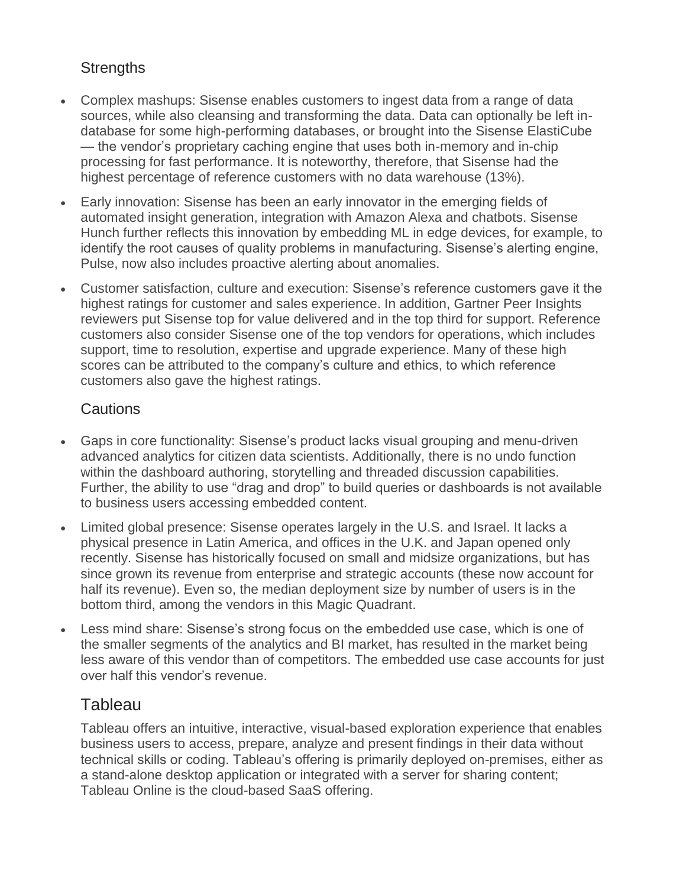### Strengths

- Complex mashups: Sisense enables customers to ingest data from a range of data sources, while also cleansing and transforming the data. Data can optionally be left in-database for some high-performing databases, or brought into the Sisense ElastiCube — the vendor's proprietary caching engine that uses both in-memory and in-chip processing for fast performance. It is noteworthy, therefore, that Sisense had the highest percentage of reference customers with no data warehouse (13%).
- Early innovation: Sisense has been an early innovator in the emerging fields of automated insight generation, integration with Amazon Alexa and chatbots. Sisense Hunch further reflects this innovation by embedding ML in edge devices, for example, to identify the root causes of quality problems in manufacturing. Sisense's alerting engine, Pulse, now also includes proactive alerting about anomalies.
- Customer satisfaction, culture and execution: Sisense's reference customers gave it the highest ratings for customer and sales experience. In addition, Gartner Peer Insights reviewers put Sisense top for value delivered and in the top third for support. Reference customers also consider Sisense one of the top vendors for operations, which includes support, time to resolution, expertise and upgrade experience. Many of these high scores can be attributed to the company's culture and ethics, to which reference customers also gave the highest ratings.

### Cautions

- Gaps in core functionality: Sisense's product lacks visual grouping and menu-driven advanced analytics for citizen data scientists. Additionally, there is no undo function within the dashboard authoring, storytelling and threaded discussion capabilities. Further, the ability to use "drag and drop" to build queries or dashboards is not available to business users accessing embedded content.
- Limited global presence: Sisense operates largely in the U.S. and Israel. It lacks a physical presence in Latin America, and offices in the U.K. and Japan opened only recently. Sisense has historically focused on small and midsize organizations, but has since grown its revenue from enterprise and strategic accounts (these now account for half its revenue). Even so, the median deployment size by number of users is in the bottom third, among the vendors in this Magic Quadrant.
- Less mind share: Sisense's strong focus on the embedded use case, which is one of the smaller segments of the analytics and BI market, has resulted in the market being less aware of this vendor than of competitors. The embedded use case accounts for just over half this vendor's revenue.

## Tableau

Tableau offers an intuitive, interactive, visual-based exploration experience that enables business users to access, prepare, analyze and present findings in their data without technical skills or coding. Tableau's offering is primarily deployed on-premises, either as a stand-alone desktop application or integrated with a server for sharing content; Tableau Online is the cloud-based SaaS offering.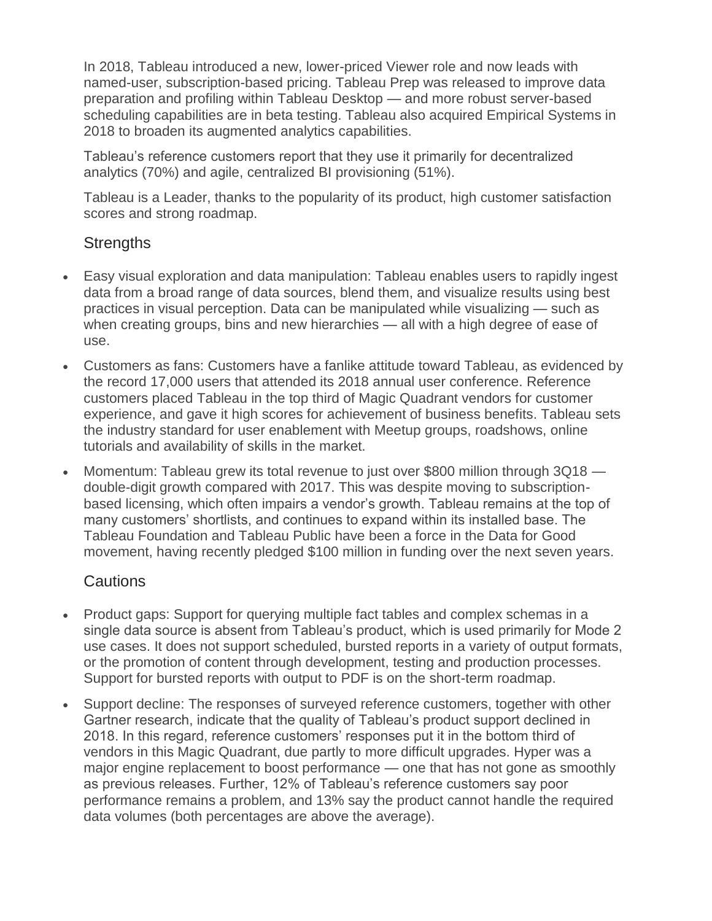In 2018, Tableau introduced a new, lower-priced Viewer role and now leads with named-user, subscription-based pricing. Tableau Prep was released to improve data preparation and profiling within Tableau Desktop — and more robust server-based scheduling capabilities are in beta testing. Tableau also acquired Empirical Systems in 2018 to broaden its augmented analytics capabilities.

Tableau's reference customers report that they use it primarily for decentralized analytics (70%) and agile, centralized BI provisioning (51%).

Tableau is a Leader, thanks to the popularity of its product, high customer satisfaction scores and strong roadmap.

## Strengths

- Easy visual exploration and data manipulation: Tableau enables users to rapidly ingest data from a broad range of data sources, blend them, and visualize results using best practices in visual perception. Data can be manipulated while visualizing — such as when creating groups, bins and new hierarchies — all with a high degree of ease of use.
- Customers as fans: Customers have a fanlike attitude toward Tableau, as evidenced by the record 17,000 users that attended its 2018 annual user conference. Reference customers placed Tableau in the top third of Magic Quadrant vendors for customer experience, and gave it high scores for achievement of business benefits. Tableau sets the industry standard for user enablement with Meetup groups, roadshows, online tutorials and availability of skills in the market.
- Momentum: Tableau grew its total revenue to just over $800 million through 3Q18 — double-digit growth compared with 2017. This was despite moving to subscription-based licensing, which often impairs a vendor's growth. Tableau remains at the top of many customers' shortlists, and continues to expand within its installed base. The Tableau Foundation and Tableau Public have been a force in the Data for Good movement, having recently pledged $100 million in funding over the next seven years.

## Cautions

- Product gaps: Support for querying multiple fact tables and complex schemas in a single data source is absent from Tableau's product, which is used primarily for Mode 2 use cases. It does not support scheduled, bursted reports in a variety of output formats, or the promotion of content through development, testing and production processes. Support for bursted reports with output to PDF is on the short-term roadmap.
- Support decline: The responses of surveyed reference customers, together with other Gartner research, indicate that the quality of Tableau's product support declined in 2018. In this regard, reference customers' responses put it in the bottom third of vendors in this Magic Quadrant, due partly to more difficult upgrades. Hyper was a major engine replacement to boost performance — one that has not gone as smoothly as previous releases. Further, 12% of Tableau's reference customers say poor performance remains a problem, and 13% say the product cannot handle the required data volumes (both percentages are above the average).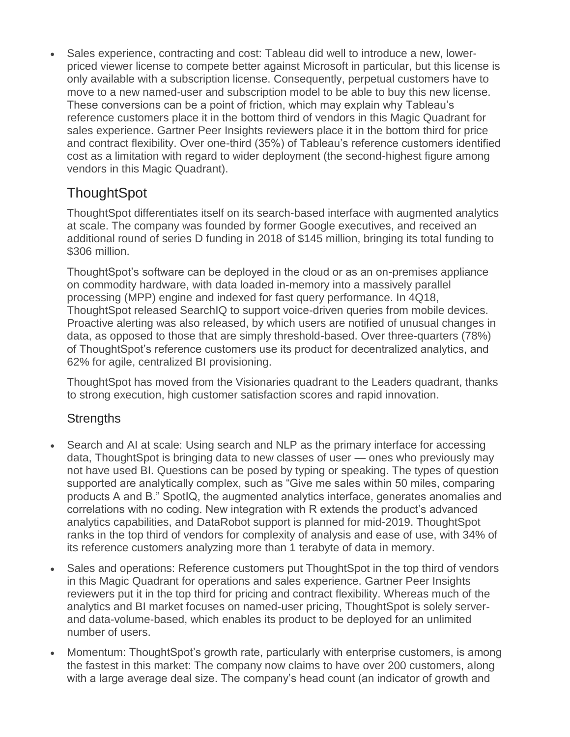- Sales experience, contracting and cost: Tableau did well to introduce a new, lower-priced viewer license to compete better against Microsoft in particular, but this license is only available with a subscription license. Consequently, perpetual customers have to move to a new named-user and subscription model to be able to buy this new license. These conversions can be a point of friction, which may explain why Tableau's reference customers place it in the bottom third of vendors in this Magic Quadrant for sales experience. Gartner Peer Insights reviewers place it in the bottom third for price and contract flexibility. Over one-third (35%) of Tableau's reference customers identified cost as a limitation with regard to wider deployment (the second-highest figure among vendors in this Magic Quadrant).

## ThoughtSpot

ThoughtSpot differentiates itself on its search-based interface with augmented analytics at scale. The company was founded by former Google executives, and received an additional round of series D funding in 2018 of $145 million, bringing its total funding to $306 million.

ThoughtSpot's software can be deployed in the cloud or as an on-premises appliance on commodity hardware, with data loaded in-memory into a massively parallel processing (MPP) engine and indexed for fast query performance. In 4Q18, ThoughtSpot released SearchIQ to support voice-driven queries from mobile devices. Proactive alerting was also released, by which users are notified of unusual changes in data, as opposed to those that are simply threshold-based. Over three-quarters (78%) of ThoughtSpot's reference customers use its product for decentralized analytics, and 62% for agile, centralized BI provisioning.

ThoughtSpot has moved from the Visionaries quadrant to the Leaders quadrant, thanks to strong execution, high customer satisfaction scores and rapid innovation.

### Strengths

- Search and AI at scale: Using search and NLP as the primary interface for accessing data, ThoughtSpot is bringing data to new classes of user — ones who previously may not have used BI. Questions can be posed by typing or speaking. The types of question supported are analytically complex, such as "Give me sales within 50 miles, comparing products A and B." SpotIQ, the augmented analytics interface, generates anomalies and correlations with no coding. New integration with R extends the product's advanced analytics capabilities, and DataRobot support is planned for mid-2019. ThoughtSpot ranks in the top third of vendors for complexity of analysis and ease of use, with 34% of its reference customers analyzing more than 1 terabyte of data in memory.
- Sales and operations: Reference customers put ThoughtSpot in the top third of vendors in this Magic Quadrant for operations and sales experience. Gartner Peer Insights reviewers put it in the top third for pricing and contract flexibility. Whereas much of the analytics and BI market focuses on named-user pricing, ThoughtSpot is solely server- and data-volume-based, which enables its product to be deployed for an unlimited number of users.
- Momentum: ThoughtSpot's growth rate, particularly with enterprise customers, is among the fastest in this market: The company now claims to have over 200 customers, along with a large average deal size. The company's head count (an indicator of growth and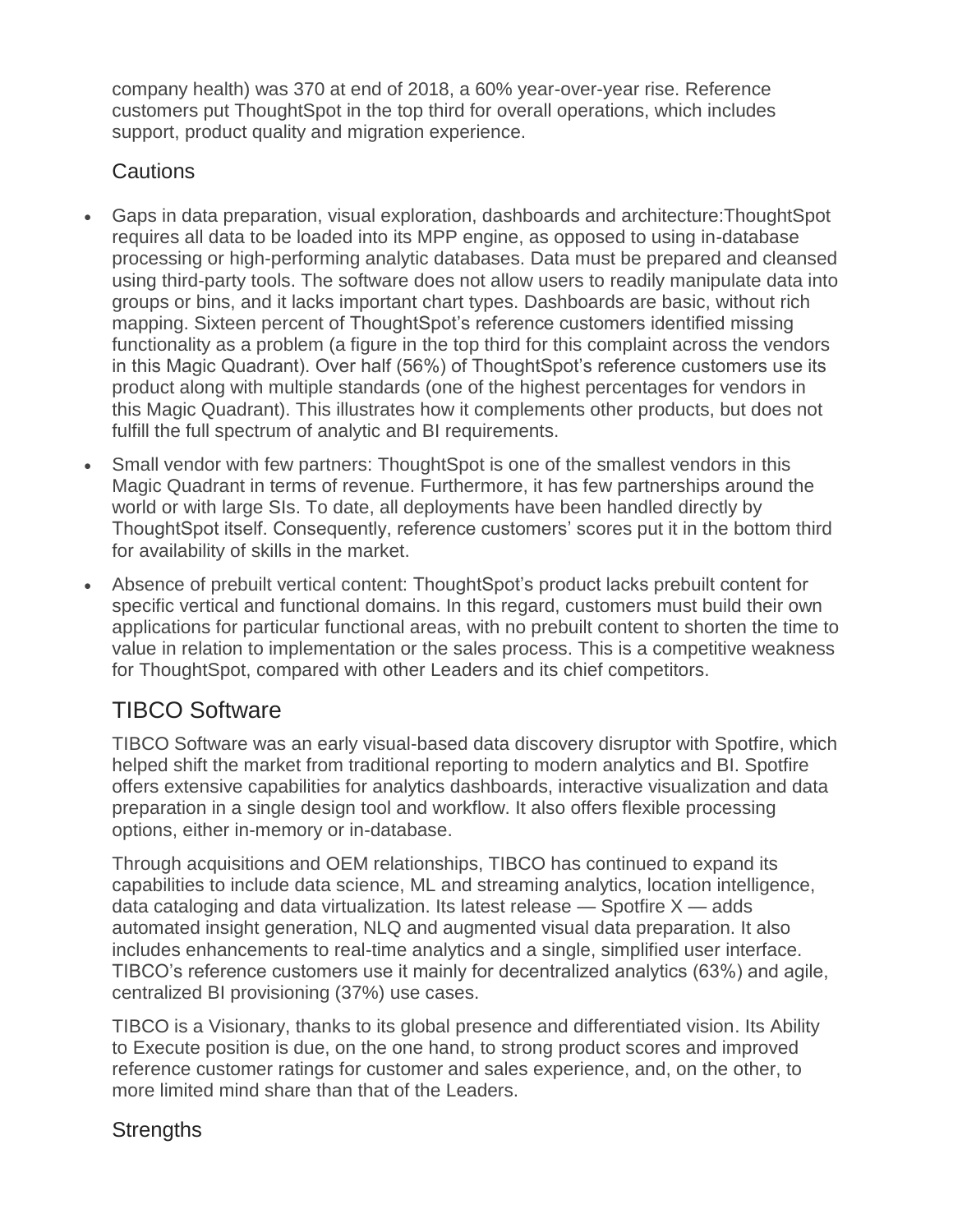company health) was 370 at end of 2018, a 60% year-over-year rise. Reference customers put ThoughtSpot in the top third for overall operations, which includes support, product quality and migration experience.

### Cautions

- Gaps in data preparation, visual exploration, dashboards and architecture:ThoughtSpot requires all data to be loaded into its MPP engine, as opposed to using in-database processing or high-performing analytic databases. Data must be prepared and cleansed using third-party tools. The software does not allow users to readily manipulate data into groups or bins, and it lacks important chart types. Dashboards are basic, without rich mapping. Sixteen percent of ThoughtSpot's reference customers identified missing functionality as a problem (a figure in the top third for this complaint across the vendors in this Magic Quadrant). Over half (56%) of ThoughtSpot's reference customers use its product along with multiple standards (one of the highest percentages for vendors in this Magic Quadrant). This illustrates how it complements other products, but does not fulfill the full spectrum of analytic and BI requirements.
- Small vendor with few partners: ThoughtSpot is one of the smallest vendors in this Magic Quadrant in terms of revenue. Furthermore, it has few partnerships around the world or with large SIs. To date, all deployments have been handled directly by ThoughtSpot itself. Consequently, reference customers' scores put it in the bottom third for availability of skills in the market.
- Absence of prebuilt vertical content: ThoughtSpot's product lacks prebuilt content for specific vertical and functional domains. In this regard, customers must build their own applications for particular functional areas, with no prebuilt content to shorten the time to value in relation to implementation or the sales process. This is a competitive weakness for ThoughtSpot, compared with other Leaders and its chief competitors.

## TIBCO Software

TIBCO Software was an early visual-based data discovery disruptor with Spotfire, which helped shift the market from traditional reporting to modern analytics and BI. Spotfire offers extensive capabilities for analytics dashboards, interactive visualization and data preparation in a single design tool and workflow. It also offers flexible processing options, either in-memory or in-database.

Through acquisitions and OEM relationships, TIBCO has continued to expand its capabilities to include data science, ML and streaming analytics, location intelligence, data cataloging and data virtualization. Its latest release — Spotfire X — adds automated insight generation, NLQ and augmented visual data preparation. It also includes enhancements to real-time analytics and a single, simplified user interface. TIBCO's reference customers use it mainly for decentralized analytics (63%) and agile, centralized BI provisioning (37%) use cases.

TIBCO is a Visionary, thanks to its global presence and differentiated vision. Its Ability to Execute position is due, on the one hand, to strong product scores and improved reference customer ratings for customer and sales experience, and, on the other, to more limited mind share than that of the Leaders.

### Strengths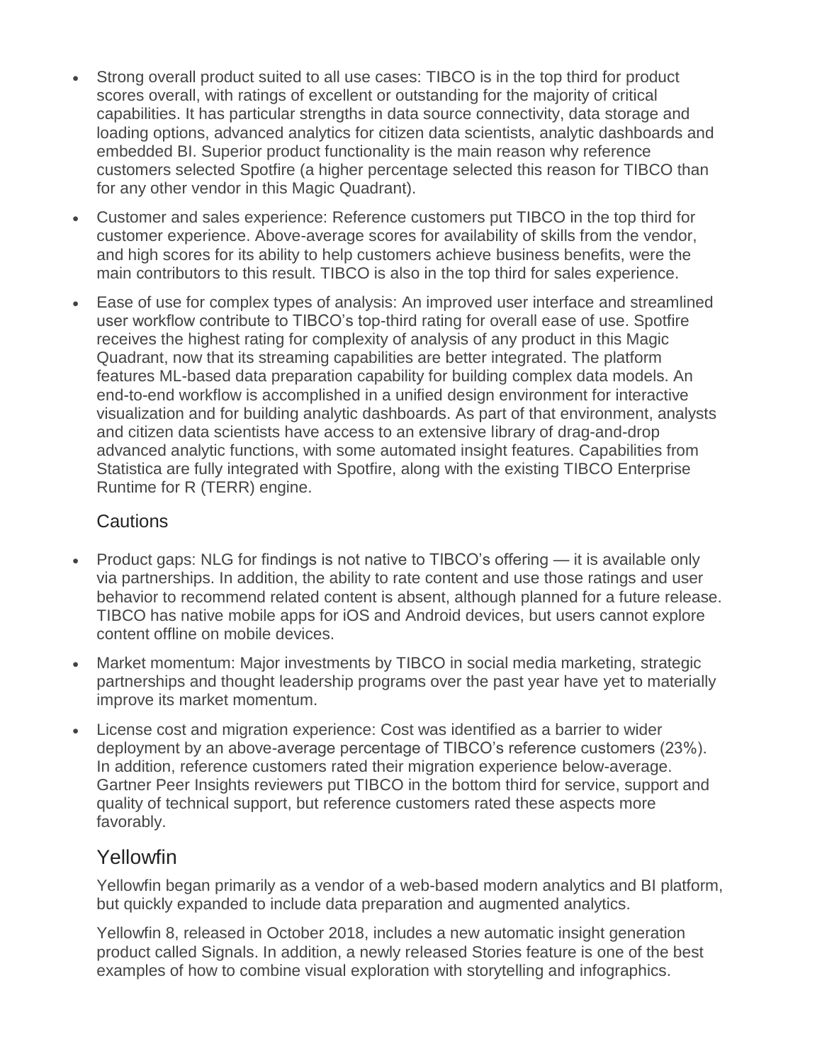- Strong overall product suited to all use cases: TIBCO is in the top third for product scores overall, with ratings of excellent or outstanding for the majority of critical capabilities. It has particular strengths in data source connectivity, data storage and loading options, advanced analytics for citizen data scientists, analytic dashboards and embedded BI. Superior product functionality is the main reason why reference customers selected Spotfire (a higher percentage selected this reason for TIBCO than for any other vendor in this Magic Quadrant).
- Customer and sales experience: Reference customers put TIBCO in the top third for customer experience. Above-average scores for availability of skills from the vendor, and high scores for its ability to help customers achieve business benefits, were the main contributors to this result. TIBCO is also in the top third for sales experience.
- Ease of use for complex types of analysis: An improved user interface and streamlined user workflow contribute to TIBCO's top-third rating for overall ease of use. Spotfire receives the highest rating for complexity of analysis of any product in this Magic Quadrant, now that its streaming capabilities are better integrated. The platform features ML-based data preparation capability for building complex data models. An end-to-end workflow is accomplished in a unified design environment for interactive visualization and for building analytic dashboards. As part of that environment, analysts and citizen data scientists have access to an extensive library of drag-and-drop advanced analytic functions, with some automated insight features. Capabilities from Statistica are fully integrated with Spotfire, along with the existing TIBCO Enterprise Runtime for R (TERR) engine.

### Cautions

- Product gaps: NLG for findings is not native to TIBCO's offering — it is available only via partnerships. In addition, the ability to rate content and use those ratings and user behavior to recommend related content is absent, although planned for a future release. TIBCO has native mobile apps for iOS and Android devices, but users cannot explore content offline on mobile devices.
- Market momentum: Major investments by TIBCO in social media marketing, strategic partnerships and thought leadership programs over the past year have yet to materially improve its market momentum.
- License cost and migration experience: Cost was identified as a barrier to wider deployment by an above-average percentage of TIBCO's reference customers (23%). In addition, reference customers rated their migration experience below-average. Gartner Peer Insights reviewers put TIBCO in the bottom third for service, support and quality of technical support, but reference customers rated these aspects more favorably.

## Yellowfin

Yellowfin began primarily as a vendor of a web-based modern analytics and BI platform, but quickly expanded to include data preparation and augmented analytics.

Yellowfin 8, released in October 2018, includes a new automatic insight generation product called Signals. In addition, a newly released Stories feature is one of the best examples of how to combine visual exploration with storytelling and infographics.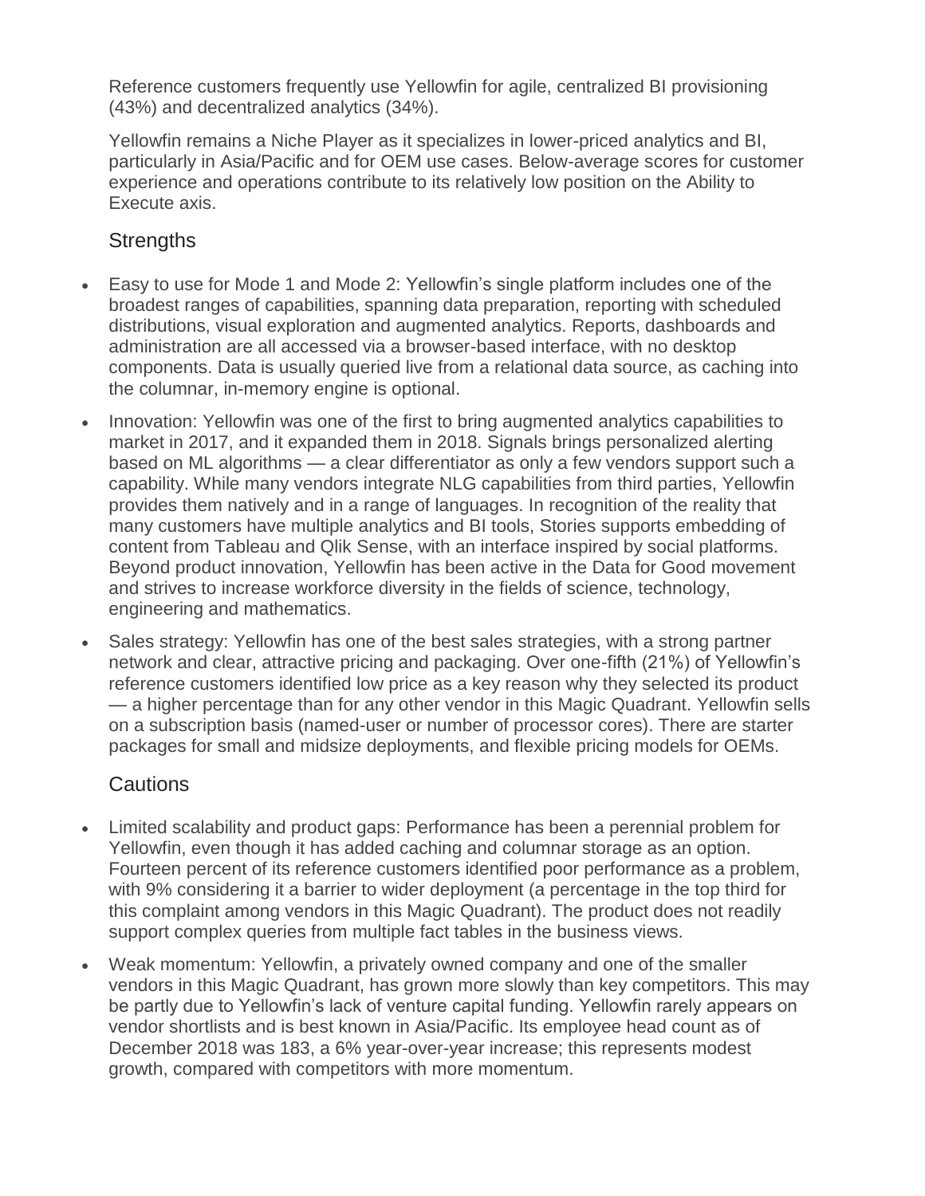Reference customers frequently use Yellowfin for agile, centralized BI provisioning (43%) and decentralized analytics (34%).

Yellowfin remains a Niche Player as it specializes in lower-priced analytics and BI, particularly in Asia/Pacific and for OEM use cases. Below-average scores for customer experience and operations contribute to its relatively low position on the Ability to Execute axis.

## Strengths

- Easy to use for Mode 1 and Mode 2: Yellowfin's single platform includes one of the broadest ranges of capabilities, spanning data preparation, reporting with scheduled distributions, visual exploration and augmented analytics. Reports, dashboards and administration are all accessed via a browser-based interface, with no desktop components. Data is usually queried live from a relational data source, as caching into the columnar, in-memory engine is optional.
- Innovation: Yellowfin was one of the first to bring augmented analytics capabilities to market in 2017, and it expanded them in 2018. Signals brings personalized alerting based on ML algorithms — a clear differentiator as only a few vendors support such a capability. While many vendors integrate NLG capabilities from third parties, Yellowfin provides them natively and in a range of languages. In recognition of the reality that many customers have multiple analytics and BI tools, Stories supports embedding of content from Tableau and Qlik Sense, with an interface inspired by social platforms. Beyond product innovation, Yellowfin has been active in the Data for Good movement and strives to increase workforce diversity in the fields of science, technology, engineering and mathematics.
- Sales strategy: Yellowfin has one of the best sales strategies, with a strong partner network and clear, attractive pricing and packaging. Over one-fifth (21%) of Yellowfin's reference customers identified low price as a key reason why they selected its product — a higher percentage than for any other vendor in this Magic Quadrant. Yellowfin sells on a subscription basis (named-user or number of processor cores). There are starter packages for small and midsize deployments, and flexible pricing models for OEMs.

## Cautions

- Limited scalability and product gaps: Performance has been a perennial problem for Yellowfin, even though it has added caching and columnar storage as an option. Fourteen percent of its reference customers identified poor performance as a problem, with 9% considering it a barrier to wider deployment (a percentage in the top third for this complaint among vendors in this Magic Quadrant). The product does not readily support complex queries from multiple fact tables in the business views.
- Weak momentum: Yellowfin, a privately owned company and one of the smaller vendors in this Magic Quadrant, has grown more slowly than key competitors. This may be partly due to Yellowfin's lack of venture capital funding. Yellowfin rarely appears on vendor shortlists and is best known in Asia/Pacific. Its employee head count as of December 2018 was 183, a 6% year-over-year increase; this represents modest growth, compared with competitors with more momentum.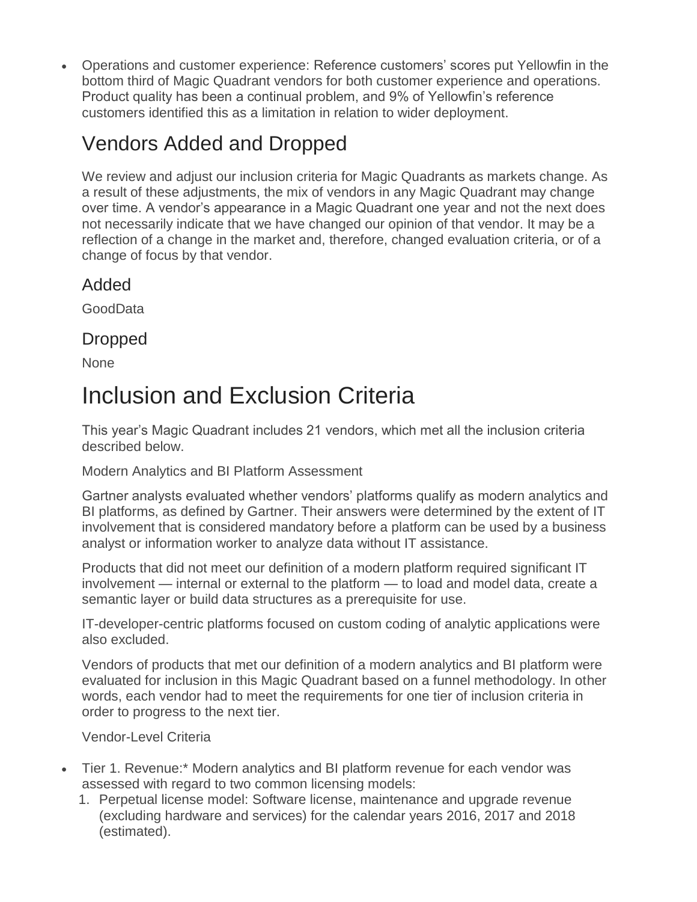- Operations and customer experience: Reference customers' scores put Yellowfin in the bottom third of Magic Quadrant vendors for both customer experience and operations. Product quality has been a continual problem, and 9% of Yellowfin's reference customers identified this as a limitation in relation to wider deployment.

## Vendors Added and Dropped

We review and adjust our inclusion criteria for Magic Quadrants as markets change. As a result of these adjustments, the mix of vendors in any Magic Quadrant may change over time. A vendor's appearance in a Magic Quadrant one year and not the next does not necessarily indicate that we have changed our opinion of that vendor. It may be a reflection of a change in the market and, therefore, changed evaluation criteria, or of a change of focus by that vendor.

### Added

GoodData

### Dropped

None

# Inclusion and Exclusion Criteria

This year's Magic Quadrant includes 21 vendors, which met all the inclusion criteria described below.

Modern Analytics and BI Platform Assessment

Gartner analysts evaluated whether vendors' platforms qualify as modern analytics and BI platforms, as defined by Gartner. Their answers were determined by the extent of IT involvement that is considered mandatory before a platform can be used by a business analyst or information worker to analyze data without IT assistance.

Products that did not meet our definition of a modern platform required significant IT involvement — internal or external to the platform — to load and model data, create a semantic layer or build data structures as a prerequisite for use.

IT-developer-centric platforms focused on custom coding of analytic applications were also excluded.

Vendors of products that met our definition of a modern analytics and BI platform were evaluated for inclusion in this Magic Quadrant based on a funnel methodology. In other words, each vendor had to meet the requirements for one tier of inclusion criteria in order to progress to the next tier.

Vendor-Level Criteria

- Tier 1. Revenue:* Modern analytics and BI platform revenue for each vendor was assessed with regard to two common licensing models:
  1. Perpetual license model: Software license, maintenance and upgrade revenue (excluding hardware and services) for the calendar years 2016, 2017 and 2018 (estimated).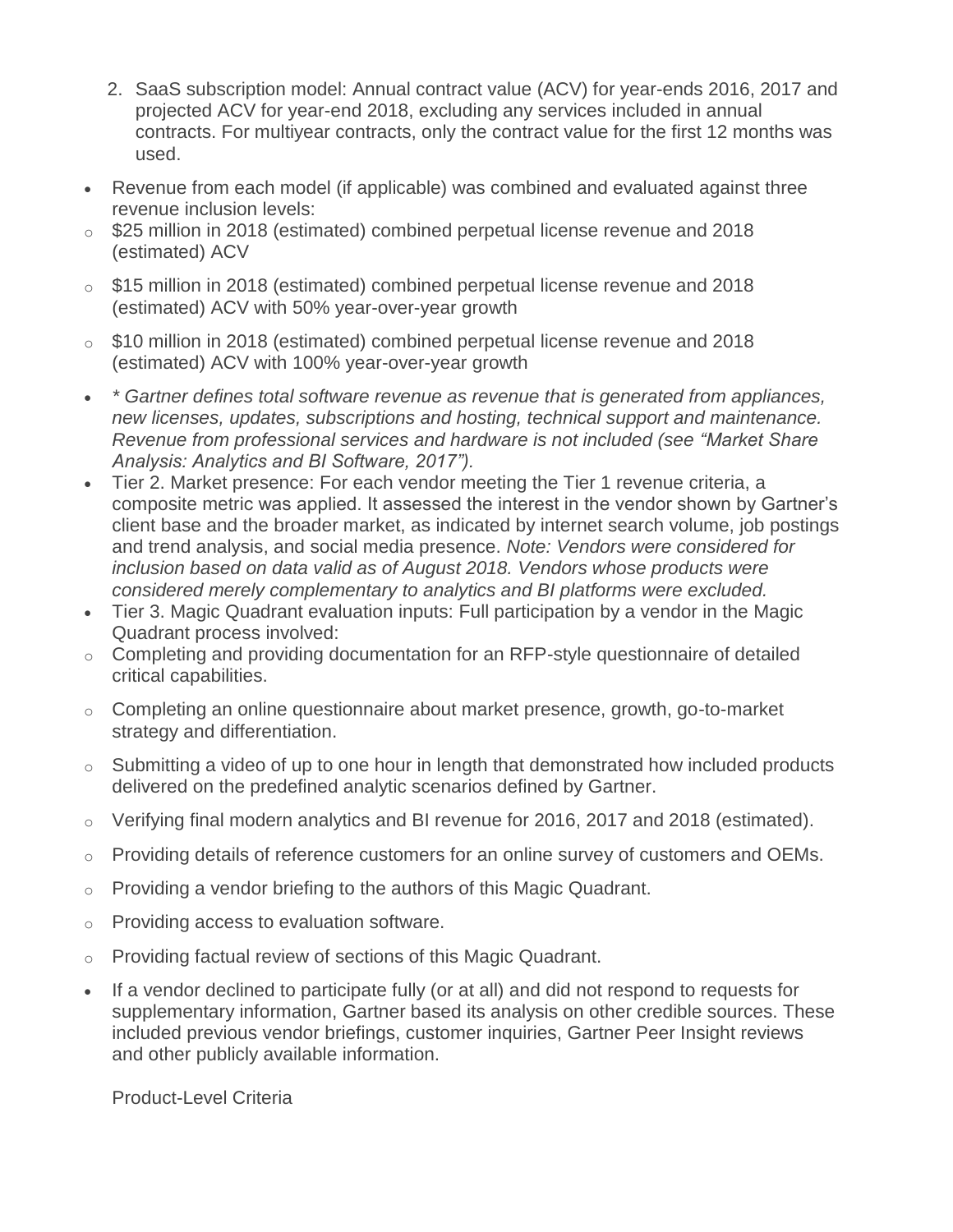2. SaaS subscription model: Annual contract value (ACV) for year-ends 2016, 2017 and projected ACV for year-end 2018, excluding any services included in annual contracts. For multiyear contracts, only the contract value for the first 12 months was used.

- Revenue from each model (if applicable) was combined and evaluated against three revenue inclusion levels:
  - $25 million in 2018 (estimated) combined perpetual license revenue and 2018 (estimated) ACV
  - $15 million in 2018 (estimated) combined perpetual license revenue and 2018 (estimated) ACV with 50% year-over-year growth
  - $10 million in 2018 (estimated) combined perpetual license revenue and 2018 (estimated) ACV with 100% year-over-year growth
- *\* Gartner defines total software revenue as revenue that is generated from appliances, new licenses, updates, subscriptions and hosting, technical support and maintenance. Revenue from professional services and hardware is not included (see "Market Share Analysis: Analytics and BI Software, 2017").*
- Tier 2. Market presence: For each vendor meeting the Tier 1 revenue criteria, a composite metric was applied. It assessed the interest in the vendor shown by Gartner's client base and the broader market, as indicated by internet search volume, job postings and trend analysis, and social media presence. *Note: Vendors were considered for inclusion based on data valid as of August 2018. Vendors whose products were considered merely complementary to analytics and BI platforms were excluded.*
- Tier 3. Magic Quadrant evaluation inputs: Full participation by a vendor in the Magic Quadrant process involved:
  - Completing and providing documentation for an RFP-style questionnaire of detailed critical capabilities.
  - Completing an online questionnaire about market presence, growth, go-to-market strategy and differentiation.
  - Submitting a video of up to one hour in length that demonstrated how included products delivered on the predefined analytic scenarios defined by Gartner.
  - Verifying final modern analytics and BI revenue for 2016, 2017 and 2018 (estimated).
  - Providing details of reference customers for an online survey of customers and OEMs.
  - Providing a vendor briefing to the authors of this Magic Quadrant.
  - Providing access to evaluation software.
  - Providing factual review of sections of this Magic Quadrant.
- If a vendor declined to participate fully (or at all) and did not respond to requests for supplementary information, Gartner based its analysis on other credible sources. These included previous vendor briefings, customer inquiries, Gartner Peer Insight reviews and other publicly available information.

Product-Level Criteria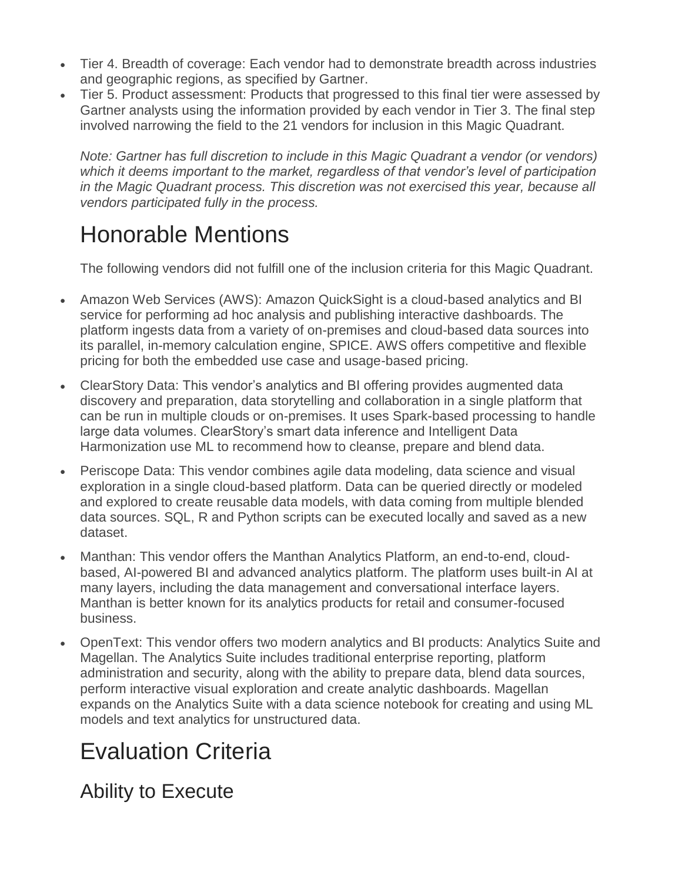- Tier 4. Breadth of coverage: Each vendor had to demonstrate breadth across industries and geographic regions, as specified by Gartner.
- Tier 5. Product assessment: Products that progressed to this final tier were assessed by Gartner analysts using the information provided by each vendor in Tier 3. The final step involved narrowing the field to the 21 vendors for inclusion in this Magic Quadrant.

  *Note: Gartner has full discretion to include in this Magic Quadrant a vendor (or vendors) which it deems important to the market, regardless of that vendor's level of participation in the Magic Quadrant process. This discretion was not exercised this year, because all vendors participated fully in the process.*

# Honorable Mentions

The following vendors did not fulfill one of the inclusion criteria for this Magic Quadrant.

- Amazon Web Services (AWS): Amazon QuickSight is a cloud-based analytics and BI service for performing ad hoc analysis and publishing interactive dashboards. The platform ingests data from a variety of on-premises and cloud-based data sources into its parallel, in-memory calculation engine, SPICE. AWS offers competitive and flexible pricing for both the embedded use case and usage-based pricing.
- ClearStory Data: This vendor's analytics and BI offering provides augmented data discovery and preparation, data storytelling and collaboration in a single platform that can be run in multiple clouds or on-premises. It uses Spark-based processing to handle large data volumes. ClearStory's smart data inference and Intelligent Data Harmonization use ML to recommend how to cleanse, prepare and blend data.
- Periscope Data: This vendor combines agile data modeling, data science and visual exploration in a single cloud-based platform. Data can be queried directly or modeled and explored to create reusable data models, with data coming from multiple blended data sources. SQL, R and Python scripts can be executed locally and saved as a new dataset.
- Manthan: This vendor offers the Manthan Analytics Platform, an end-to-end, cloud-based, AI-powered BI and advanced analytics platform. The platform uses built-in AI at many layers, including the data management and conversational interface layers. Manthan is better known for its analytics products for retail and consumer-focused business.
- OpenText: This vendor offers two modern analytics and BI products: Analytics Suite and Magellan. The Analytics Suite includes traditional enterprise reporting, platform administration and security, along with the ability to prepare data, blend data sources, perform interactive visual exploration and create analytic dashboards. Magellan expands on the Analytics Suite with a data science notebook for creating and using ML models and text analytics for unstructured data.

# Evaluation Criteria

## Ability to Execute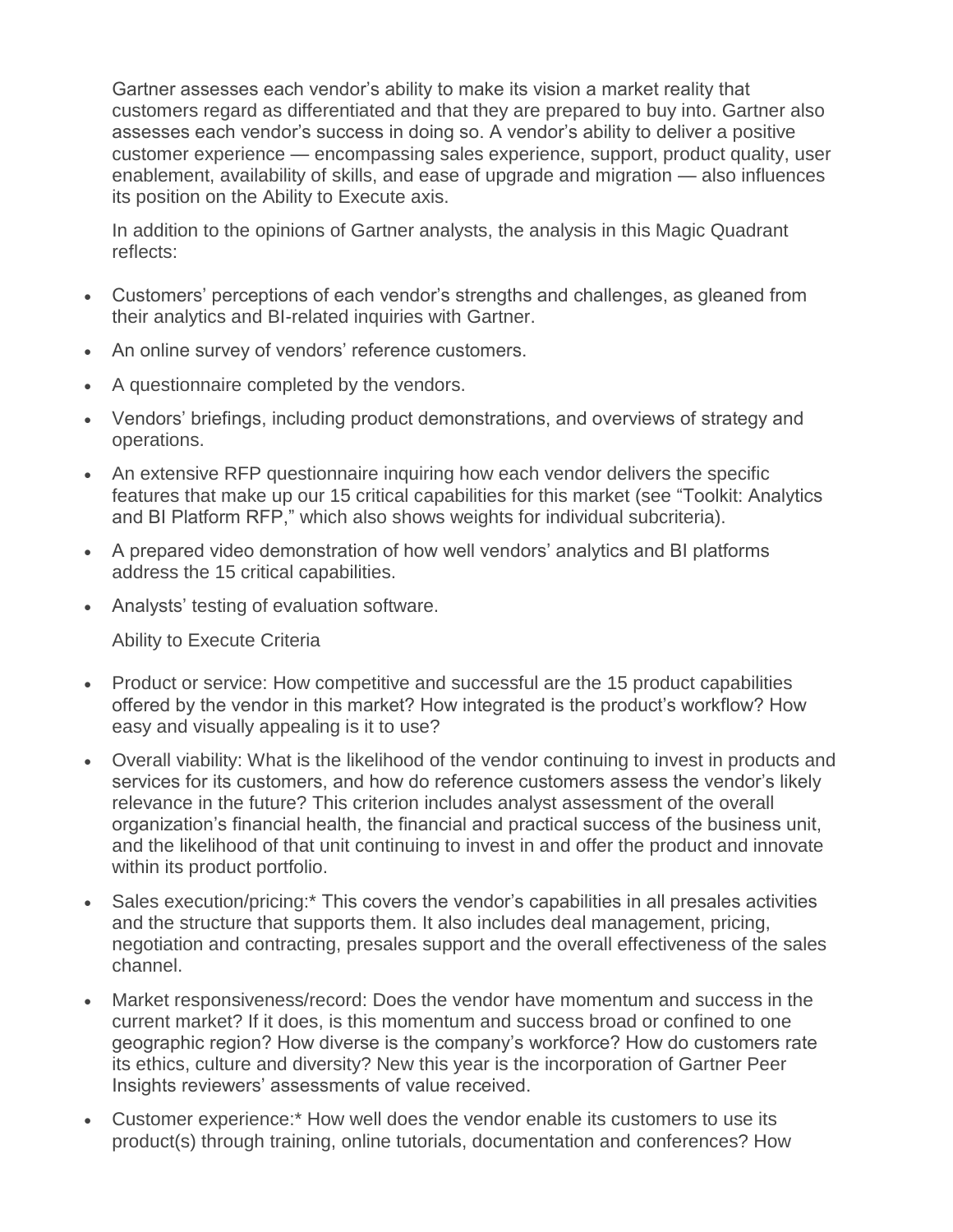Gartner assesses each vendor's ability to make its vision a market reality that customers regard as differentiated and that they are prepared to buy into. Gartner also assesses each vendor's success in doing so. A vendor's ability to deliver a positive customer experience — encompassing sales experience, support, product quality, user enablement, availability of skills, and ease of upgrade and migration — also influences its position on the Ability to Execute axis.

In addition to the opinions of Gartner analysts, the analysis in this Magic Quadrant reflects:

- Customers' perceptions of each vendor's strengths and challenges, as gleaned from their analytics and BI-related inquiries with Gartner.
- An online survey of vendors' reference customers.
- A questionnaire completed by the vendors.
- Vendors' briefings, including product demonstrations, and overviews of strategy and operations.
- An extensive RFP questionnaire inquiring how each vendor delivers the specific features that make up our 15 critical capabilities for this market (see "Toolkit: Analytics and BI Platform RFP," which also shows weights for individual subcriteria).
- A prepared video demonstration of how well vendors' analytics and BI platforms address the 15 critical capabilities.
- Analysts' testing of evaluation software.

Ability to Execute Criteria

- Product or service: How competitive and successful are the 15 product capabilities offered by the vendor in this market? How integrated is the product's workflow? How easy and visually appealing is it to use?
- Overall viability: What is the likelihood of the vendor continuing to invest in products and services for its customers, and how do reference customers assess the vendor's likely relevance in the future? This criterion includes analyst assessment of the overall organization's financial health, the financial and practical success of the business unit, and the likelihood of that unit continuing to invest in and offer the product and innovate within its product portfolio.
- Sales execution/pricing:* This covers the vendor's capabilities in all presales activities and the structure that supports them. It also includes deal management, pricing, negotiation and contracting, presales support and the overall effectiveness of the sales channel.
- Market responsiveness/record: Does the vendor have momentum and success in the current market? If it does, is this momentum and success broad or confined to one geographic region? How diverse is the company's workforce? How do customers rate its ethics, culture and diversity? New this year is the incorporation of Gartner Peer Insights reviewers' assessments of value received.
- Customer experience:* How well does the vendor enable its customers to use its product(s) through training, online tutorials, documentation and conferences? How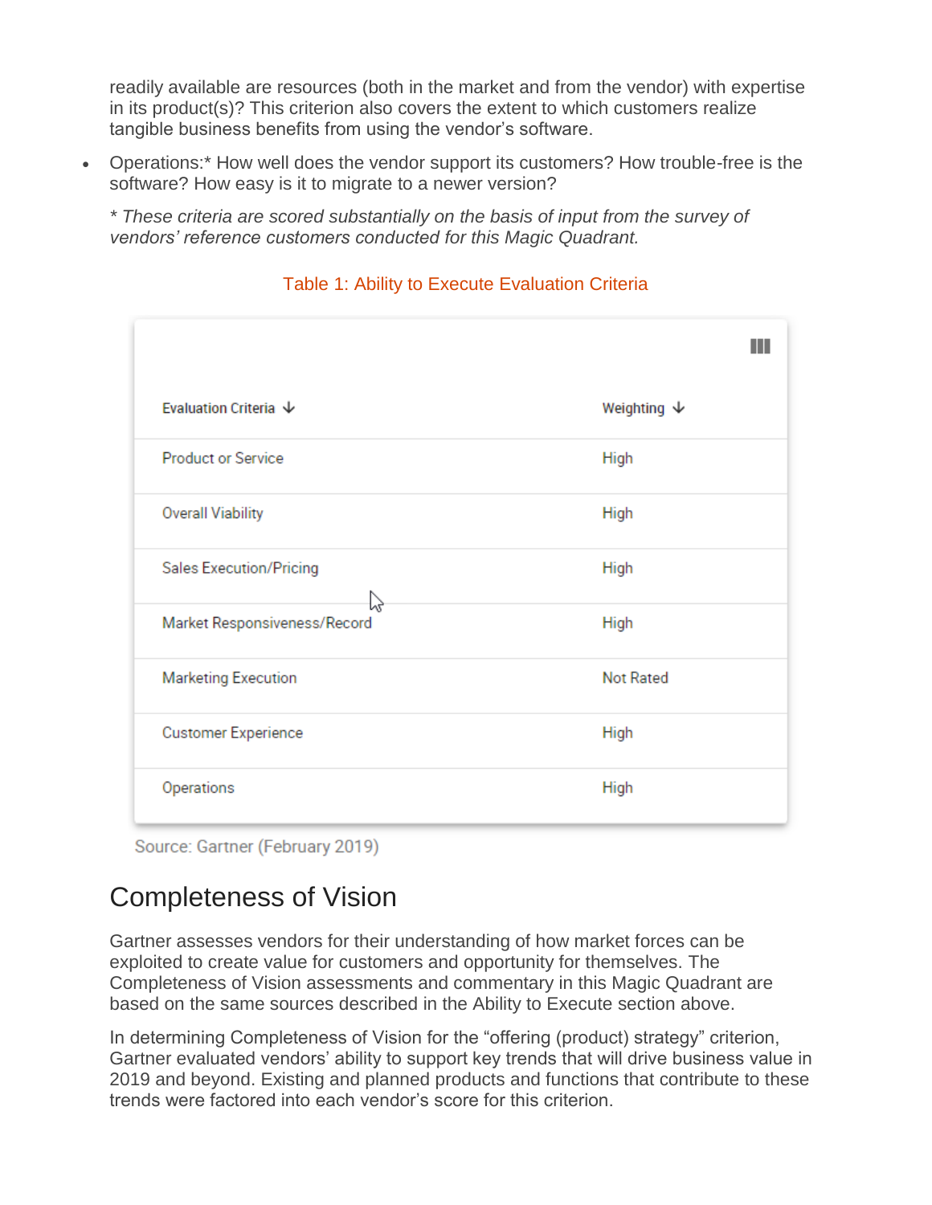readily available are resources (both in the market and from the vendor) with expertise in its product(s)? This criterion also covers the extent to which customers realize tangible business benefits from using the vendor's software.

- Operations:* How well does the vendor support its customers? How trouble-free is the software? How easy is it to migrate to a newer version?

  *\* These criteria are scored substantially on the basis of input from the survey of vendors' reference customers conducted for this Magic Quadrant.*

Table 1: Ability to Execute Evaluation Criteria

| Evaluation Criteria | Weighting |
|---|---|
| Product or Service | High |
| Overall Viability | High |
| Sales Execution/Pricing | High |
| Market Responsiveness/Record | High |
| Marketing Execution | Not Rated |
| Customer Experience | High |
| Operations | High |

Source: Gartner (February 2019)

## Completeness of Vision

Gartner assesses vendors for their understanding of how market forces can be exploited to create value for customers and opportunity for themselves. The Completeness of Vision assessments and commentary in this Magic Quadrant are based on the same sources described in the Ability to Execute section above.

In determining Completeness of Vision for the "offering (product) strategy" criterion, Gartner evaluated vendors' ability to support key trends that will drive business value in 2019 and beyond. Existing and planned products and functions that contribute to these trends were factored into each vendor's score for this criterion.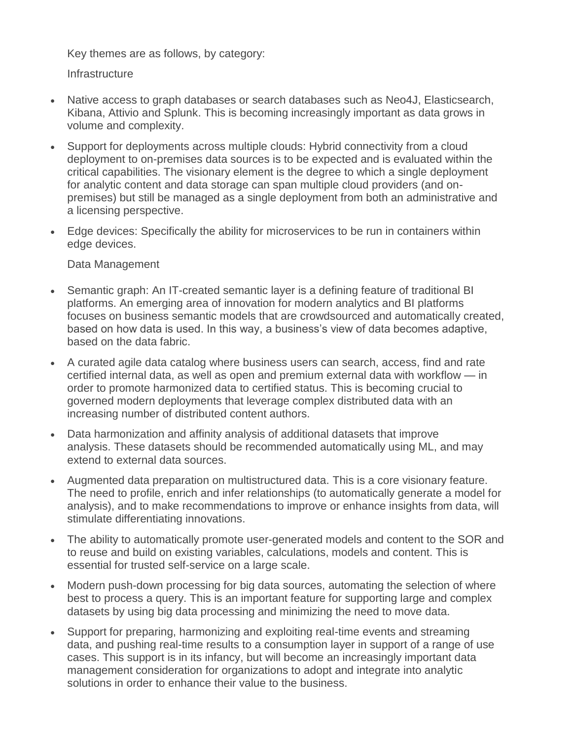Key themes are as follows, by category:

Infrastructure

- Native access to graph databases or search databases such as Neo4J, Elasticsearch, Kibana, Attivio and Splunk. This is becoming increasingly important as data grows in volume and complexity.
- Support for deployments across multiple clouds: Hybrid connectivity from a cloud deployment to on-premises data sources is to be expected and is evaluated within the critical capabilities. The visionary element is the degree to which a single deployment for analytic content and data storage can span multiple cloud providers (and on-premises) but still be managed as a single deployment from both an administrative and a licensing perspective.
- Edge devices: Specifically the ability for microservices to be run in containers within edge devices.

Data Management

- Semantic graph: An IT-created semantic layer is a defining feature of traditional BI platforms. An emerging area of innovation for modern analytics and BI platforms focuses on business semantic models that are crowdsourced and automatically created, based on how data is used. In this way, a business's view of data becomes adaptive, based on the data fabric.
- A curated agile data catalog where business users can search, access, find and rate certified internal data, as well as open and premium external data with workflow — in order to promote harmonized data to certified status. This is becoming crucial to governed modern deployments that leverage complex distributed data with an increasing number of distributed content authors.
- Data harmonization and affinity analysis of additional datasets that improve analysis. These datasets should be recommended automatically using ML, and may extend to external data sources.
- Augmented data preparation on multistructured data. This is a core visionary feature. The need to profile, enrich and infer relationships (to automatically generate a model for analysis), and to make recommendations to improve or enhance insights from data, will stimulate differentiating innovations.
- The ability to automatically promote user-generated models and content to the SOR and to reuse and build on existing variables, calculations, models and content. This is essential for trusted self-service on a large scale.
- Modern push-down processing for big data sources, automating the selection of where best to process a query. This is an important feature for supporting large and complex datasets by using big data processing and minimizing the need to move data.
- Support for preparing, harmonizing and exploiting real-time events and streaming data, and pushing real-time results to a consumption layer in support of a range of use cases. This support is in its infancy, but will become an increasingly important data management consideration for organizations to adopt and integrate into analytic solutions in order to enhance their value to the business.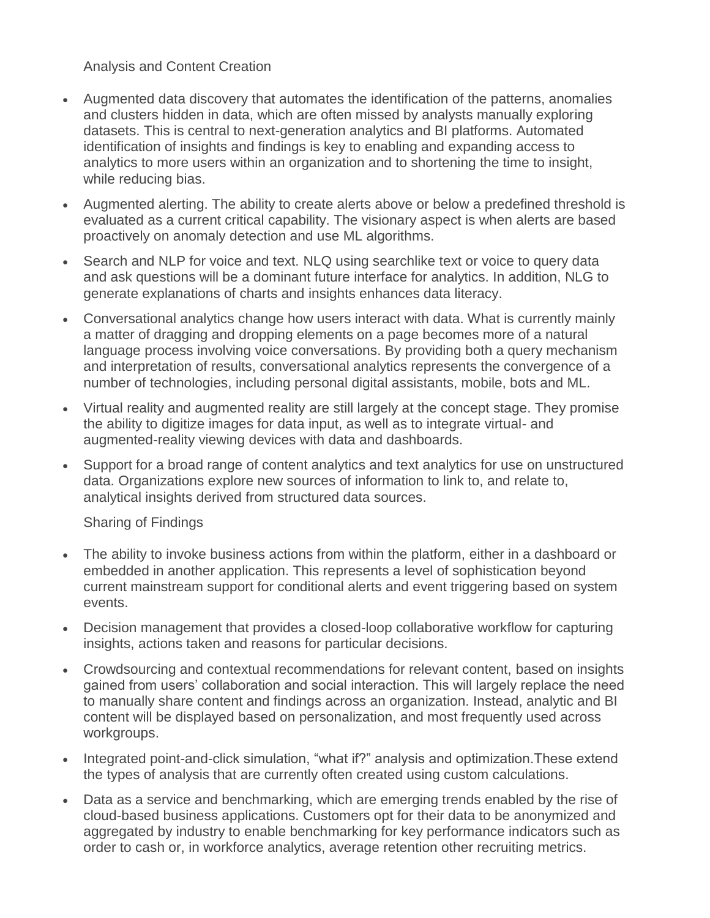Analysis and Content Creation

- Augmented data discovery that automates the identification of the patterns, anomalies and clusters hidden in data, which are often missed by analysts manually exploring datasets. This is central to next-generation analytics and BI platforms. Automated identification of insights and findings is key to enabling and expanding access to analytics to more users within an organization and to shortening the time to insight, while reducing bias.
- Augmented alerting. The ability to create alerts above or below a predefined threshold is evaluated as a current critical capability. The visionary aspect is when alerts are based proactively on anomaly detection and use ML algorithms.
- Search and NLP for voice and text. NLQ using searchlike text or voice to query data and ask questions will be a dominant future interface for analytics. In addition, NLG to generate explanations of charts and insights enhances data literacy.
- Conversational analytics change how users interact with data. What is currently mainly a matter of dragging and dropping elements on a page becomes more of a natural language process involving voice conversations. By providing both a query mechanism and interpretation of results, conversational analytics represents the convergence of a number of technologies, including personal digital assistants, mobile, bots and ML.
- Virtual reality and augmented reality are still largely at the concept stage. They promise the ability to digitize images for data input, as well as to integrate virtual- and augmented-reality viewing devices with data and dashboards.
- Support for a broad range of content analytics and text analytics for use on unstructured data. Organizations explore new sources of information to link to, and relate to, analytical insights derived from structured data sources.

Sharing of Findings

- The ability to invoke business actions from within the platform, either in a dashboard or embedded in another application. This represents a level of sophistication beyond current mainstream support for conditional alerts and event triggering based on system events.
- Decision management that provides a closed-loop collaborative workflow for capturing insights, actions taken and reasons for particular decisions.
- Crowdsourcing and contextual recommendations for relevant content, based on insights gained from users' collaboration and social interaction. This will largely replace the need to manually share content and findings across an organization. Instead, analytic and BI content will be displayed based on personalization, and most frequently used across workgroups.
- Integrated point-and-click simulation, "what if?" analysis and optimization.These extend the types of analysis that are currently often created using custom calculations.
- Data as a service and benchmarking, which are emerging trends enabled by the rise of cloud-based business applications. Customers opt for their data to be anonymized and aggregated by industry to enable benchmarking for key performance indicators such as order to cash or, in workforce analytics, average retention other recruiting metrics.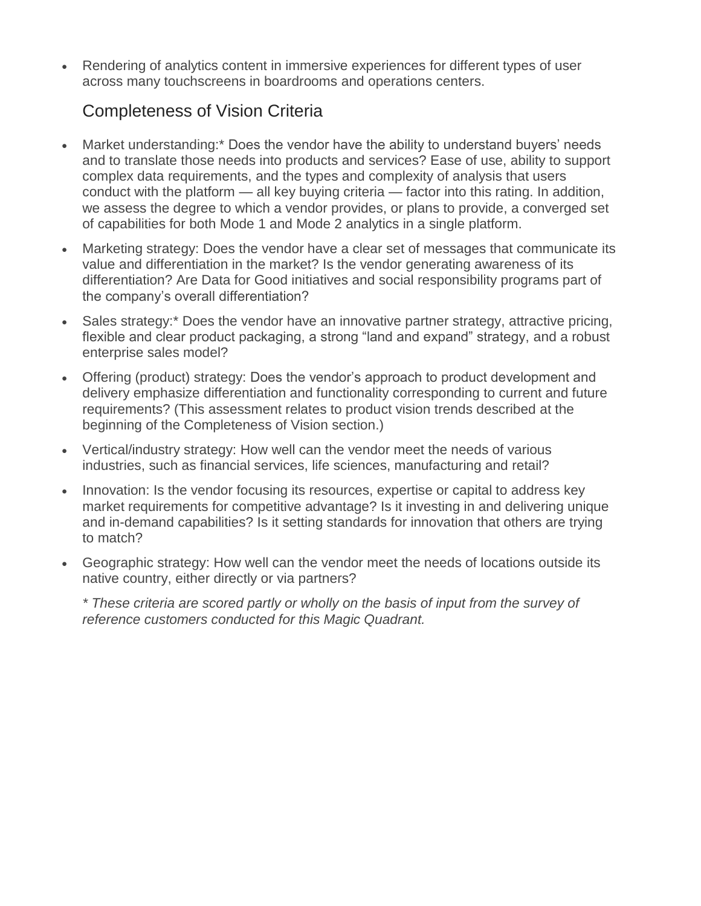- Rendering of analytics content in immersive experiences for different types of user across many touchscreens in boardrooms and operations centers.

## Completeness of Vision Criteria

- Market understanding:* Does the vendor have the ability to understand buyers' needs and to translate those needs into products and services? Ease of use, ability to support complex data requirements, and the types and complexity of analysis that users conduct with the platform — all key buying criteria — factor into this rating. In addition, we assess the degree to which a vendor provides, or plans to provide, a converged set of capabilities for both Mode 1 and Mode 2 analytics in a single platform.
- Marketing strategy: Does the vendor have a clear set of messages that communicate its value and differentiation in the market? Is the vendor generating awareness of its differentiation? Are Data for Good initiatives and social responsibility programs part of the company's overall differentiation?
- Sales strategy:* Does the vendor have an innovative partner strategy, attractive pricing, flexible and clear product packaging, a strong "land and expand" strategy, and a robust enterprise sales model?
- Offering (product) strategy: Does the vendor's approach to product development and delivery emphasize differentiation and functionality corresponding to current and future requirements? (This assessment relates to product vision trends described at the beginning of the Completeness of Vision section.)
- Vertical/industry strategy: How well can the vendor meet the needs of various industries, such as financial services, life sciences, manufacturing and retail?
- Innovation: Is the vendor focusing its resources, expertise or capital to address key market requirements for competitive advantage? Is it investing in and delivering unique and in-demand capabilities? Is it setting standards for innovation that others are trying to match?
- Geographic strategy: How well can the vendor meet the needs of locations outside its native country, either directly or via partners?

  *&#42; These criteria are scored partly or wholly on the basis of input from the survey of reference customers conducted for this Magic Quadrant.*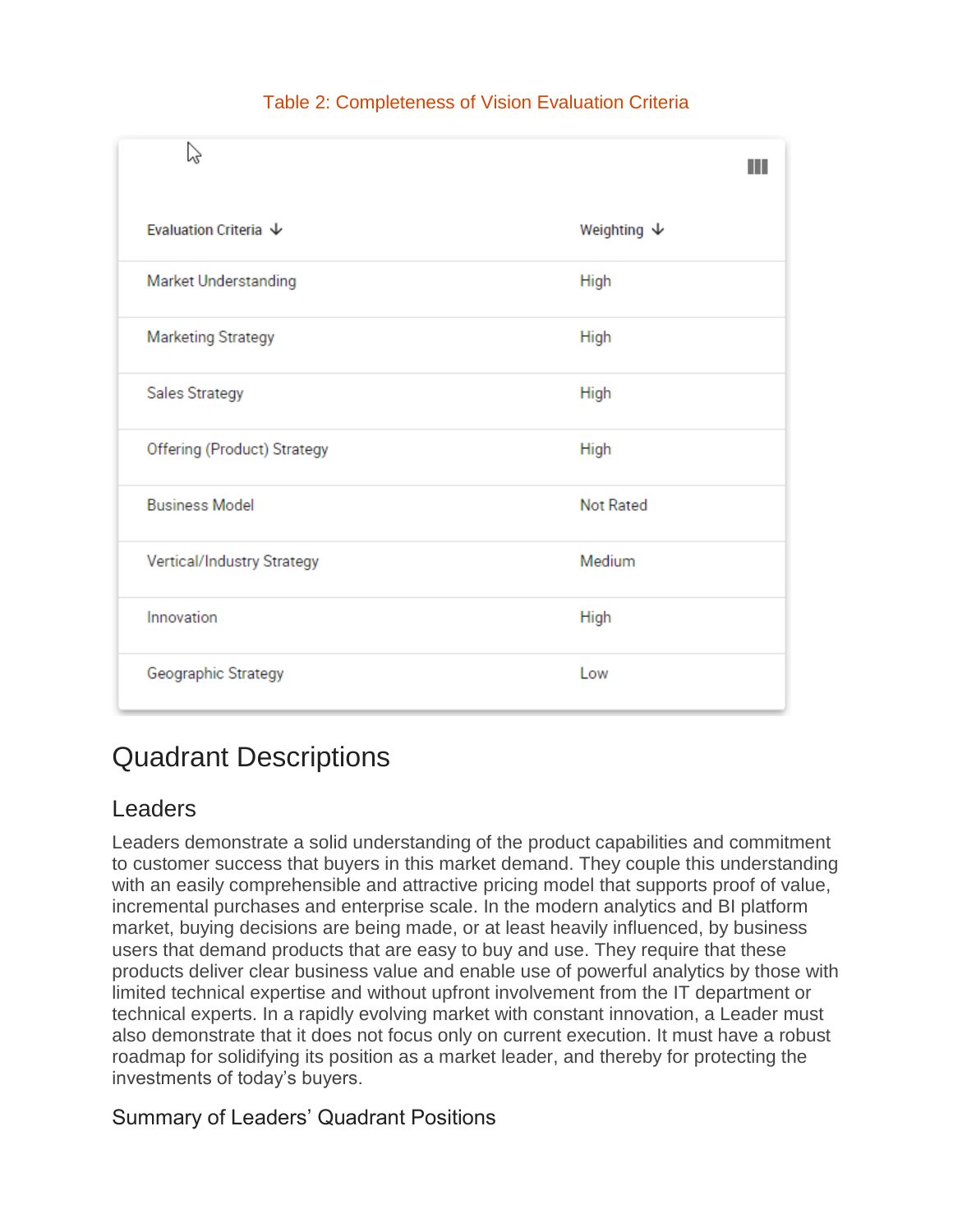Table 2: Completeness of Vision Evaluation Criteria

| Evaluation Criteria | Weighting |
| --- | --- |
| Market Understanding | High |
| Marketing Strategy | High |
| Sales Strategy | High |
| Offering (Product) Strategy | High |
| Business Model | Not Rated |
| Vertical/Industry Strategy | Medium |
| Innovation | High |
| Geographic Strategy | Low |

# Quadrant Descriptions

## Leaders

Leaders demonstrate a solid understanding of the product capabilities and commitment to customer success that buyers in this market demand. They couple this understanding with an easily comprehensible and attractive pricing model that supports proof of value, incremental purchases and enterprise scale. In the modern analytics and BI platform market, buying decisions are being made, or at least heavily influenced, by business users that demand products that are easy to buy and use. They require that these products deliver clear business value and enable use of powerful analytics by those with limited technical expertise and without upfront involvement from the IT department or technical experts. In a rapidly evolving market with constant innovation, a Leader must also demonstrate that it does not focus only on current execution. It must have a robust roadmap for solidifying its position as a market leader, and thereby for protecting the investments of today's buyers.

### Summary of Leaders' Quadrant Positions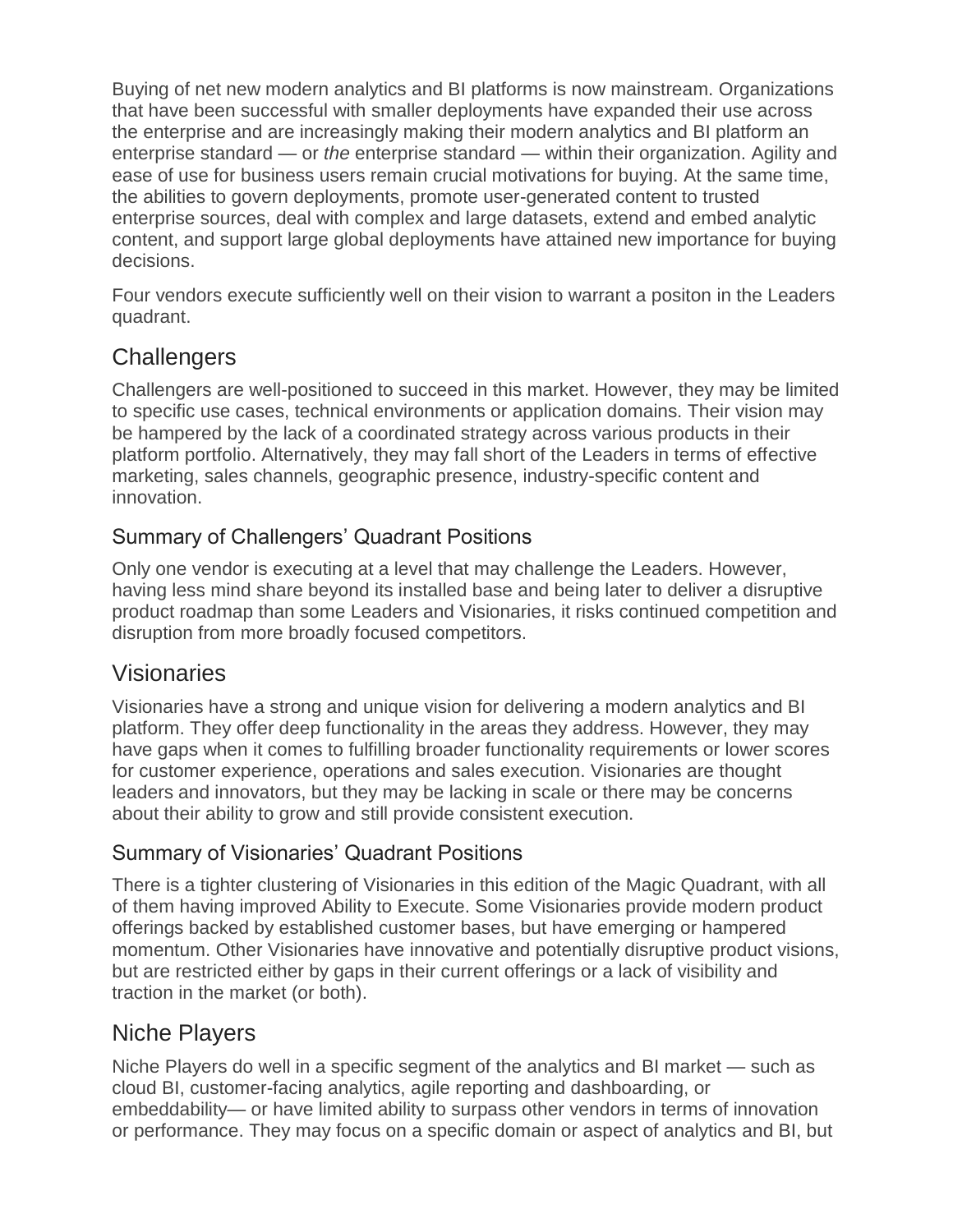Buying of net new modern analytics and BI platforms is now mainstream. Organizations that have been successful with smaller deployments have expanded their use across the enterprise and are increasingly making their modern analytics and BI platform an enterprise standard — or *the* enterprise standard — within their organization. Agility and ease of use for business users remain crucial motivations for buying. At the same time, the abilities to govern deployments, promote user-generated content to trusted enterprise sources, deal with complex and large datasets, extend and embed analytic content, and support large global deployments have attained new importance for buying decisions.

Four vendors execute sufficiently well on their vision to warrant a positon in the Leaders quadrant.

## Challengers

Challengers are well-positioned to succeed in this market. However, they may be limited to specific use cases, technical environments or application domains. Their vision may be hampered by the lack of a coordinated strategy across various products in their platform portfolio. Alternatively, they may fall short of the Leaders in terms of effective marketing, sales channels, geographic presence, industry-specific content and innovation.

### Summary of Challengers' Quadrant Positions

Only one vendor is executing at a level that may challenge the Leaders. However, having less mind share beyond its installed base and being later to deliver a disruptive product roadmap than some Leaders and Visionaries, it risks continued competition and disruption from more broadly focused competitors.

## Visionaries

Visionaries have a strong and unique vision for delivering a modern analytics and BI platform. They offer deep functionality in the areas they address. However, they may have gaps when it comes to fulfilling broader functionality requirements or lower scores for customer experience, operations and sales execution. Visionaries are thought leaders and innovators, but they may be lacking in scale or there may be concerns about their ability to grow and still provide consistent execution.

### Summary of Visionaries' Quadrant Positions

There is a tighter clustering of Visionaries in this edition of the Magic Quadrant, with all of them having improved Ability to Execute. Some Visionaries provide modern product offerings backed by established customer bases, but have emerging or hampered momentum. Other Visionaries have innovative and potentially disruptive product visions, but are restricted either by gaps in their current offerings or a lack of visibility and traction in the market (or both).

## Niche Players

Niche Players do well in a specific segment of the analytics and BI market — such as cloud BI, customer-facing analytics, agile reporting and dashboarding, or embeddability— or have limited ability to surpass other vendors in terms of innovation or performance. They may focus on a specific domain or aspect of analytics and BI, but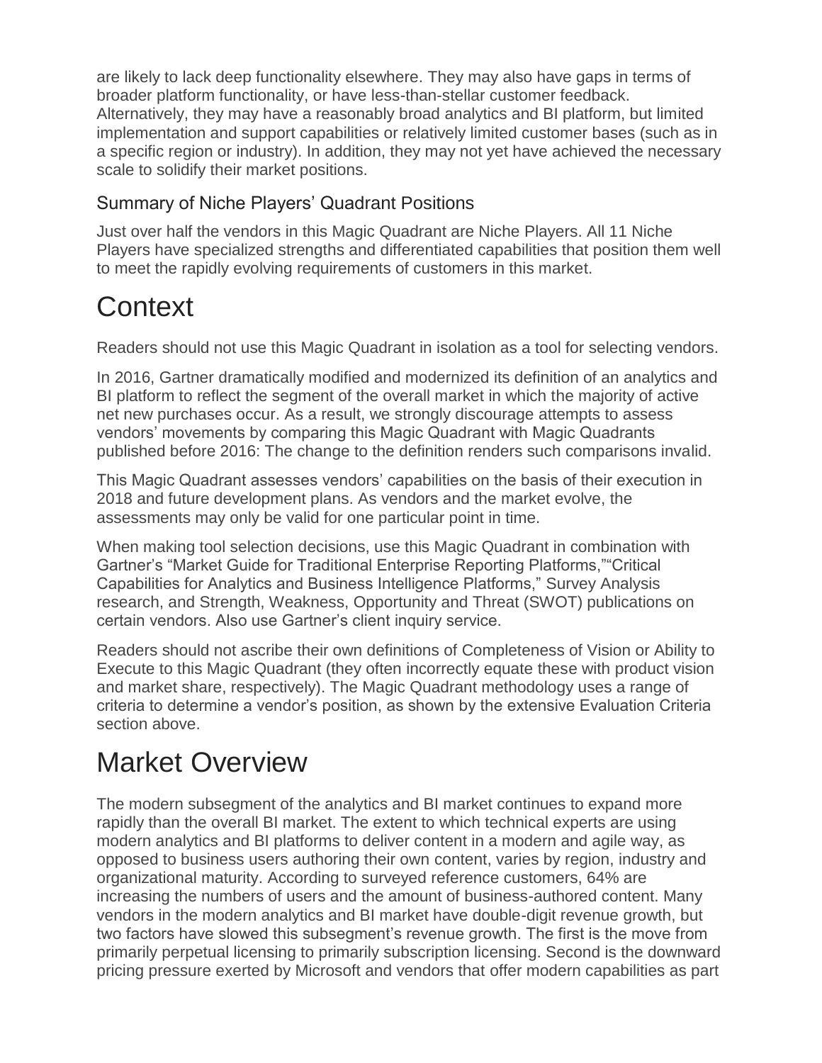are likely to lack deep functionality elsewhere. They may also have gaps in terms of broader platform functionality, or have less-than-stellar customer feedback. Alternatively, they may have a reasonably broad analytics and BI platform, but limited implementation and support capabilities or relatively limited customer bases (such as in a specific region or industry). In addition, they may not yet have achieved the necessary scale to solidify their market positions.

### Summary of Niche Players' Quadrant Positions

Just over half the vendors in this Magic Quadrant are Niche Players. All 11 Niche Players have specialized strengths and differentiated capabilities that position them well to meet the rapidly evolving requirements of customers in this market.

# Context

Readers should not use this Magic Quadrant in isolation as a tool for selecting vendors.

In 2016, Gartner dramatically modified and modernized its definition of an analytics and BI platform to reflect the segment of the overall market in which the majority of active net new purchases occur. As a result, we strongly discourage attempts to assess vendors' movements by comparing this Magic Quadrant with Magic Quadrants published before 2016: The change to the definition renders such comparisons invalid.

This Magic Quadrant assesses vendors' capabilities on the basis of their execution in 2018 and future development plans. As vendors and the market evolve, the assessments may only be valid for one particular point in time.

When making tool selection decisions, use this Magic Quadrant in combination with Gartner's "Market Guide for Traditional Enterprise Reporting Platforms,""Critical Capabilities for Analytics and Business Intelligence Platforms," Survey Analysis research, and Strength, Weakness, Opportunity and Threat (SWOT) publications on certain vendors. Also use Gartner's client inquiry service.

Readers should not ascribe their own definitions of Completeness of Vision or Ability to Execute to this Magic Quadrant (they often incorrectly equate these with product vision and market share, respectively). The Magic Quadrant methodology uses a range of criteria to determine a vendor's position, as shown by the extensive Evaluation Criteria section above.

# Market Overview

The modern subsegment of the analytics and BI market continues to expand more rapidly than the overall BI market. The extent to which technical experts are using modern analytics and BI platforms to deliver content in a modern and agile way, as opposed to business users authoring their own content, varies by region, industry and organizational maturity. According to surveyed reference customers, 64% are increasing the numbers of users and the amount of business-authored content. Many vendors in the modern analytics and BI market have double-digit revenue growth, but two factors have slowed this subsegment's revenue growth. The first is the move from primarily perpetual licensing to primarily subscription licensing. Second is the downward pricing pressure exerted by Microsoft and vendors that offer modern capabilities as part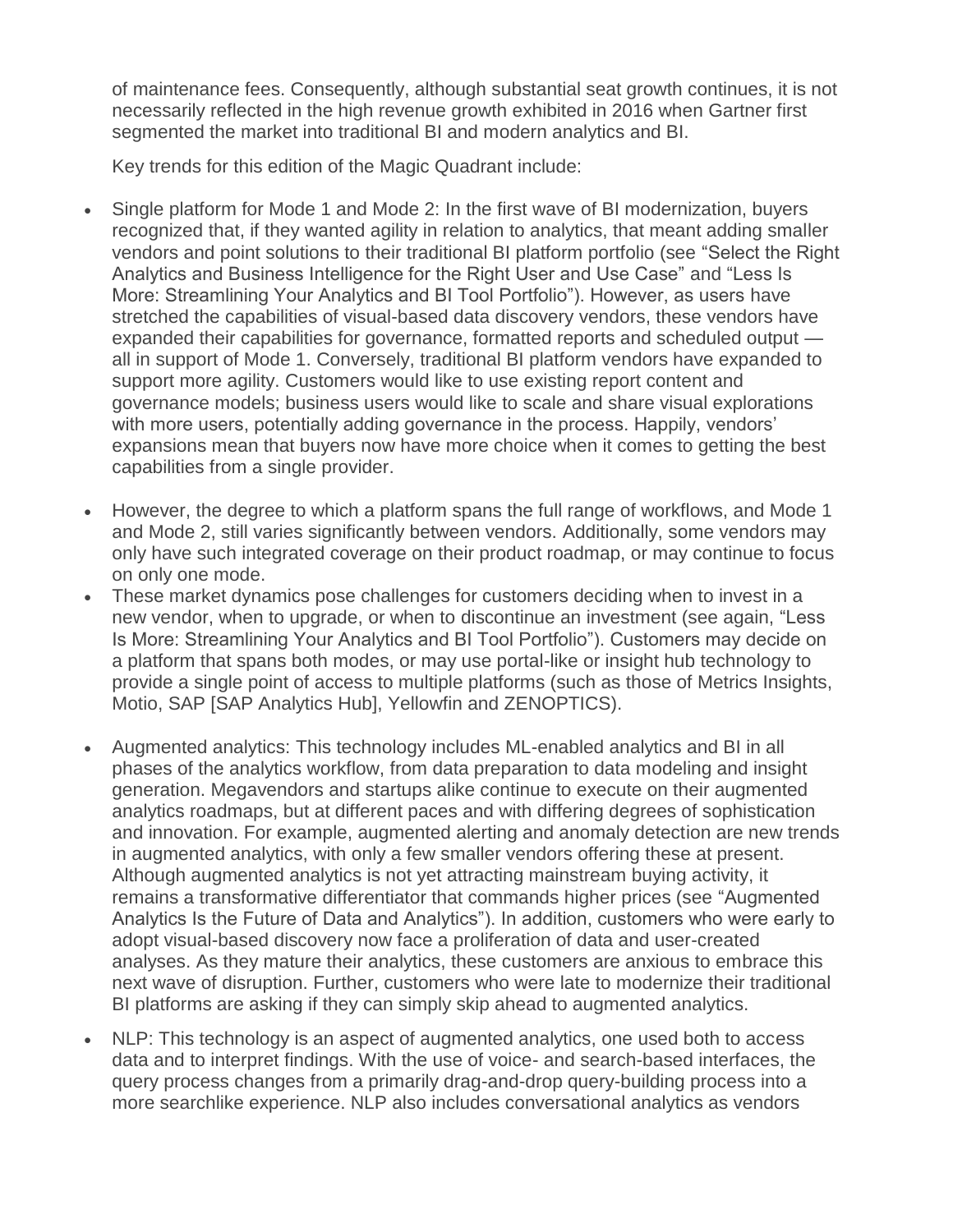of maintenance fees. Consequently, although substantial seat growth continues, it is not necessarily reflected in the high revenue growth exhibited in 2016 when Gartner first segmented the market into traditional BI and modern analytics and BI.

Key trends for this edition of the Magic Quadrant include:

- Single platform for Mode 1 and Mode 2: In the first wave of BI modernization, buyers recognized that, if they wanted agility in relation to analytics, that meant adding smaller vendors and point solutions to their traditional BI platform portfolio (see "Select the Right Analytics and Business Intelligence for the Right User and Use Case" and "Less Is More: Streamlining Your Analytics and BI Tool Portfolio"). However, as users have stretched the capabilities of visual-based data discovery vendors, these vendors have expanded their capabilities for governance, formatted reports and scheduled output — all in support of Mode 1. Conversely, traditional BI platform vendors have expanded to support more agility. Customers would like to use existing report content and governance models; business users would like to scale and share visual explorations with more users, potentially adding governance in the process. Happily, vendors' expansions mean that buyers now have more choice when it comes to getting the best capabilities from a single provider.
- However, the degree to which a platform spans the full range of workflows, and Mode 1 and Mode 2, still varies significantly between vendors. Additionally, some vendors may only have such integrated coverage on their product roadmap, or may continue to focus on only one mode.
- These market dynamics pose challenges for customers deciding when to invest in a new vendor, when to upgrade, or when to discontinue an investment (see again, "Less Is More: Streamlining Your Analytics and BI Tool Portfolio"). Customers may decide on a platform that spans both modes, or may use portal-like or insight hub technology to provide a single point of access to multiple platforms (such as those of Metrics Insights, Motio, SAP [SAP Analytics Hub], Yellowfin and ZENOPTICS).
- Augmented analytics: This technology includes ML-enabled analytics and BI in all phases of the analytics workflow, from data preparation to data modeling and insight generation. Megavendors and startups alike continue to execute on their augmented analytics roadmaps, but at different paces and with differing degrees of sophistication and innovation. For example, augmented alerting and anomaly detection are new trends in augmented analytics, with only a few smaller vendors offering these at present. Although augmented analytics is not yet attracting mainstream buying activity, it remains a transformative differentiator that commands higher prices (see "Augmented Analytics Is the Future of Data and Analytics"). In addition, customers who were early to adopt visual-based discovery now face a proliferation of data and user-created analyses. As they mature their analytics, these customers are anxious to embrace this next wave of disruption. Further, customers who were late to modernize their traditional BI platforms are asking if they can simply skip ahead to augmented analytics.
- NLP: This technology is an aspect of augmented analytics, one used both to access data and to interpret findings. With the use of voice- and search-based interfaces, the query process changes from a primarily drag-and-drop query-building process into a more searchlike experience. NLP also includes conversational analytics as vendors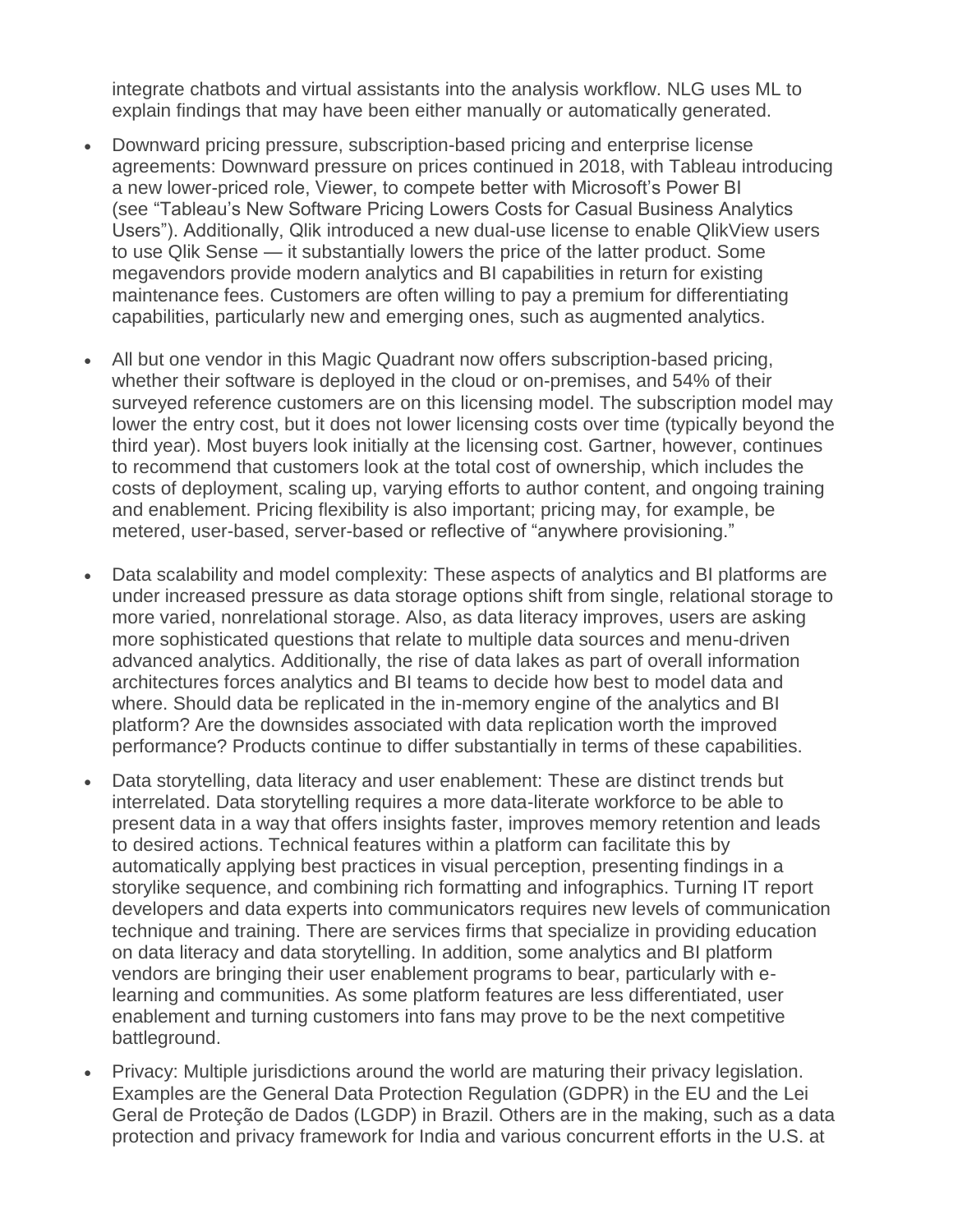integrate chatbots and virtual assistants into the analysis workflow. NLG uses ML to explain findings that may have been either manually or automatically generated.

- Downward pricing pressure, subscription-based pricing and enterprise license agreements: Downward pressure on prices continued in 2018, with Tableau introducing a new lower-priced role, Viewer, to compete better with Microsoft's Power BI (see "Tableau's New Software Pricing Lowers Costs for Casual Business Analytics Users"). Additionally, Qlik introduced a new dual-use license to enable QlikView users to use Qlik Sense — it substantially lowers the price of the latter product. Some megavendors provide modern analytics and BI capabilities in return for existing maintenance fees. Customers are often willing to pay a premium for differentiating capabilities, particularly new and emerging ones, such as augmented analytics.
- All but one vendor in this Magic Quadrant now offers subscription-based pricing, whether their software is deployed in the cloud or on-premises, and 54% of their surveyed reference customers are on this licensing model. The subscription model may lower the entry cost, but it does not lower licensing costs over time (typically beyond the third year). Most buyers look initially at the licensing cost. Gartner, however, continues to recommend that customers look at the total cost of ownership, which includes the costs of deployment, scaling up, varying efforts to author content, and ongoing training and enablement. Pricing flexibility is also important; pricing may, for example, be metered, user-based, server-based or reflective of "anywhere provisioning."
- Data scalability and model complexity: These aspects of analytics and BI platforms are under increased pressure as data storage options shift from single, relational storage to more varied, nonrelational storage. Also, as data literacy improves, users are asking more sophisticated questions that relate to multiple data sources and menu-driven advanced analytics. Additionally, the rise of data lakes as part of overall information architectures forces analytics and BI teams to decide how best to model data and where. Should data be replicated in the in-memory engine of the analytics and BI platform? Are the downsides associated with data replication worth the improved performance? Products continue to differ substantially in terms of these capabilities.
- Data storytelling, data literacy and user enablement: These are distinct trends but interrelated. Data storytelling requires a more data-literate workforce to be able to present data in a way that offers insights faster, improves memory retention and leads to desired actions. Technical features within a platform can facilitate this by automatically applying best practices in visual perception, presenting findings in a storylike sequence, and combining rich formatting and infographics. Turning IT report developers and data experts into communicators requires new levels of communication technique and training. There are services firms that specialize in providing education on data literacy and data storytelling. In addition, some analytics and BI platform vendors are bringing their user enablement programs to bear, particularly with e-learning and communities. As some platform features are less differentiated, user enablement and turning customers into fans may prove to be the next competitive battleground.
- Privacy: Multiple jurisdictions around the world are maturing their privacy legislation. Examples are the General Data Protection Regulation (GDPR) in the EU and the Lei Geral de Proteção de Dados (LGDP) in Brazil. Others are in the making, such as a data protection and privacy framework for India and various concurrent efforts in the U.S. at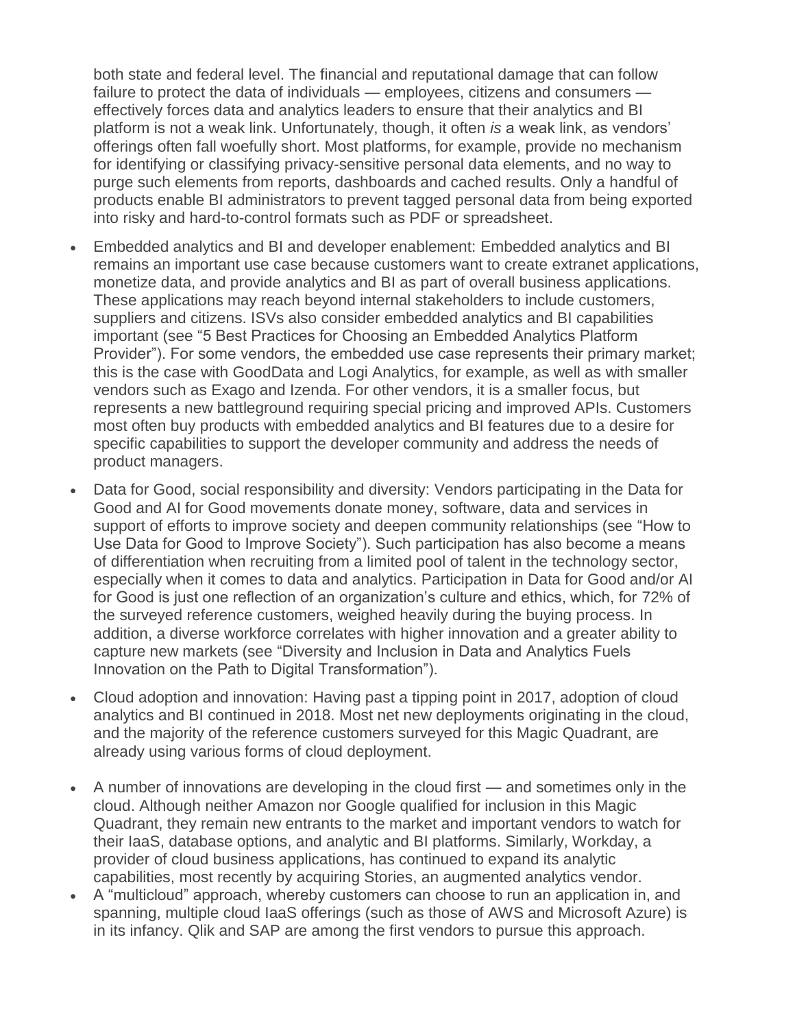both state and federal level. The financial and reputational damage that can follow failure to protect the data of individuals — employees, citizens and consumers — effectively forces data and analytics leaders to ensure that their analytics and BI platform is not a weak link. Unfortunately, though, it often *is* a weak link, as vendors' offerings often fall woefully short. Most platforms, for example, provide no mechanism for identifying or classifying privacy-sensitive personal data elements, and no way to purge such elements from reports, dashboards and cached results. Only a handful of products enable BI administrators to prevent tagged personal data from being exported into risky and hard-to-control formats such as PDF or spreadsheet.

- Embedded analytics and BI and developer enablement: Embedded analytics and BI remains an important use case because customers want to create extranet applications, monetize data, and provide analytics and BI as part of overall business applications. These applications may reach beyond internal stakeholders to include customers, suppliers and citizens. ISVs also consider embedded analytics and BI capabilities important (see "5 Best Practices for Choosing an Embedded Analytics Platform Provider"). For some vendors, the embedded use case represents their primary market; this is the case with GoodData and Logi Analytics, for example, as well as with smaller vendors such as Exago and Izenda. For other vendors, it is a smaller focus, but represents a new battleground requiring special pricing and improved APIs. Customers most often buy products with embedded analytics and BI features due to a desire for specific capabilities to support the developer community and address the needs of product managers.
- Data for Good, social responsibility and diversity: Vendors participating in the Data for Good and AI for Good movements donate money, software, data and services in support of efforts to improve society and deepen community relationships (see "How to Use Data for Good to Improve Society"). Such participation has also become a means of differentiation when recruiting from a limited pool of talent in the technology sector, especially when it comes to data and analytics. Participation in Data for Good and/or AI for Good is just one reflection of an organization's culture and ethics, which, for 72% of the surveyed reference customers, weighed heavily during the buying process. In addition, a diverse workforce correlates with higher innovation and a greater ability to capture new markets (see "Diversity and Inclusion in Data and Analytics Fuels Innovation on the Path to Digital Transformation").
- Cloud adoption and innovation: Having past a tipping point in 2017, adoption of cloud analytics and BI continued in 2018. Most net new deployments originating in the cloud, and the majority of the reference customers surveyed for this Magic Quadrant, are already using various forms of cloud deployment.
- A number of innovations are developing in the cloud first — and sometimes only in the cloud. Although neither Amazon nor Google qualified for inclusion in this Magic Quadrant, they remain new entrants to the market and important vendors to watch for their IaaS, database options, and analytic and BI platforms. Similarly, Workday, a provider of cloud business applications, has continued to expand its analytic capabilities, most recently by acquiring Stories, an augmented analytics vendor.
- A "multicloud" approach, whereby customers can choose to run an application in, and spanning, multiple cloud IaaS offerings (such as those of AWS and Microsoft Azure) is in its infancy. Qlik and SAP are among the first vendors to pursue this approach.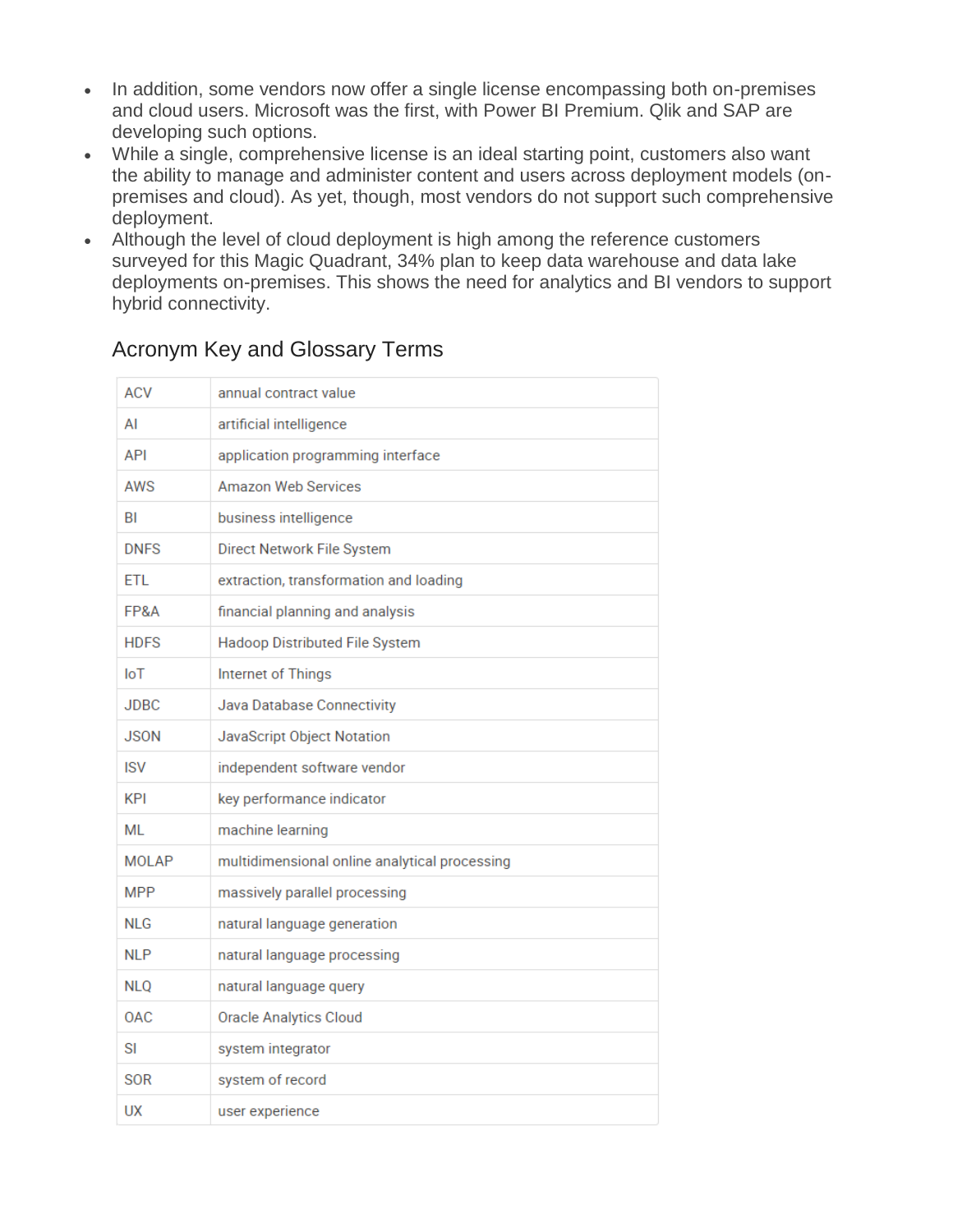- In addition, some vendors now offer a single license encompassing both on-premises and cloud users. Microsoft was the first, with Power BI Premium. Qlik and SAP are developing such options.
- While a single, comprehensive license is an ideal starting point, customers also want the ability to manage and administer content and users across deployment models (on-premises and cloud). As yet, though, most vendors do not support such comprehensive deployment.
- Although the level of cloud deployment is high among the reference customers surveyed for this Magic Quadrant, 34% plan to keep data warehouse and data lake deployments on-premises. This shows the need for analytics and BI vendors to support hybrid connectivity.

## Acronym Key and Glossary Terms

| | |
|---|---|
| ACV | annual contract value |
| AI | artificial intelligence |
| API | application programming interface |
| AWS | Amazon Web Services |
| BI | business intelligence |
| DNFS | Direct Network File System |
| ETL | extraction, transformation and loading |
| FP&A | financial planning and analysis |
| HDFS | Hadoop Distributed File System |
| IoT | Internet of Things |
| JDBC | Java Database Connectivity |
| JSON | JavaScript Object Notation |
| ISV | independent software vendor |
| KPI | key performance indicator |
| ML | machine learning |
| MOLAP | multidimensional online analytical processing |
| MPP | massively parallel processing |
| NLG | natural language generation |
| NLP | natural language processing |
| NLQ | natural language query |
| OAC | Oracle Analytics Cloud |
| SI | system integrator |
| SOR | system of record |
| UX | user experience |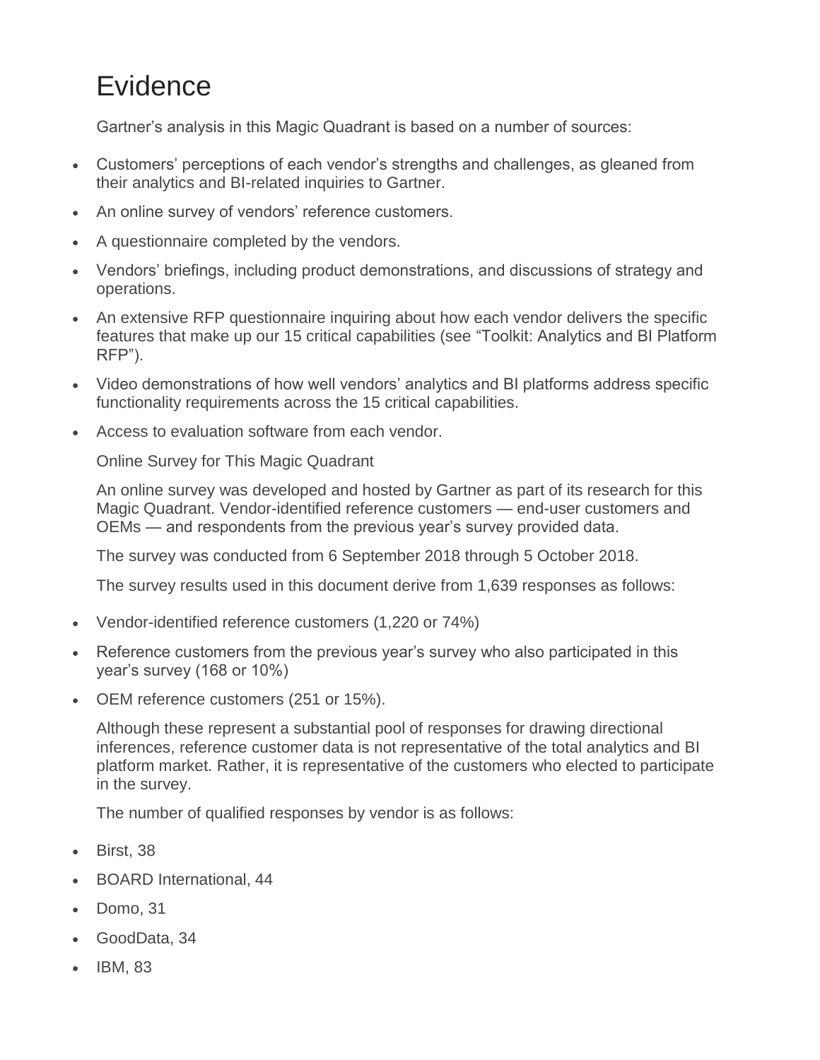# Evidence

Gartner's analysis in this Magic Quadrant is based on a number of sources:

- Customers' perceptions of each vendor's strengths and challenges, as gleaned from their analytics and BI-related inquiries to Gartner.
- An online survey of vendors' reference customers.
- A questionnaire completed by the vendors.
- Vendors' briefings, including product demonstrations, and discussions of strategy and operations.
- An extensive RFP questionnaire inquiring about how each vendor delivers the specific features that make up our 15 critical capabilities (see "Toolkit: Analytics and BI Platform RFP").
- Video demonstrations of how well vendors' analytics and BI platforms address specific functionality requirements across the 15 critical capabilities.
- Access to evaluation software from each vendor.

Online Survey for This Magic Quadrant

An online survey was developed and hosted by Gartner as part of its research for this Magic Quadrant. Vendor-identified reference customers — end-user customers and OEMs — and respondents from the previous year's survey provided data.

The survey was conducted from 6 September 2018 through 5 October 2018.

The survey results used in this document derive from 1,639 responses as follows:

- Vendor-identified reference customers (1,220 or 74%)
- Reference customers from the previous year's survey who also participated in this year's survey (168 or 10%)
- OEM reference customers (251 or 15%).

Although these represent a substantial pool of responses for drawing directional inferences, reference customer data is not representative of the total analytics and BI platform market. Rather, it is representative of the customers who elected to participate in the survey.

The number of qualified responses by vendor is as follows:

- Birst, 38
- BOARD International, 44
- Domo, 31
- GoodData, 34
- IBM, 83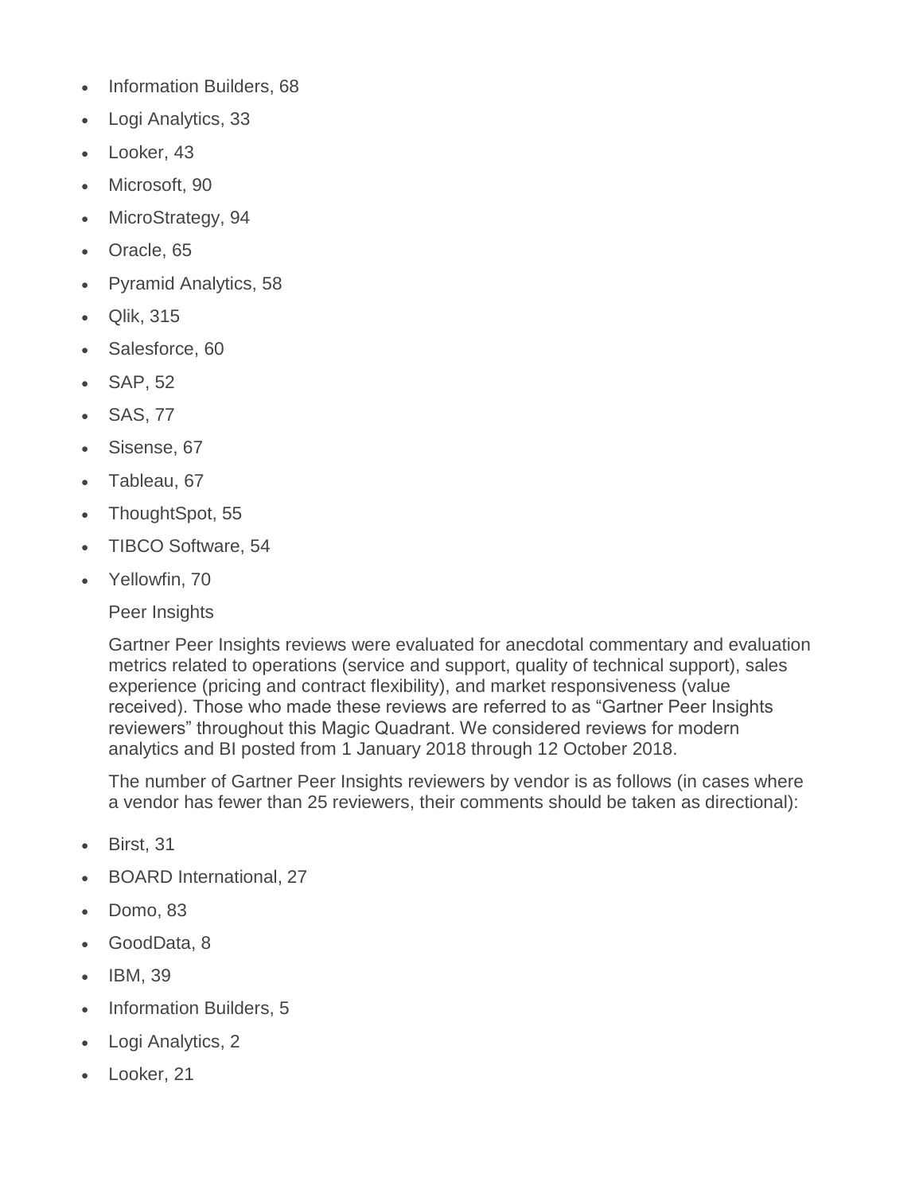- Information Builders, 68
- Logi Analytics, 33
- Looker, 43
- Microsoft, 90
- MicroStrategy, 94
- Oracle, 65
- Pyramid Analytics, 58
- Qlik, 315
- Salesforce, 60
- SAP, 52
- SAS, 77
- Sisense, 67
- Tableau, 67
- ThoughtSpot, 55
- TIBCO Software, 54
- Yellowfin, 70

Peer Insights

Gartner Peer Insights reviews were evaluated for anecdotal commentary and evaluation metrics related to operations (service and support, quality of technical support), sales experience (pricing and contract flexibility), and market responsiveness (value received). Those who made these reviews are referred to as "Gartner Peer Insights reviewers" throughout this Magic Quadrant. We considered reviews for modern analytics and BI posted from 1 January 2018 through 12 October 2018.

The number of Gartner Peer Insights reviewers by vendor is as follows (in cases where a vendor has fewer than 25 reviewers, their comments should be taken as directional):

- Birst, 31
- BOARD International, 27
- Domo, 83
- GoodData, 8
- IBM, 39
- Information Builders, 5
- Logi Analytics, 2
- Looker, 21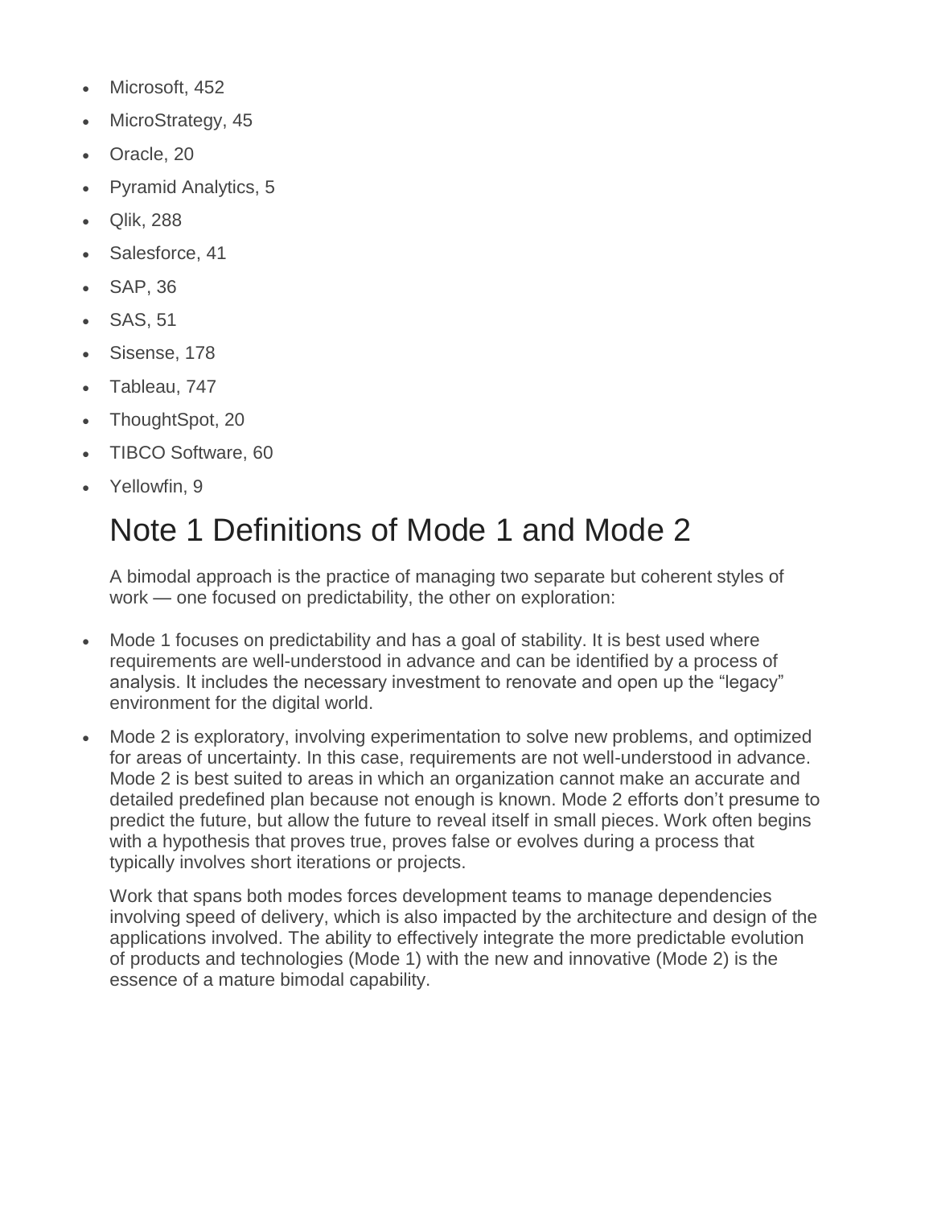- Microsoft, 452
- MicroStrategy, 45
- Oracle, 20
- Pyramid Analytics, 5
- Qlik, 288
- Salesforce, 41
- SAP, 36
- SAS, 51
- Sisense, 178
- Tableau, 747
- ThoughtSpot, 20
- TIBCO Software, 60
- Yellowfin, 9

# Note 1 Definitions of Mode 1 and Mode 2

A bimodal approach is the practice of managing two separate but coherent styles of work — one focused on predictability, the other on exploration:

- Mode 1 focuses on predictability and has a goal of stability. It is best used where requirements are well-understood in advance and can be identified by a process of analysis. It includes the necessary investment to renovate and open up the "legacy" environment for the digital world.
- Mode 2 is exploratory, involving experimentation to solve new problems, and optimized for areas of uncertainty. In this case, requirements are not well-understood in advance. Mode 2 is best suited to areas in which an organization cannot make an accurate and detailed predefined plan because not enough is known. Mode 2 efforts don't presume to predict the future, but allow the future to reveal itself in small pieces. Work often begins with a hypothesis that proves true, proves false or evolves during a process that typically involves short iterations or projects.

Work that spans both modes forces development teams to manage dependencies involving speed of delivery, which is also impacted by the architecture and design of the applications involved. The ability to effectively integrate the more predictable evolution of products and technologies (Mode 1) with the new and innovative (Mode 2) is the essence of a mature bimodal capability.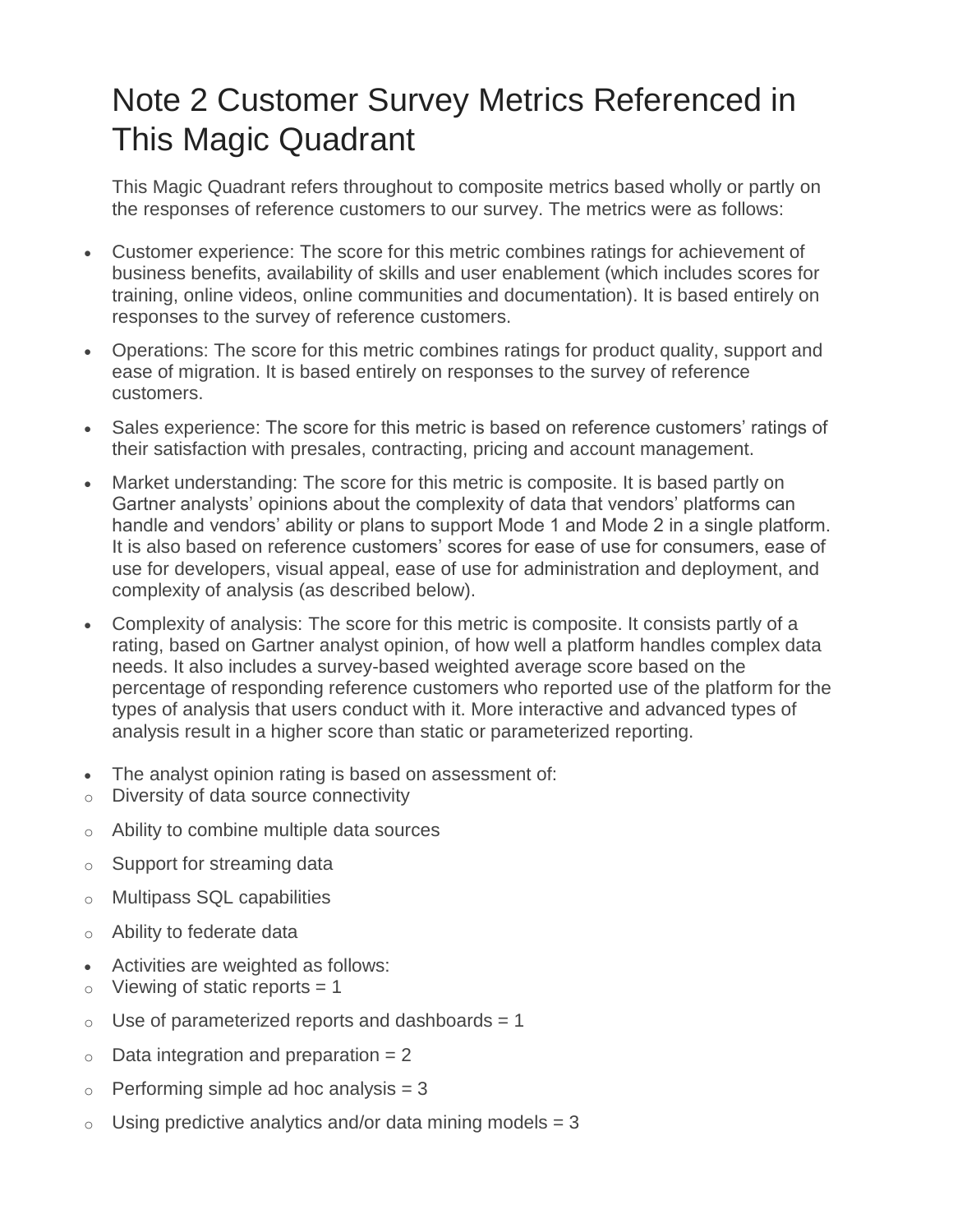# Note 2 Customer Survey Metrics Referenced in This Magic Quadrant

This Magic Quadrant refers throughout to composite metrics based wholly or partly on the responses of reference customers to our survey. The metrics were as follows:

- Customer experience: The score for this metric combines ratings for achievement of business benefits, availability of skills and user enablement (which includes scores for training, online videos, online communities and documentation). It is based entirely on responses to the survey of reference customers.
- Operations: The score for this metric combines ratings for product quality, support and ease of migration. It is based entirely on responses to the survey of reference customers.
- Sales experience: The score for this metric is based on reference customers' ratings of their satisfaction with presales, contracting, pricing and account management.
- Market understanding: The score for this metric is composite. It is based partly on Gartner analysts' opinions about the complexity of data that vendors' platforms can handle and vendors' ability or plans to support Mode 1 and Mode 2 in a single platform. It is also based on reference customers' scores for ease of use for consumers, ease of use for developers, visual appeal, ease of use for administration and deployment, and complexity of analysis (as described below).
- Complexity of analysis: The score for this metric is composite. It consists partly of a rating, based on Gartner analyst opinion, of how well a platform handles complex data needs. It also includes a survey-based weighted average score based on the percentage of responding reference customers who reported use of the platform for the types of analysis that users conduct with it. More interactive and advanced types of analysis result in a higher score than static or parameterized reporting.
- The analyst opinion rating is based on assessment of:
    - Diversity of data source connectivity
    - Ability to combine multiple data sources
    - Support for streaming data
    - Multipass SQL capabilities
    - Ability to federate data
- Activities are weighted as follows:
    - Viewing of static reports = 1
    - Use of parameterized reports and dashboards = 1
    - Data integration and preparation = 2
    - Performing simple ad hoc analysis = 3
    - Using predictive analytics and/or data mining models = 3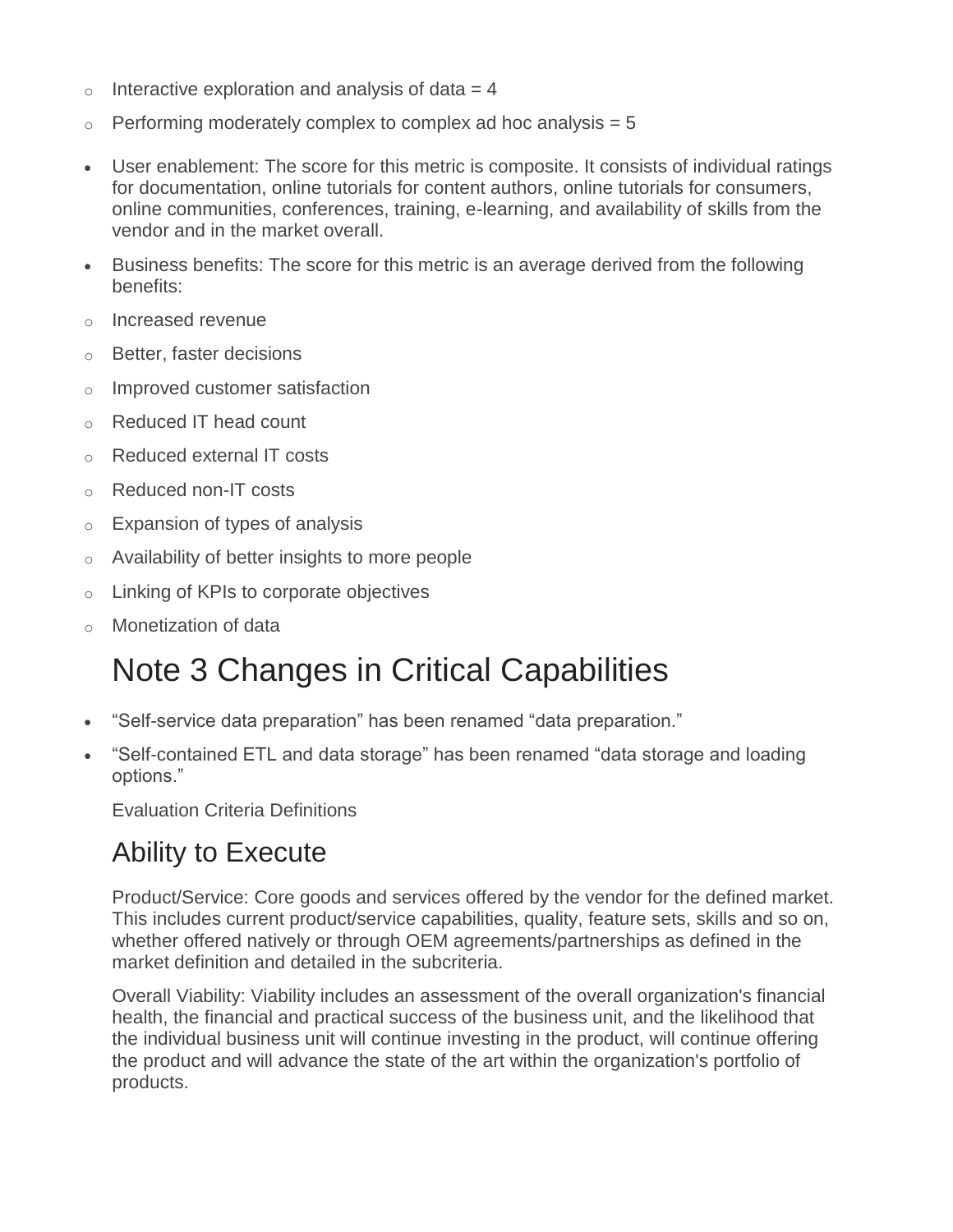- Interactive exploration and analysis of data = 4
- Performing moderately complex to complex ad hoc analysis = 5

- User enablement: The score for this metric is composite. It consists of individual ratings for documentation, online tutorials for content authors, online tutorials for consumers, online communities, conferences, training, e-learning, and availability of skills from the vendor and in the market overall.
- Business benefits: The score for this metric is an average derived from the following benefits:
  - Increased revenue
  - Better, faster decisions
  - Improved customer satisfaction
  - Reduced IT head count
  - Reduced external IT costs
  - Reduced non-IT costs
  - Expansion of types of analysis
  - Availability of better insights to more people
  - Linking of KPIs to corporate objectives
  - Monetization of data

# Note 3 Changes in Critical Capabilities

- “Self-service data preparation” has been renamed “data preparation.”
- “Self-contained ETL and data storage” has been renamed “data storage and loading options.”

Evaluation Criteria Definitions

## Ability to Execute

Product/Service: Core goods and services offered by the vendor for the defined market. This includes current product/service capabilities, quality, feature sets, skills and so on, whether offered natively or through OEM agreements/partnerships as defined in the market definition and detailed in the subcriteria.

Overall Viability: Viability includes an assessment of the overall organization's financial health, the financial and practical success of the business unit, and the likelihood that the individual business unit will continue investing in the product, will continue offering the product and will advance the state of the art within the organization's portfolio of products.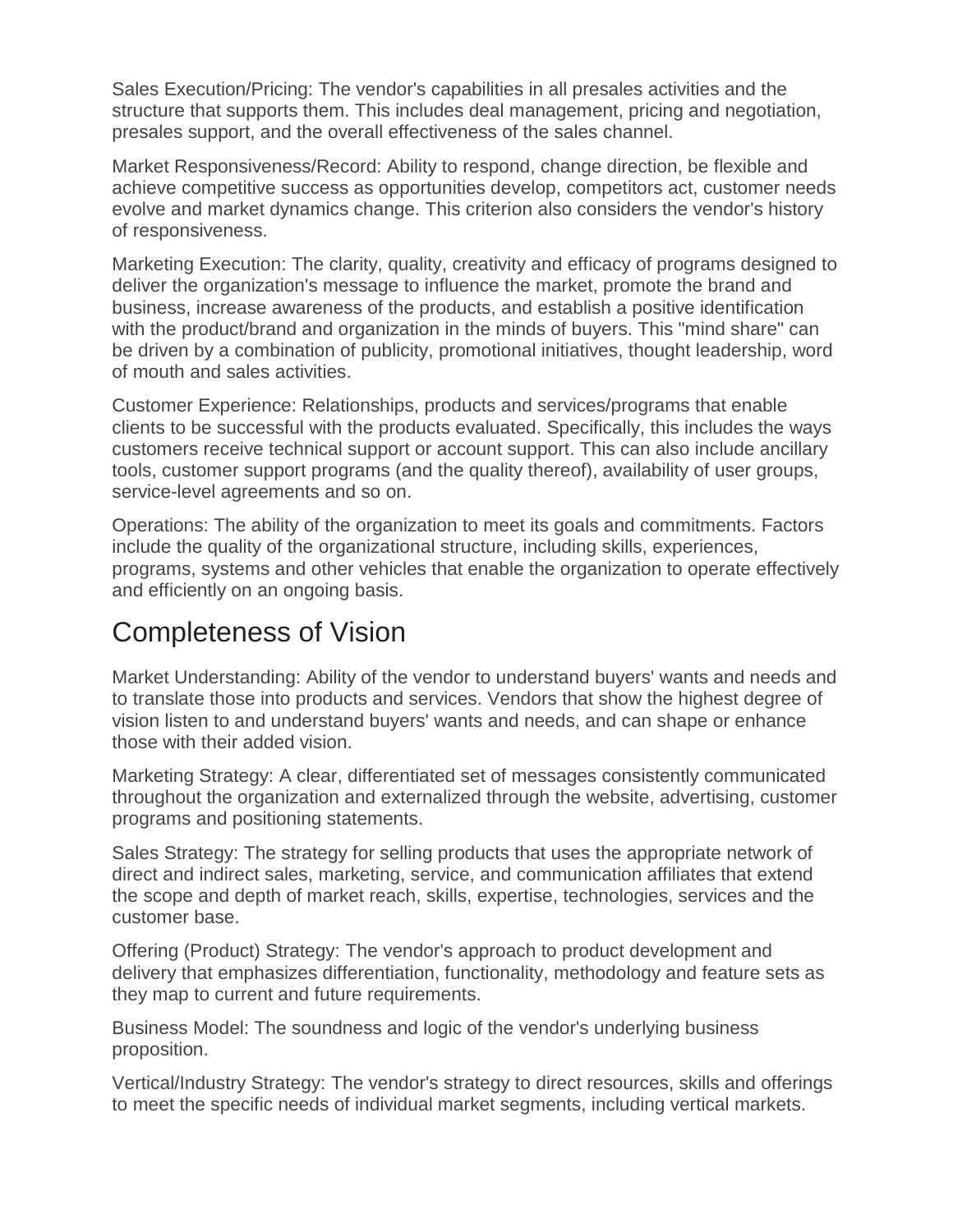Sales Execution/Pricing: The vendor's capabilities in all presales activities and the structure that supports them. This includes deal management, pricing and negotiation, presales support, and the overall effectiveness of the sales channel.

Market Responsiveness/Record: Ability to respond, change direction, be flexible and achieve competitive success as opportunities develop, competitors act, customer needs evolve and market dynamics change. This criterion also considers the vendor's history of responsiveness.

Marketing Execution: The clarity, quality, creativity and efficacy of programs designed to deliver the organization's message to influence the market, promote the brand and business, increase awareness of the products, and establish a positive identification with the product/brand and organization in the minds of buyers. This "mind share" can be driven by a combination of publicity, promotional initiatives, thought leadership, word of mouth and sales activities.

Customer Experience: Relationships, products and services/programs that enable clients to be successful with the products evaluated. Specifically, this includes the ways customers receive technical support or account support. This can also include ancillary tools, customer support programs (and the quality thereof), availability of user groups, service-level agreements and so on.

Operations: The ability of the organization to meet its goals and commitments. Factors include the quality of the organizational structure, including skills, experiences, programs, systems and other vehicles that enable the organization to operate effectively and efficiently on an ongoing basis.

# Completeness of Vision

Market Understanding: Ability of the vendor to understand buyers' wants and needs and to translate those into products and services. Vendors that show the highest degree of vision listen to and understand buyers' wants and needs, and can shape or enhance those with their added vision.

Marketing Strategy: A clear, differentiated set of messages consistently communicated throughout the organization and externalized through the website, advertising, customer programs and positioning statements.

Sales Strategy: The strategy for selling products that uses the appropriate network of direct and indirect sales, marketing, service, and communication affiliates that extend the scope and depth of market reach, skills, expertise, technologies, services and the customer base.

Offering (Product) Strategy: The vendor's approach to product development and delivery that emphasizes differentiation, functionality, methodology and feature sets as they map to current and future requirements.

Business Model: The soundness and logic of the vendor's underlying business proposition.

Vertical/Industry Strategy: The vendor's strategy to direct resources, skills and offerings to meet the specific needs of individual market segments, including vertical markets.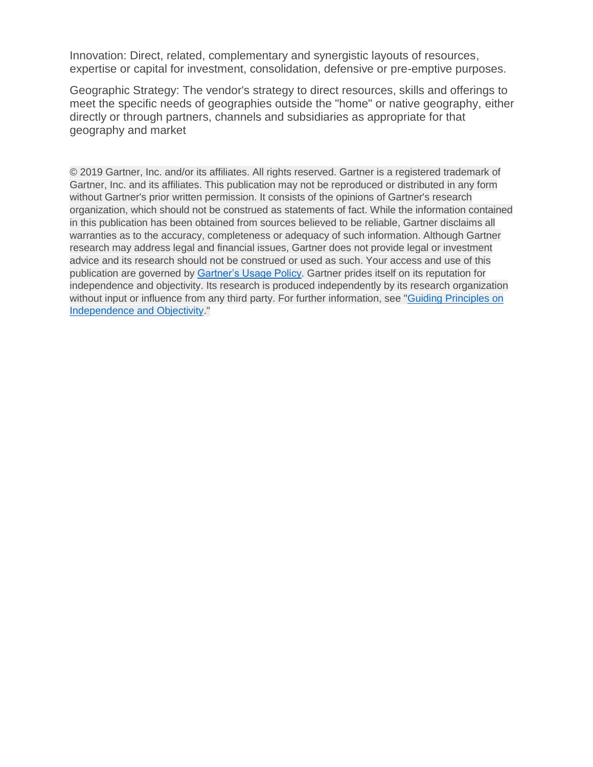Innovation: Direct, related, complementary and synergistic layouts of resources, expertise or capital for investment, consolidation, defensive or pre-emptive purposes.

Geographic Strategy: The vendor's strategy to direct resources, skills and offerings to meet the specific needs of geographies outside the "home" or native geography, either directly or through partners, channels and subsidiaries as appropriate for that geography and market

© 2019 Gartner, Inc. and/or its affiliates. All rights reserved. Gartner is a registered trademark of Gartner, Inc. and its affiliates. This publication may not be reproduced or distributed in any form without Gartner's prior written permission. It consists of the opinions of Gartner's research organization, which should not be construed as statements of fact. While the information contained in this publication has been obtained from sources believed to be reliable, Gartner disclaims all warranties as to the accuracy, completeness or adequacy of such information. Although Gartner research may address legal and financial issues, Gartner does not provide legal or investment advice and its research should not be construed or used as such. Your access and use of this publication are governed by Gartner's Usage Policy. Gartner prides itself on its reputation for independence and objectivity. Its research is produced independently by its research organization without input or influence from any third party. For further information, see "Guiding Principles on Independence and Objectivity."